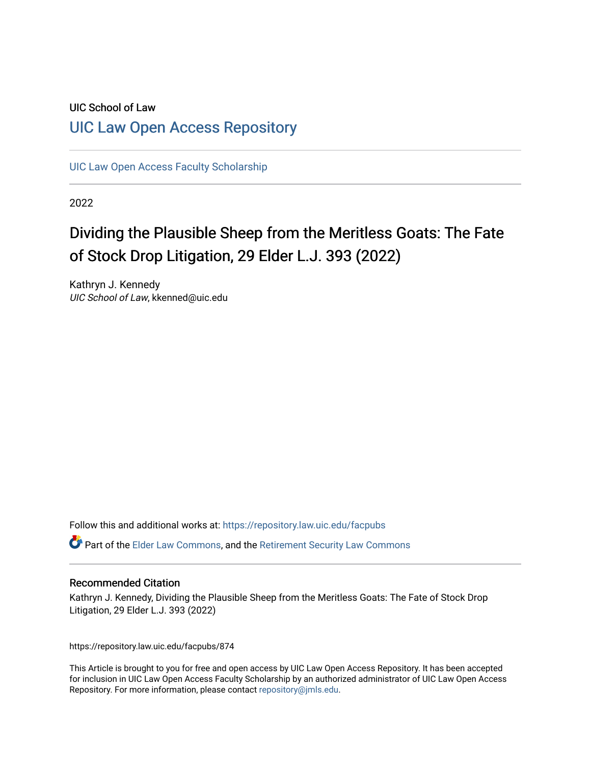UIC School of Law

# UIC Law Open Access Repository

UIC Law Open Access Faculty Scholarship

2022

## Dividing the Plausible Sheep from the Meritless Goats: The Fate of Stock Drop Litigation, 29 Elder L.J. 393 (2022)

Kathryn J. Kennedy
*UIC School of Law*, kkenned@uic.edu

Follow this and additional works at: https://repository.law.uic.edu/facpubs

Part of the Elder Law Commons, and the Retirement Security Law Commons

### Recommended Citation

Kathryn J. Kennedy, Dividing the Plausible Sheep from the Meritless Goats: The Fate of Stock Drop Litigation, 29 Elder L.J. 393 (2022)

https://repository.law.uic.edu/facpubs/874

This Article is brought to you for free and open access by UIC Law Open Access Repository. It has been accepted for inclusion in UIC Law Open Access Faculty Scholarship by an authorized administrator of UIC Law Open Access Repository. For more information, please contact repository@jmls.edu.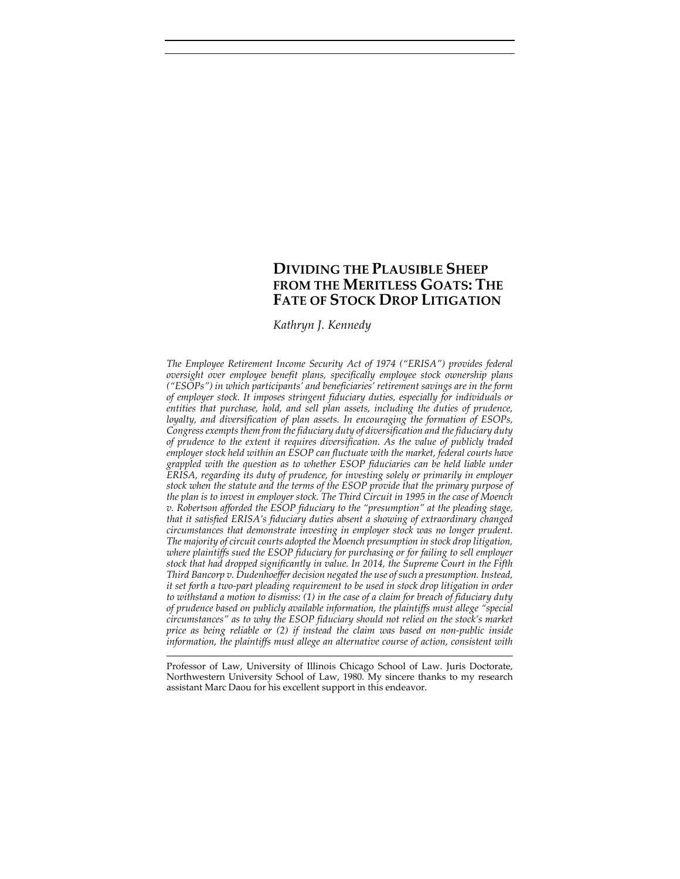# DIVIDING THE PLAUSIBLE SHEEP FROM THE MERITLESS GOATS: THE FATE OF STOCK DROP LITIGATION

*Kathryn J. Kennedy*

*The Employee Retirement Income Security Act of 1974 ("ERISA") provides federal oversight over employee benefit plans, specifically employee stock ownership plans ("ESOPs") in which participants' and beneficiaries' retirement savings are in the form of employer stock. It imposes stringent fiduciary duties, especially for individuals or entities that purchase, hold, and sell plan assets, including the duties of prudence, loyalty, and diversification of plan assets. In encouraging the formation of ESOPs, Congress exempts them from the fiduciary duty of diversification and the fiduciary duty of prudence to the extent it requires diversification. As the value of publicly traded employer stock held within an ESOP can fluctuate with the market, federal courts have grappled with the question as to whether ESOP fiduciaries can be held liable under ERISA, regarding its duty of prudence, for investing solely or primarily in employer stock when the statute and the terms of the ESOP provide that the primary purpose of the plan is to invest in employer stock. The Third Circuit in 1995 in the case of Moench v. Robertson afforded the ESOP fiduciary to the "presumption" at the pleading stage, that it satisfied ERISA's fiduciary duties absent a showing of extraordinary changed circumstances that demonstrate investing in employer stock was no longer prudent. The majority of circuit courts adopted the Moench presumption in stock drop litigation, where plaintiffs sued the ESOP fiduciary for purchasing or for failing to sell employer stock that had dropped significantly in value. In 2014, the Supreme Court in the Fifth Third Bancorp v. Dudenhoeffer decision negated the use of such a presumption. Instead, it set forth a two-part pleading requirement to be used in stock drop litigation in order to withstand a motion to dismiss: (1) in the case of a claim for breach of fiduciary duty of prudence based on publicly available information, the plaintiffs must allege "special circumstances" as to why the ESOP fiduciary should not relied on the stock's market price as being reliable or (2) if instead the claim was based on non-public inside information, the plaintiffs must allege an alternative course of action, consistent with*

---

Professor of Law, University of Illinois Chicago School of Law. Juris Doctorate, Northwestern University School of Law, 1980. My sincere thanks to my research assistant Marc Daou for his excellent support in this endeavor.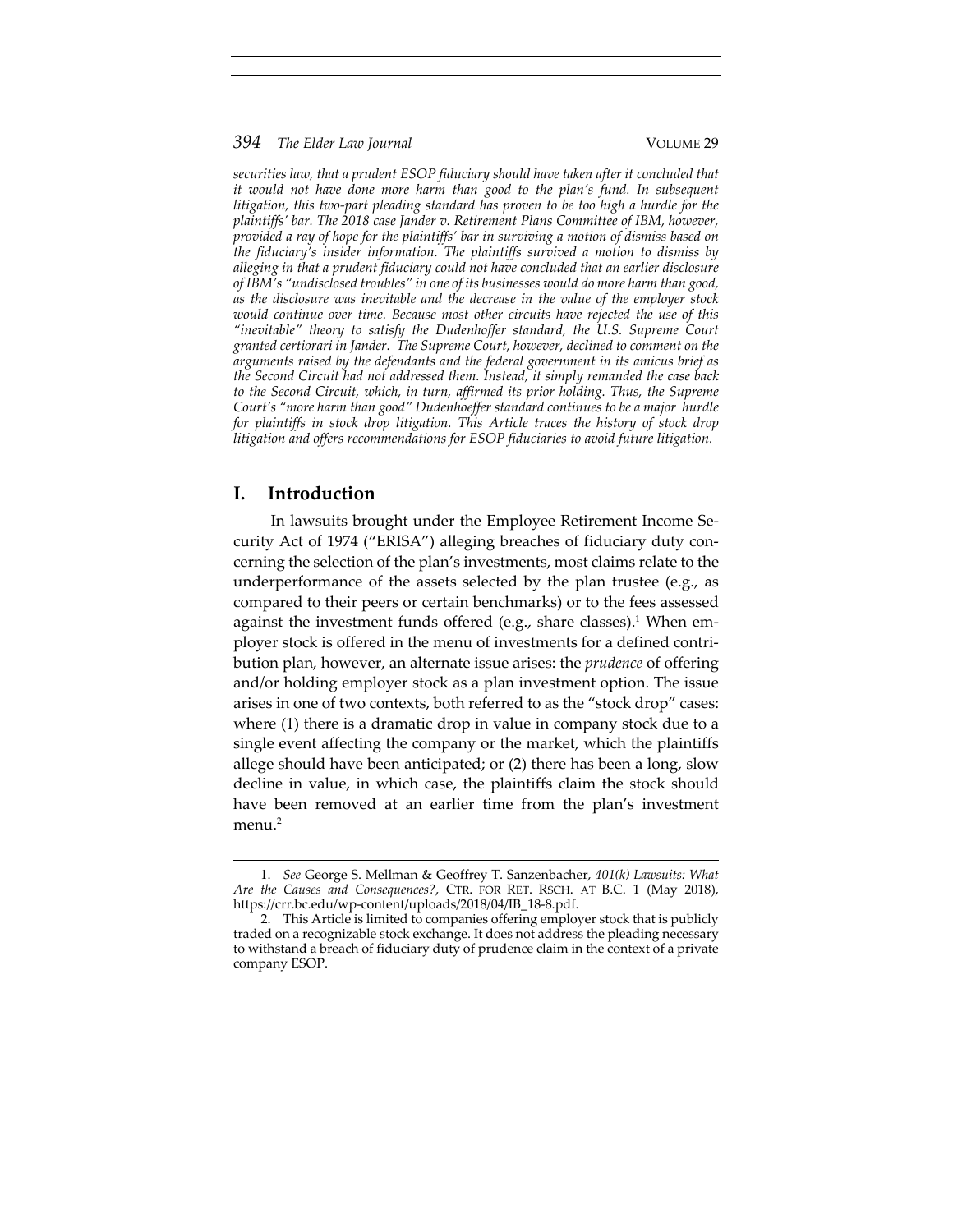*securities law, that a prudent ESOP fiduciary should have taken after it concluded that it would not have done more harm than good to the plan's fund. In subsequent litigation, this two-part pleading standard has proven to be too high a hurdle for the plaintiffs' bar. The 2018 case Jander v. Retirement Plans Committee of IBM, however, provided a ray of hope for the plaintiffs' bar in surviving a motion of dismiss based on the fiduciary's insider information. The plaintiffs survived a motion to dismiss by alleging in that a prudent fiduciary could not have concluded that an earlier disclosure of IBM's "undisclosed troubles" in one of its businesses would do more harm than good, as the disclosure was inevitable and the decrease in the value of the employer stock would continue over time. Because most other circuits have rejected the use of this "inevitable" theory to satisfy the Dudenhoffer standard, the U.S. Supreme Court granted certiorari in Jander. The Supreme Court, however, declined to comment on the arguments raised by the defendants and the federal government in its amicus brief as the Second Circuit had not addressed them. Instead, it simply remanded the case back to the Second Circuit, which, in turn, affirmed its prior holding. Thus, the Supreme Court's "more harm than good" Dudenhoeffer standard continues to be a major hurdle for plaintiffs in stock drop litigation. This Article traces the history of stock drop litigation and offers recommendations for ESOP fiduciaries to avoid future litigation.*

## I. Introduction

In lawsuits brought under the Employee Retirement Income Security Act of 1974 ("ERISA") alleging breaches of fiduciary duty concerning the selection of the plan's investments, most claims relate to the underperformance of the assets selected by the plan trustee (e.g., as compared to their peers or certain benchmarks) or to the fees assessed against the investment funds offered (e.g., share classes).[1] When employer stock is offered in the menu of investments for a defined contribution plan, however, an alternate issue arises: the *prudence* of offering and/or holding employer stock as a plan investment option. The issue arises in one of two contexts, both referred to as the "stock drop" cases: where (1) there is a dramatic drop in value in company stock due to a single event affecting the company or the market, which the plaintiffs allege should have been anticipated; or (2) there has been a long, slow decline in value, in which case, the plaintiffs claim the stock should have been removed at an earlier time from the plan's investment menu.[2]

---

1. *See* George S. Mellman & Geoffrey T. Sanzenbacher, *401(k) Lawsuits: What Are the Causes and Consequences?*, CTR. FOR RET. RSCH. AT B.C. 1 (May 2018), https://crr.bc.edu/wp-content/uploads/2018/04/IB_18-8.pdf.

2. This Article is limited to companies offering employer stock that is publicly traded on a recognizable stock exchange. It does not address the pleading necessary to withstand a breach of fiduciary duty of prudence claim in the context of a private company ESOP.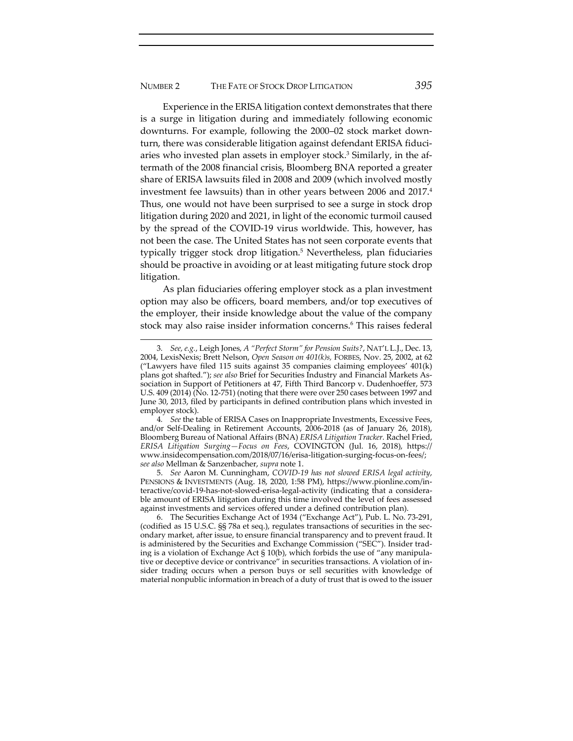Experience in the ERISA litigation context demonstrates that there is a surge in litigation during and immediately following economic downturns. For example, following the 2000–02 stock market downturn, there was considerable litigation against defendant ERISA fiduciaries who invested plan assets in employer stock.[3] Similarly, in the aftermath of the 2008 financial crisis, Bloomberg BNA reported a greater share of ERISA lawsuits filed in 2008 and 2009 (which involved mostly investment fee lawsuits) than in other years between 2006 and 2017.[4] Thus, one would not have been surprised to see a surge in stock drop litigation during 2020 and 2021, in light of the economic turmoil caused by the spread of the COVID-19 virus worldwide. This, however, has not been the case. The United States has not seen corporate events that typically trigger stock drop litigation.[5] Nevertheless, plan fiduciaries should be proactive in avoiding or at least mitigating future stock drop litigation.

As plan fiduciaries offering employer stock as a plan investment option may also be officers, board members, and/or top executives of the employer, their inside knowledge about the value of the company stock may also raise insider information concerns.[6] This raises federal

---

3. *See, e.g.*, Leigh Jones, *A "Perfect Storm" for Pension Suits?*, NAT'L L.J., Dec. 13, 2004, LexisNexis; Brett Nelson, *Open Season on 401(k)s*, FORBES, Nov. 25, 2002, at 62 ("Lawyers have filed 115 suits against 35 companies claiming employees' 401(k) plans got shafted."); *see also* Brief for Securities Industry and Financial Markets Association in Support of Petitioners at 47, Fifth Third Bancorp v. Dudenhoeffer, 573 U.S. 409 (2014) (No. 12-751) (noting that there were over 250 cases between 1997 and June 30, 2013, filed by participants in defined contribution plans which invested in employer stock).

4. *See* the table of ERISA Cases on Inappropriate Investments, Excessive Fees, and/or Self-Dealing in Retirement Accounts, 2006-2018 (as of January 26, 2018), Bloomberg Bureau of National Affairs (BNA) *ERISA Litigation Tracker*. Rachel Fried, *ERISA Litigation Surging—Focus on Fees*, COVINGTON (Jul. 16, 2018), https://www.insidecompensation.com/2018/07/16/erisa-litigation-surging-focus-on-fees/; *see also* Mellman & Sanzenbacher, *supra* note 1.

5. *See* Aaron M. Cunningham, *COVID-19 has not slowed ERISA legal activity*, PENSIONS & INVESTMENTS (Aug. 18, 2020, 1:58 PM), https://www.pionline.com/interactive/covid-19-has-not-slowed-erisa-legal-activity (indicating that a considerable amount of ERISA litigation during this time involved the level of fees assessed against investments and services offered under a defined contribution plan).

6. The Securities Exchange Act of 1934 ("Exchange Act"), Pub. L. No. 73-291, (codified as 15 U.S.C. §§ 78a et seq.), regulates transactions of securities in the secondary market, after issue, to ensure financial transparency and to prevent fraud. It is administered by the Securities and Exchange Commission ("SEC"). Insider trading is a violation of Exchange Act § 10(b), which forbids the use of "any manipulative or deceptive device or contrivance" in securities transactions. A violation of insider trading occurs when a person buys or sell securities with knowledge of material nonpublic information in breach of a duty of trust that is owed to the issuer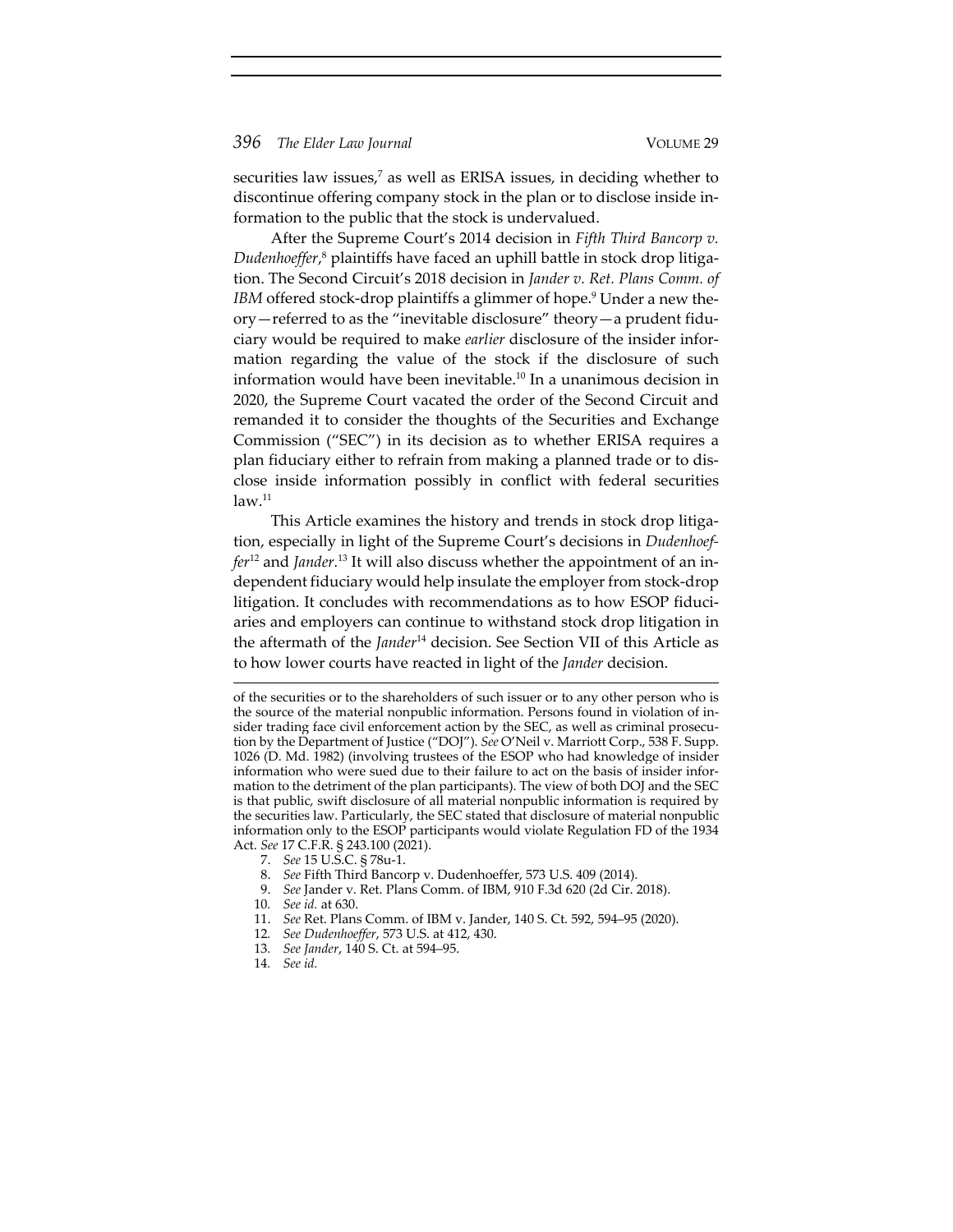securities law issues,[7] as well as ERISA issues, in deciding whether to discontinue offering company stock in the plan or to disclose inside information to the public that the stock is undervalued.

After the Supreme Court's 2014 decision in *Fifth Third Bancorp v. Dudenhoeffer*,[8] plaintiffs have faced an uphill battle in stock drop litigation. The Second Circuit's 2018 decision in *Jander v. Ret. Plans Comm. of IBM* offered stock-drop plaintiffs a glimmer of hope.[9] Under a new theory—referred to as the "inevitable disclosure" theory—a prudent fiduciary would be required to make *earlier* disclosure of the insider information regarding the value of the stock if the disclosure of such information would have been inevitable.[10] In a unanimous decision in 2020, the Supreme Court vacated the order of the Second Circuit and remanded it to consider the thoughts of the Securities and Exchange Commission ("SEC") in its decision as to whether ERISA requires a plan fiduciary either to refrain from making a planned trade or to disclose inside information possibly in conflict with federal securities law.[11]

This Article examines the history and trends in stock drop litigation, especially in light of the Supreme Court's decisions in *Dudenhoeffer*[12] and *Jander*.[13] It will also discuss whether the appointment of an independent fiduciary would help insulate the employer from stock-drop litigation. It concludes with recommendations as to how ESOP fiduciaries and employers can continue to withstand stock drop litigation in the aftermath of the *Jander*[14] decision. See Section VII of this Article as to how lower courts have reacted in light of the *Jander* decision.

---

of the securities or to the shareholders of such issuer or to any other person who is the source of the material nonpublic information. Persons found in violation of insider trading face civil enforcement action by the SEC, as well as criminal prosecution by the Department of Justice ("DOJ"). *See* O'Neil v. Marriott Corp., 538 F. Supp. 1026 (D. Md. 1982) (involving trustees of the ESOP who had knowledge of insider information who were sued due to their failure to act on the basis of insider information to the detriment of the plan participants). The view of both DOJ and the SEC is that public, swift disclosure of all material nonpublic information is required by the securities law. Particularly, the SEC stated that disclosure of material nonpublic information only to the ESOP participants would violate Regulation FD of the 1934 Act. *See* 17 C.F.R. § 243.100 (2021).

7. *See* 15 U.S.C. § 78u-1.
8. *See* Fifth Third Bancorp v. Dudenhoeffer, 573 U.S. 409 (2014).
9. *See* Jander v. Ret. Plans Comm. of IBM, 910 F.3d 620 (2d Cir. 2018).
10. *See id.* at 630.
11. *See* Ret. Plans Comm. of IBM v. Jander, 140 S. Ct. 592, 594–95 (2020).
12. *See Dudenhoeffer*, 573 U.S. at 412, 430.
13. *See Jander*, 140 S. Ct. at 594–95.
14. *See id.*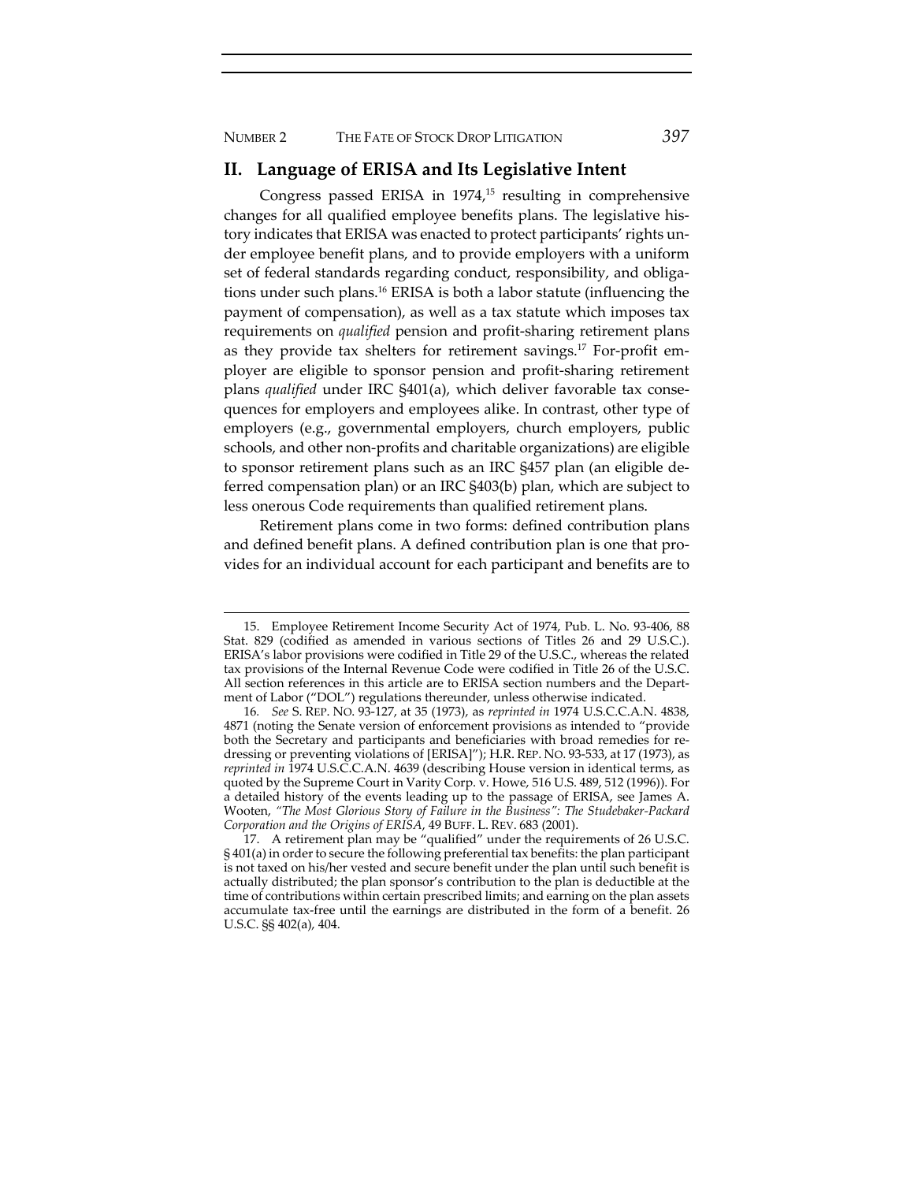## II. Language of ERISA and Its Legislative Intent

Congress passed ERISA in 1974,[15] resulting in comprehensive changes for all qualified employee benefits plans. The legislative history indicates that ERISA was enacted to protect participants' rights under employee benefit plans, and to provide employers with a uniform set of federal standards regarding conduct, responsibility, and obligations under such plans.[16] ERISA is both a labor statute (influencing the payment of compensation), as well as a tax statute which imposes tax requirements on *qualified* pension and profit-sharing retirement plans as they provide tax shelters for retirement savings.[17] For-profit employer are eligible to sponsor pension and profit-sharing retirement plans *qualified* under IRC §401(a), which deliver favorable tax consequences for employers and employees alike. In contrast, other type of employers (e.g., governmental employers, church employers, public schools, and other non-profits and charitable organizations) are eligible to sponsor retirement plans such as an IRC §457 plan (an eligible deferred compensation plan) or an IRC §403(b) plan, which are subject to less onerous Code requirements than qualified retirement plans.

Retirement plans come in two forms: defined contribution plans and defined benefit plans. A defined contribution plan is one that provides for an individual account for each participant and benefits are to

---

15. Employee Retirement Income Security Act of 1974, Pub. L. No. 93-406, 88 Stat. 829 (codified as amended in various sections of Titles 26 and 29 U.S.C.). ERISA's labor provisions were codified in Title 29 of the U.S.C., whereas the related tax provisions of the Internal Revenue Code were codified in Title 26 of the U.S.C. All section references in this article are to ERISA section numbers and the Department of Labor ("DOL") regulations thereunder, unless otherwise indicated.

16. *See* S. REP. NO. 93-127, at 35 (1973), as *reprinted in* 1974 U.S.C.C.A.N. 4838, 4871 (noting the Senate version of enforcement provisions as intended to "provide both the Secretary and participants and beneficiaries with broad remedies for redressing or preventing violations of [ERISA]"); H.R. REP. NO. 93-533, at 17 (1973), as *reprinted in* 1974 U.S.C.C.A.N. 4639 (describing House version in identical terms, as quoted by the Supreme Court in Varity Corp. v. Howe, 516 U.S. 489, 512 (1996)). For a detailed history of the events leading up to the passage of ERISA, see James A. Wooten, *"The Most Glorious Story of Failure in the Business": The Studebaker-Packard Corporation and the Origins of ERISA*, 49 BUFF. L. REV. 683 (2001).

17. A retirement plan may be "qualified" under the requirements of 26 U.S.C. § 401(a) in order to secure the following preferential tax benefits: the plan participant is not taxed on his/her vested and secure benefit under the plan until such benefit is actually distributed; the plan sponsor's contribution to the plan is deductible at the time of contributions within certain prescribed limits; and earning on the plan assets accumulate tax-free until the earnings are distributed in the form of a benefit. 26 U.S.C. §§ 402(a), 404.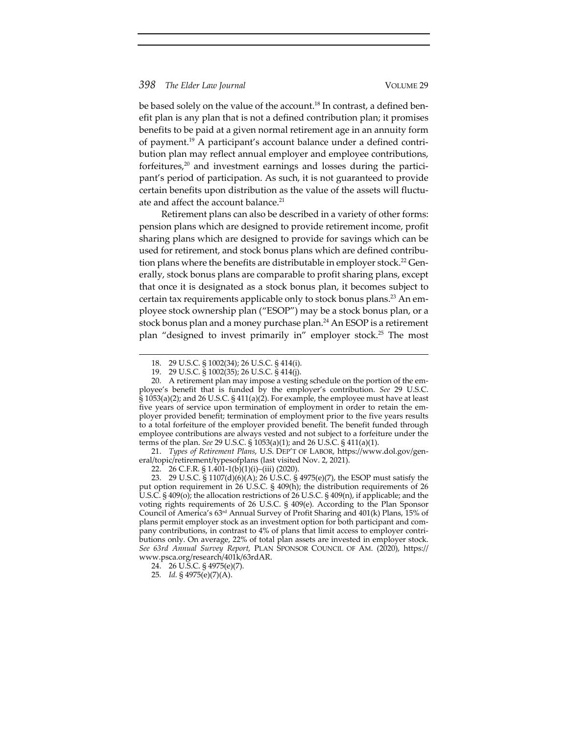be based solely on the value of the account.[18] In contrast, a defined benefit plan is any plan that is not a defined contribution plan; it promises benefits to be paid at a given normal retirement age in an annuity form of payment.[19] A participant's account balance under a defined contribution plan may reflect annual employer and employee contributions, forfeitures,[20] and investment earnings and losses during the participant's period of participation. As such, it is not guaranteed to provide certain benefits upon distribution as the value of the assets will fluctuate and affect the account balance.[21]

Retirement plans can also be described in a variety of other forms: pension plans which are designed to provide retirement income, profit sharing plans which are designed to provide for savings which can be used for retirement, and stock bonus plans which are defined contribution plans where the benefits are distributable in employer stock.[22] Generally, stock bonus plans are comparable to profit sharing plans, except that once it is designated as a stock bonus plan, it becomes subject to certain tax requirements applicable only to stock bonus plans.[23] An employee stock ownership plan ("ESOP") may be a stock bonus plan, or a stock bonus plan and a money purchase plan.[24] An ESOP is a retirement plan "designed to invest primarily in" employer stock.[25] The most

---

18. 29 U.S.C. § 1002(34); 26 U.S.C. § 414(i).

19. 29 U.S.C. § 1002(35); 26 U.S.C. § 414(j).

20. A retirement plan may impose a vesting schedule on the portion of the employee's benefit that is funded by the employer's contribution. *See* 29 U.S.C. § 1053(a)(2); and 26 U.S.C. § 411(a)(2). For example, the employee must have at least five years of service upon termination of employment in order to retain the employer provided benefit; termination of employment prior to the five years results to a total forfeiture of the employer provided benefit. The benefit funded through employee contributions are always vested and not subject to a forfeiture under the terms of the plan. *See* 29 U.S.C. § 1053(a)(1); and 26 U.S.C. § 411(a)(1).

21. *Types of Retirement Plans*, U.S. DEP'T OF LABOR, https://www.dol.gov/general/topic/retirement/typesofplans (last visited Nov. 2, 2021).

22. 26 C.F.R. § 1.401-1(b)(1)(i)–(iii) (2020).

23. 29 U.S.C. § 1107(d)(6)(A); 26 U.S.C. § 4975(e)(7), the ESOP must satisfy the put option requirement in 26 U.S.C. § 409(h); the distribution requirements of 26 U.S.C. § 409(o); the allocation restrictions of 26 U.S.C. § 409(n), if applicable; and the voting rights requirements of 26 U.S.C. § 409(e). According to the Plan Sponsor Council of America's 63rd Annual Survey of Profit Sharing and 401(k) Plans, 15% of plans permit employer stock as an investment option for both participant and company contributions, in contrast to 4% of plans that limit access to employer contributions only. On average, 22% of total plan assets are invested in employer stock. *See 63rd Annual Survey Report*, PLAN SPONSOR COUNCIL OF AM. (2020), https://www.psca.org/research/401k/63rdAR.

24. 26 U.S.C. § 4975(e)(7).

25. *Id.* § 4975(e)(7)(A).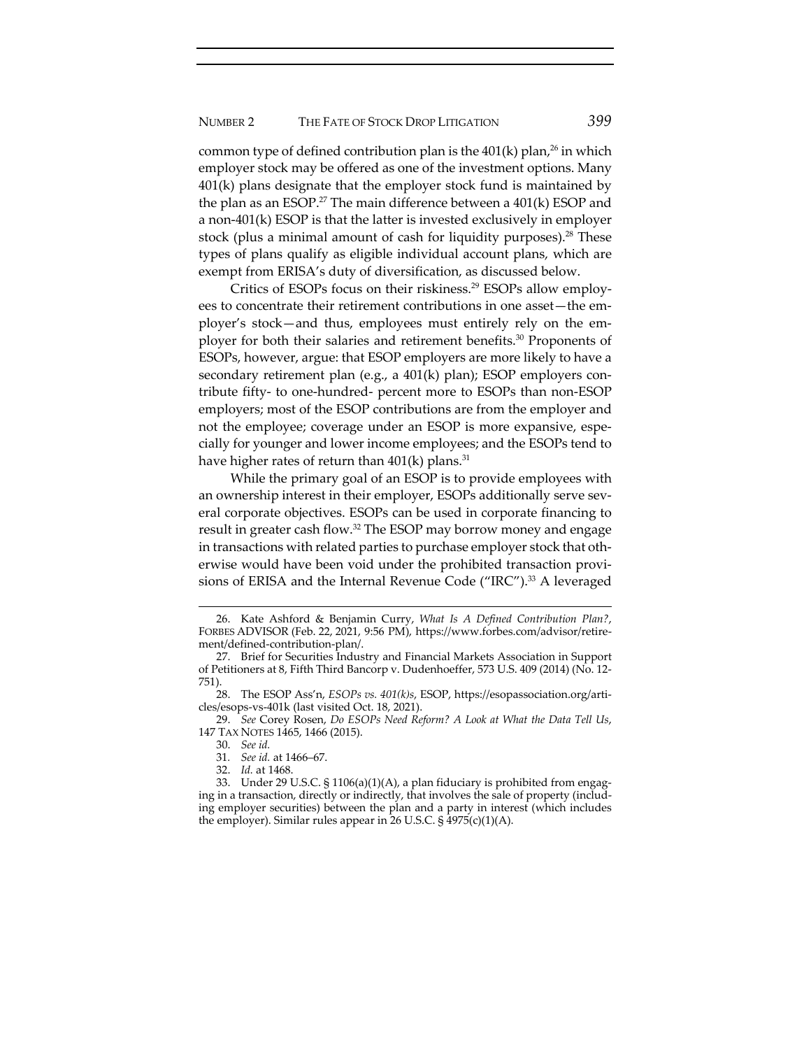common type of defined contribution plan is the 401(k) plan,[26] in which employer stock may be offered as one of the investment options. Many 401(k) plans designate that the employer stock fund is maintained by the plan as an ESOP.[27] The main difference between a 401(k) ESOP and a non-401(k) ESOP is that the latter is invested exclusively in employer stock (plus a minimal amount of cash for liquidity purposes).[28] These types of plans qualify as eligible individual account plans, which are exempt from ERISA's duty of diversification, as discussed below.

Critics of ESOPs focus on their riskiness.[29] ESOPs allow employees to concentrate their retirement contributions in one asset—the employer's stock—and thus, employees must entirely rely on the employer for both their salaries and retirement benefits.[30] Proponents of ESOPs, however, argue: that ESOP employers are more likely to have a secondary retirement plan (e.g., a 401(k) plan); ESOP employers contribute fifty- to one-hundred- percent more to ESOPs than non-ESOP employers; most of the ESOP contributions are from the employer and not the employee; coverage under an ESOP is more expansive, especially for younger and lower income employees; and the ESOPs tend to have higher rates of return than 401(k) plans.[31]

While the primary goal of an ESOP is to provide employees with an ownership interest in their employer, ESOPs additionally serve several corporate objectives. ESOPs can be used in corporate financing to result in greater cash flow.[32] The ESOP may borrow money and engage in transactions with related parties to purchase employer stock that otherwise would have been void under the prohibited transaction provisions of ERISA and the Internal Revenue Code ("IRC").[33] A leveraged

---

26. Kate Ashford & Benjamin Curry, *What Is A Defined Contribution Plan?*, FORBES ADVISOR (Feb. 22, 2021, 9:56 PM), https://www.forbes.com/advisor/retirement/defined-contribution-plan/.

27. Brief for Securities Industry and Financial Markets Association in Support of Petitioners at 8, Fifth Third Bancorp v. Dudenhoeffer, 573 U.S. 409 (2014) (No. 12-751).

28. The ESOP Ass'n, *ESOPs vs. 401(k)s*, ESOP, https://esopassociation.org/articles/esops-vs-401k (last visited Oct. 18, 2021).

29. *See* Corey Rosen, *Do ESOPs Need Reform? A Look at What the Data Tell Us*, 147 TAX NOTES 1465, 1466 (2015).

30. *See id.*

31. *See id.* at 1466–67.

32. *Id.* at 1468.

33. Under 29 U.S.C. § 1106(a)(1)(A), a plan fiduciary is prohibited from engaging in a transaction, directly or indirectly, that involves the sale of property (including employer securities) between the plan and a party in interest (which includes the employer). Similar rules appear in 26 U.S.C. § 4975(c)(1)(A).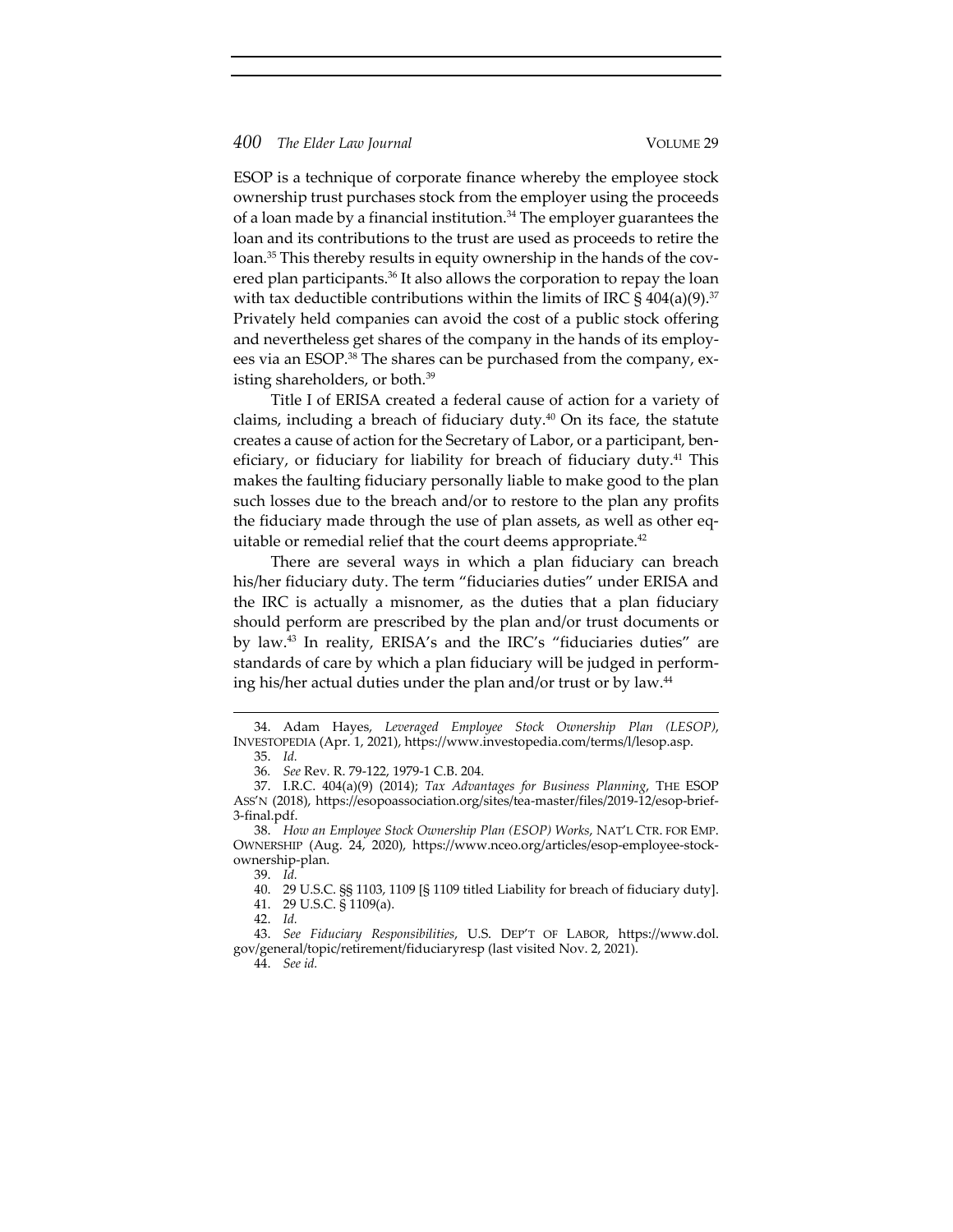ESOP is a technique of corporate finance whereby the employee stock ownership trust purchases stock from the employer using the proceeds of a loan made by a financial institution.[34] The employer guarantees the loan and its contributions to the trust are used as proceeds to retire the loan.[35] This thereby results in equity ownership in the hands of the covered plan participants.[36] It also allows the corporation to repay the loan with tax deductible contributions within the limits of IRC § 404(a)(9).[37] Privately held companies can avoid the cost of a public stock offering and nevertheless get shares of the company in the hands of its employees via an ESOP.[38] The shares can be purchased from the company, existing shareholders, or both.[39]

Title I of ERISA created a federal cause of action for a variety of claims, including a breach of fiduciary duty.[40] On its face, the statute creates a cause of action for the Secretary of Labor, or a participant, beneficiary, or fiduciary for liability for breach of fiduciary duty.[41] This makes the faulting fiduciary personally liable to make good to the plan such losses due to the breach and/or to restore to the plan any profits the fiduciary made through the use of plan assets, as well as other equitable or remedial relief that the court deems appropriate.[42]

There are several ways in which a plan fiduciary can breach his/her fiduciary duty. The term "fiduciaries duties" under ERISA and the IRC is actually a misnomer, as the duties that a plan fiduciary should perform are prescribed by the plan and/or trust documents or by law.[43] In reality, ERISA's and the IRC's "fiduciaries duties" are standards of care by which a plan fiduciary will be judged in performing his/her actual duties under the plan and/or trust or by law.[44]

---

34. Adam Hayes, *Leveraged Employee Stock Ownership Plan (LESOP)*, INVESTOPEDIA (Apr. 1, 2021), https://www.investopedia.com/terms/l/lesop.asp.

35. *Id.*

36. *See* Rev. R. 79-122, 1979-1 C.B. 204.

37. I.R.C. 404(a)(9) (2014); *Tax Advantages for Business Planning*, THE ESOP ASS'N (2018), https://esopoassociation.org/sites/tea-master/files/2019-12/esop-brief-3-final.pdf.

38. *How an Employee Stock Ownership Plan (ESOP) Works*, NAT'L CTR. FOR EMP. OWNERSHIP (Aug. 24, 2020), https://www.nceo.org/articles/esop-employee-stock-ownership-plan.

39. *Id.*

40. 29 U.S.C. §§ 1103, 1109 [§ 1109 titled Liability for breach of fiduciary duty].

41. 29 U.S.C. § 1109(a).

42. *Id.*

43. *See Fiduciary Responsibilities*, U.S. DEP'T OF LABOR, https://www.dol.gov/general/topic/retirement/fiduciaryresp (last visited Nov. 2, 2021).

44. *See id.*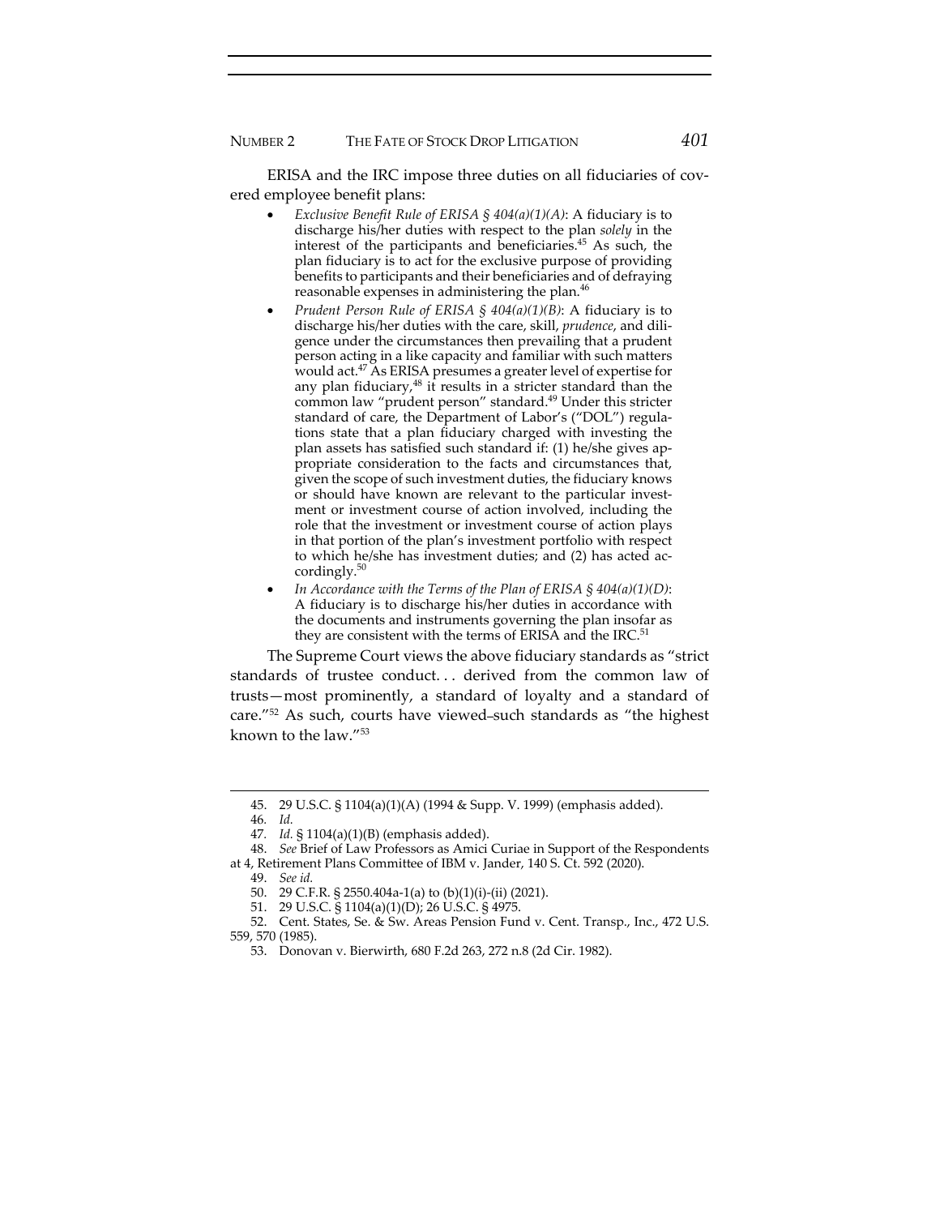ERISA and the IRC impose three duties on all fiduciaries of covered employee benefit plans:

- *Exclusive Benefit Rule of ERISA § 404(a)(1)(A)*: A fiduciary is to discharge his/her duties with respect to the plan *solely* in the interest of the participants and beneficiaries.[45] As such, the plan fiduciary is to act for the exclusive purpose of providing benefits to participants and their beneficiaries and of defraying reasonable expenses in administering the plan.[46]
- *Prudent Person Rule of ERISA § 404(a)(1)(B)*: A fiduciary is to discharge his/her duties with the care, skill, *prudence*, and diligence under the circumstances then prevailing that a prudent person acting in a like capacity and familiar with such matters would act.[47] As ERISA presumes a greater level of expertise for any plan fiduciary,[48] it results in a stricter standard than the common law "prudent person" standard.[49] Under this stricter standard of care, the Department of Labor's ("DOL") regulations state that a plan fiduciary charged with investing the plan assets has satisfied such standard if: (1) he/she gives appropriate consideration to the facts and circumstances that, given the scope of such investment duties, the fiduciary knows or should have known are relevant to the particular investment or investment course of action involved, including the role that the investment or investment course of action plays in that portion of the plan's investment portfolio with respect to which he/she has investment duties; and (2) has acted accordingly.[50]
- *In Accordance with the Terms of the Plan of ERISA § 404(a)(1)(D)*: A fiduciary is to discharge his/her duties in accordance with the documents and instruments governing the plan insofar as they are consistent with the terms of ERISA and the IRC.[51]

The Supreme Court views the above fiduciary standards as "strict standards of trustee conduct. . . derived from the common law of trusts—most prominently, a standard of loyalty and a standard of care."[52] As such, courts have viewed such standards as "the highest known to the law."[53]

---

45. 29 U.S.C. § 1104(a)(1)(A) (1994 & Supp. V. 1999) (emphasis added).

46. *Id.*

47. *Id.* § 1104(a)(1)(B) (emphasis added).

48. *See* Brief of Law Professors as Amici Curiae in Support of the Respondents at 4, Retirement Plans Committee of IBM v. Jander, 140 S. Ct. 592 (2020).

49. *See id.*

50. 29 C.F.R. § 2550.404a-1(a) to (b)(1)(i)-(ii) (2021).

51. 29 U.S.C. § 1104(a)(1)(D); 26 U.S.C. § 4975.

52. Cent. States, Se. & Sw. Areas Pension Fund v. Cent. Transp., Inc., 472 U.S. 559, 570 (1985).

53. Donovan v. Bierwirth, 680 F.2d 263, 272 n.8 (2d Cir. 1982).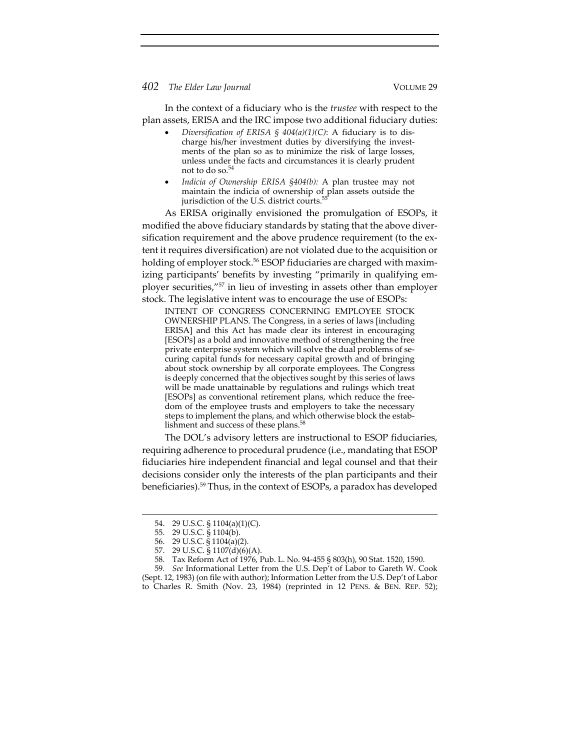In the context of a fiduciary who is the *trustee* with respect to the plan assets, ERISA and the IRC impose two additional fiduciary duties:

- *Diversification of ERISA § 404(a)(1)(C)*: A fiduciary is to discharge his/her investment duties by diversifying the investments of the plan so as to minimize the risk of large losses, unless under the facts and circumstances it is clearly prudent not to do so.[54]
- *Indicia of Ownership ERISA §404(b):* A plan trustee may not maintain the indicia of ownership of plan assets outside the jurisdiction of the U.S. district courts.[55]

As ERISA originally envisioned the promulgation of ESOPs, it modified the above fiduciary standards by stating that the above diversification requirement and the above prudence requirement (to the extent it requires diversification) are not violated due to the acquisition or holding of employer stock.[56] ESOP fiduciaries are charged with maximizing participants' benefits by investing "primarily in qualifying employer securities,"[57] in lieu of investing in assets other than employer stock. The legislative intent was to encourage the use of ESOPs:

> INTENT OF CONGRESS CONCERNING EMPLOYEE STOCK OWNERSHIP PLANS. The Congress, in a series of laws [including ERISA] and this Act has made clear its interest in encouraging [ESOPs] as a bold and innovative method of strengthening the free private enterprise system which will solve the dual problems of securing capital funds for necessary capital growth and of bringing about stock ownership by all corporate employees. The Congress is deeply concerned that the objectives sought by this series of laws will be made unattainable by regulations and rulings which treat [ESOPs] as conventional retirement plans, which reduce the freedom of the employee trusts and employers to take the necessary steps to implement the plans, and which otherwise block the establishment and success of these plans.[58]

The DOL's advisory letters are instructional to ESOP fiduciaries, requiring adherence to procedural prudence (i.e., mandating that ESOP fiduciaries hire independent financial and legal counsel and that their decisions consider only the interests of the plan participants and their beneficiaries).[59] Thus, in the context of ESOPs, a paradox has developed

---

54. 29 U.S.C. § 1104(a)(1)(C).

55. 29 U.S.C. § 1104(b).

56. 29 U.S.C. § 1104(a)(2).

57. 29 U.S.C. § 1107(d)(6)(A).

58. Tax Reform Act of 1976, Pub. L. No. 94-455 § 803(h), 90 Stat. 1520, 1590.

59. *See* Informational Letter from the U.S. Dep't of Labor to Gareth W. Cook (Sept. 12, 1983) (on file with author); Information Letter from the U.S. Dep't of Labor to Charles R. Smith (Nov. 23, 1984) (reprinted in 12 PENS. & BEN. REP. 52);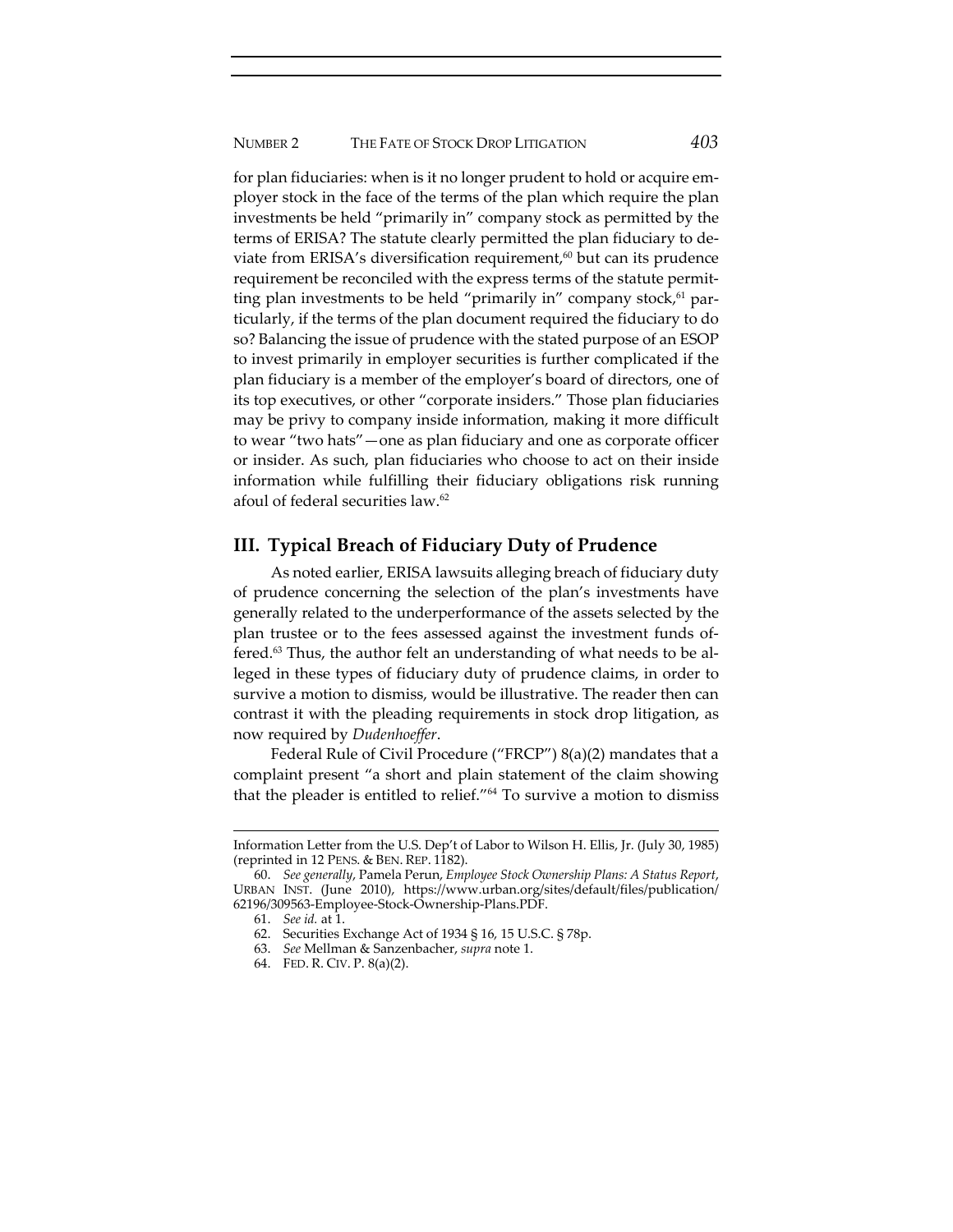for plan fiduciaries: when is it no longer prudent to hold or acquire employer stock in the face of the terms of the plan which require the plan investments be held "primarily in" company stock as permitted by the terms of ERISA? The statute clearly permitted the plan fiduciary to deviate from ERISA's diversification requirement,[60] but can its prudence requirement be reconciled with the express terms of the statute permitting plan investments to be held "primarily in" company stock,[61] particularly, if the terms of the plan document required the fiduciary to do so? Balancing the issue of prudence with the stated purpose of an ESOP to invest primarily in employer securities is further complicated if the plan fiduciary is a member of the employer's board of directors, one of its top executives, or other "corporate insiders." Those plan fiduciaries may be privy to company inside information, making it more difficult to wear "two hats"—one as plan fiduciary and one as corporate officer or insider. As such, plan fiduciaries who choose to act on their inside information while fulfilling their fiduciary obligations risk running afoul of federal securities law.[62]

## III. Typical Breach of Fiduciary Duty of Prudence

As noted earlier, ERISA lawsuits alleging breach of fiduciary duty of prudence concerning the selection of the plan's investments have generally related to the underperformance of the assets selected by the plan trustee or to the fees assessed against the investment funds offered.[63] Thus, the author felt an understanding of what needs to be alleged in these types of fiduciary duty of prudence claims, in order to survive a motion to dismiss, would be illustrative. The reader then can contrast it with the pleading requirements in stock drop litigation, as now required by *Dudenhoeffer*.

Federal Rule of Civil Procedure ("FRCP") 8(a)(2) mandates that a complaint present "a short and plain statement of the claim showing that the pleader is entitled to relief."[64] To survive a motion to dismiss

---

Information Letter from the U.S. Dep't of Labor to Wilson H. Ellis, Jr. (July 30, 1985) (reprinted in 12 PENS. & BEN. REP. 1182).

60. *See generally*, Pamela Perun, *Employee Stock Ownership Plans: A Status Report*, URBAN INST. (June 2010), https://www.urban.org/sites/default/files/publication/62196/309563-Employee-Stock-Ownership-Plans.PDF.

61. *See id.* at 1.

62. Securities Exchange Act of 1934 § 16, 15 U.S.C. § 78p.

63. *See* Mellman & Sanzenbacher, *supra* note 1.

64. FED. R. CIV. P. 8(a)(2).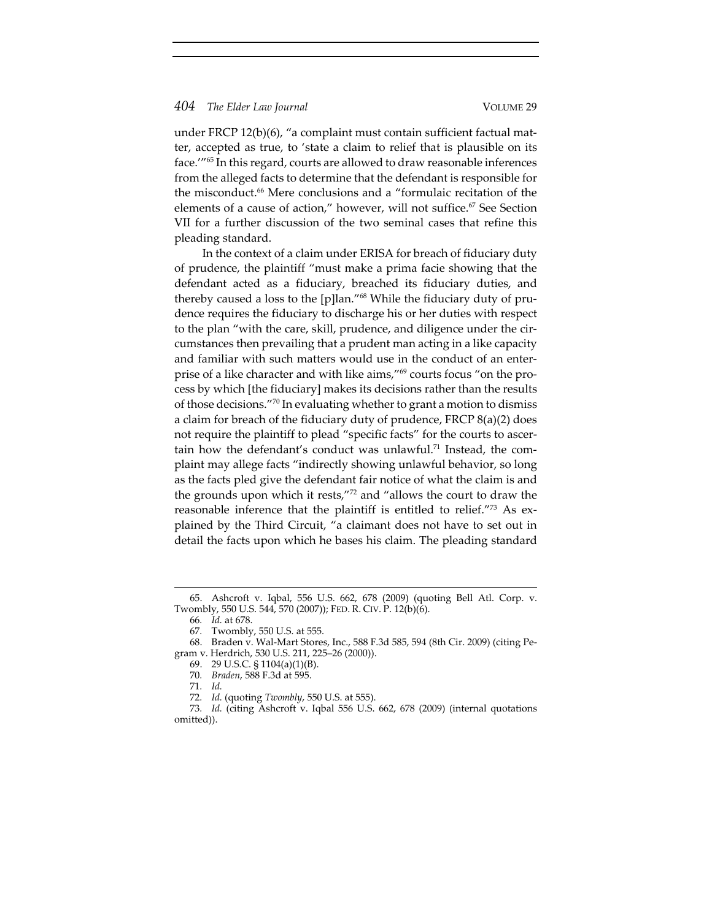under FRCP 12(b)(6), "a complaint must contain sufficient factual matter, accepted as true, to 'state a claim to relief that is plausible on its face.'"[65] In this regard, courts are allowed to draw reasonable inferences from the alleged facts to determine that the defendant is responsible for the misconduct.[66] Mere conclusions and a "formulaic recitation of the elements of a cause of action," however, will not suffice.[67] See Section VII for a further discussion of the two seminal cases that refine this pleading standard.

In the context of a claim under ERISA for breach of fiduciary duty of prudence, the plaintiff "must make a prima facie showing that the defendant acted as a fiduciary, breached its fiduciary duties, and thereby caused a loss to the [p]lan."[68] While the fiduciary duty of prudence requires the fiduciary to discharge his or her duties with respect to the plan "with the care, skill, prudence, and diligence under the circumstances then prevailing that a prudent man acting in a like capacity and familiar with such matters would use in the conduct of an enterprise of a like character and with like aims,"[69] courts focus "on the process by which [the fiduciary] makes its decisions rather than the results of those decisions."[70] In evaluating whether to grant a motion to dismiss a claim for breach of the fiduciary duty of prudence, FRCP 8(a)(2) does not require the plaintiff to plead "specific facts" for the courts to ascertain how the defendant's conduct was unlawful.[71] Instead, the complaint may allege facts "indirectly showing unlawful behavior, so long as the facts pled give the defendant fair notice of what the claim is and the grounds upon which it rests,"[72] and "allows the court to draw the reasonable inference that the plaintiff is entitled to relief."[73] As explained by the Third Circuit, "a claimant does not have to set out in detail the facts upon which he bases his claim. The pleading standard

---

65. Ashcroft v. Iqbal, 556 U.S. 662, 678 (2009) (quoting Bell Atl. Corp. v. Twombly, 550 U.S. 544, 570 (2007)); FED. R. CIV. P. 12(b)(6).

66. *Id.* at 678.

67. Twombly, 550 U.S. at 555.

68. Braden v. Wal-Mart Stores, Inc., 588 F.3d 585, 594 (8th Cir. 2009) (citing Pegram v. Herdrich, 530 U.S. 211, 225–26 (2000)).

69. 29 U.S.C. § 1104(a)(1)(B).

70. *Braden*, 588 F.3d at 595.

71. *Id.*

72. *Id.* (quoting *Twombly*, 550 U.S. at 555).

73. *Id.* (citing Ashcroft v. Iqbal 556 U.S. 662, 678 (2009) (internal quotations omitted)).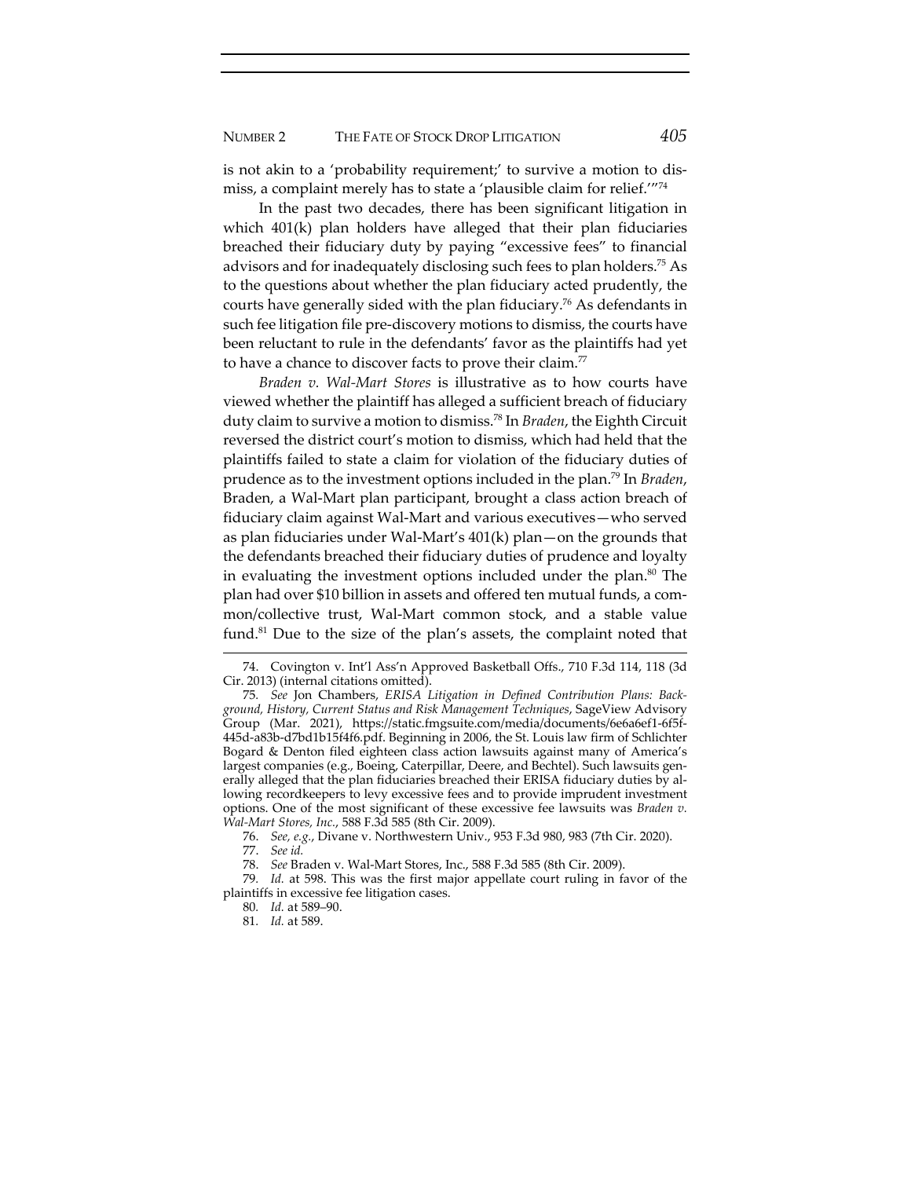is not akin to a 'probability requirement;' to survive a motion to dismiss, a complaint merely has to state a 'plausible claim for relief.'"[74]

In the past two decades, there has been significant litigation in which 401(k) plan holders have alleged that their plan fiduciaries breached their fiduciary duty by paying "excessive fees" to financial advisors and for inadequately disclosing such fees to plan holders.[75] As to the questions about whether the plan fiduciary acted prudently, the courts have generally sided with the plan fiduciary.[76] As defendants in such fee litigation file pre-discovery motions to dismiss, the courts have been reluctant to rule in the defendants' favor as the plaintiffs had yet to have a chance to discover facts to prove their claim.[77]

*Braden v. Wal-Mart Stores* is illustrative as to how courts have viewed whether the plaintiff has alleged a sufficient breach of fiduciary duty claim to survive a motion to dismiss.[78] In *Braden*, the Eighth Circuit reversed the district court's motion to dismiss, which had held that the plaintiffs failed to state a claim for violation of the fiduciary duties of prudence as to the investment options included in the plan.[79] In *Braden*, Braden, a Wal-Mart plan participant, brought a class action breach of fiduciary claim against Wal-Mart and various executives—who served as plan fiduciaries under Wal-Mart's 401(k) plan—on the grounds that the defendants breached their fiduciary duties of prudence and loyalty in evaluating the investment options included under the plan.[80] The plan had over $10 billion in assets and offered ten mutual funds, a common/collective trust, Wal-Mart common stock, and a stable value fund.[81] Due to the size of the plan's assets, the complaint noted that

---

74. Covington v. Int'l Ass'n Approved Basketball Offs., 710 F.3d 114, 118 (3d Cir. 2013) (internal citations omitted).

75. *See* Jon Chambers, *ERISA Litigation in Defined Contribution Plans: Background, History, Current Status and Risk Management Techniques*, SageView Advisory Group (Mar. 2021), https://static.fmgsuite.com/media/documents/6e6a6ef1-6f5f-445d-a83b-d7bd1b15f4f6.pdf. Beginning in 2006, the St. Louis law firm of Schlichter Bogard & Denton filed eighteen class action lawsuits against many of America's largest companies (e.g., Boeing, Caterpillar, Deere, and Bechtel). Such lawsuits generally alleged that the plan fiduciaries breached their ERISA fiduciary duties by allowing recordkeepers to levy excessive fees and to provide imprudent investment options. One of the most significant of these excessive fee lawsuits was *Braden v. Wal-Mart Stores, Inc.*, 588 F.3d 585 (8th Cir. 2009).

76. *See, e.g.*, Divane v. Northwestern Univ., 953 F.3d 980, 983 (7th Cir. 2020).

77. *See id.*

78. *See* Braden v. Wal-Mart Stores, Inc., 588 F.3d 585 (8th Cir. 2009).

79. *Id.* at 598. This was the first major appellate court ruling in favor of the plaintiffs in excessive fee litigation cases.

80. *Id.* at 589–90.

81. *Id.* at 589.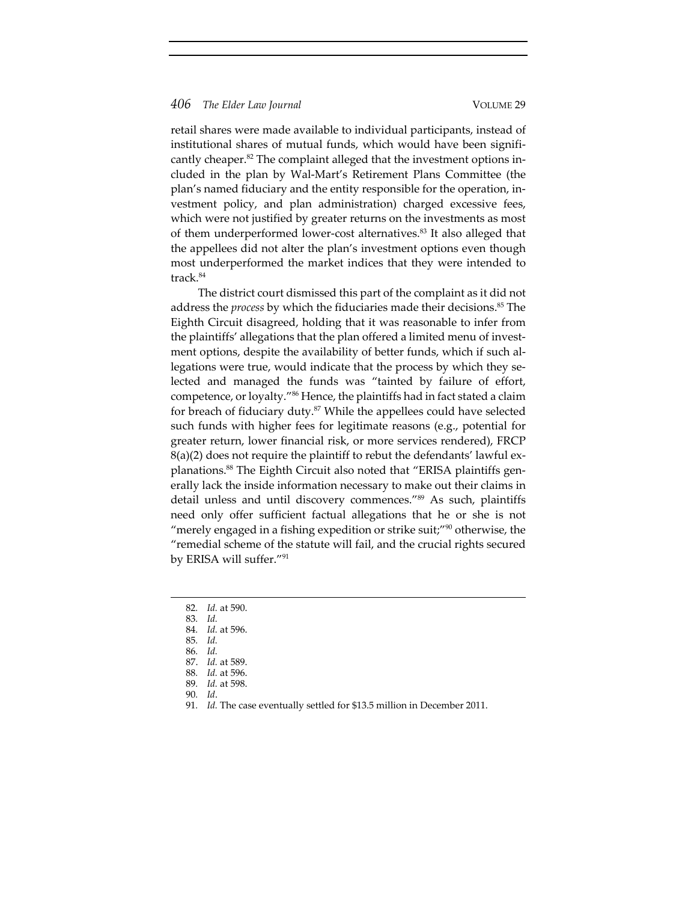retail shares were made available to individual participants, instead of institutional shares of mutual funds, which would have been significantly cheaper.[82] The complaint alleged that the investment options included in the plan by Wal-Mart's Retirement Plans Committee (the plan's named fiduciary and the entity responsible for the operation, investment policy, and plan administration) charged excessive fees, which were not justified by greater returns on the investments as most of them underperformed lower-cost alternatives.[83] It also alleged that the appellees did not alter the plan's investment options even though most underperformed the market indices that they were intended to track.[84]

The district court dismissed this part of the complaint as it did not address the *process* by which the fiduciaries made their decisions.[85] The Eighth Circuit disagreed, holding that it was reasonable to infer from the plaintiffs' allegations that the plan offered a limited menu of investment options, despite the availability of better funds, which if such allegations were true, would indicate that the process by which they selected and managed the funds was "tainted by failure of effort, competence, or loyalty."[86] Hence, the plaintiffs had in fact stated a claim for breach of fiduciary duty.[87] While the appellees could have selected such funds with higher fees for legitimate reasons (e.g., potential for greater return, lower financial risk, or more services rendered), FRCP 8(a)(2) does not require the plaintiff to rebut the defendants' lawful explanations.[88] The Eighth Circuit also noted that "ERISA plaintiffs generally lack the inside information necessary to make out their claims in detail unless and until discovery commences."[89] As such, plaintiffs need only offer sufficient factual allegations that he or she is not "merely engaged in a fishing expedition or strike suit;"[90] otherwise, the "remedial scheme of the statute will fail, and the crucial rights secured by ERISA will suffer."[91]

---

82. *Id.* at 590.
83. *Id.*
84. *Id.* at 596.
85. *Id.*
86. *Id.*
87. *Id.* at 589.
88. *Id.* at 596.
89. *Id.* at 598.
90. *Id*.
91. *Id.* The case eventually settled for $13.5 million in December 2011.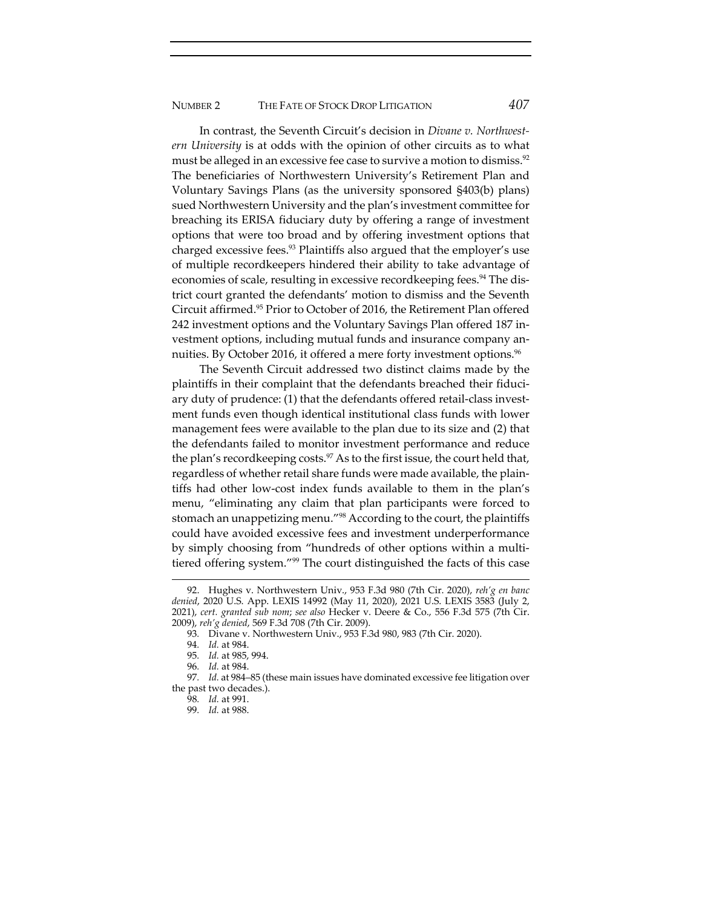In contrast, the Seventh Circuit's decision in *Divane v. Northwestern University* is at odds with the opinion of other circuits as to what must be alleged in an excessive fee case to survive a motion to dismiss.[92] The beneficiaries of Northwestern University's Retirement Plan and Voluntary Savings Plans (as the university sponsored §403(b) plans) sued Northwestern University and the plan's investment committee for breaching its ERISA fiduciary duty by offering a range of investment options that were too broad and by offering investment options that charged excessive fees.[93] Plaintiffs also argued that the employer's use of multiple recordkeepers hindered their ability to take advantage of economies of scale, resulting in excessive recordkeeping fees.[94] The district court granted the defendants' motion to dismiss and the Seventh Circuit affirmed.[95] Prior to October of 2016, the Retirement Plan offered 242 investment options and the Voluntary Savings Plan offered 187 investment options, including mutual funds and insurance company annuities. By October 2016, it offered a mere forty investment options.[96]

The Seventh Circuit addressed two distinct claims made by the plaintiffs in their complaint that the defendants breached their fiduciary duty of prudence: (1) that the defendants offered retail-class investment funds even though identical institutional class funds with lower management fees were available to the plan due to its size and (2) that the defendants failed to monitor investment performance and reduce the plan's recordkeeping costs.[97] As to the first issue, the court held that, regardless of whether retail share funds were made available, the plaintiffs had other low-cost index funds available to them in the plan's menu, "eliminating any claim that plan participants were forced to stomach an unappetizing menu."[98] According to the court, the plaintiffs could have avoided excessive fees and investment underperformance by simply choosing from "hundreds of other options within a multi-tiered offering system."[99] The court distinguished the facts of this case

---

92. Hughes v. Northwestern Univ., 953 F.3d 980 (7th Cir. 2020), *reh'g en banc denied*, 2020 U.S. App. LEXIS 14992 (May 11, 2020), 2021 U.S. LEXIS 3583 (July 2, 2021), *cert. granted sub nom*; *see also* Hecker v. Deere & Co., 556 F.3d 575 (7th Cir. 2009), *reh'g denied*, 569 F.3d 708 (7th Cir. 2009).

93. Divane v. Northwestern Univ., 953 F.3d 980, 983 (7th Cir. 2020).

94. *Id.* at 984.

95. *Id.* at 985, 994.

96. *Id.* at 984.

97. *Id.* at 984–85 (these main issues have dominated excessive fee litigation over the past two decades.).

98. *Id.* at 991.

99. *Id.* at 988.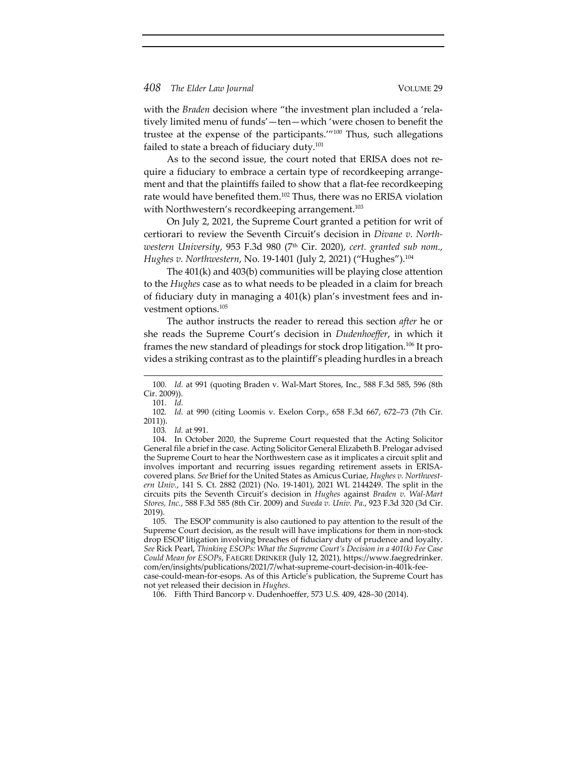with the *Braden* decision where "the investment plan included a 'relatively limited menu of funds'—ten—which 'were chosen to benefit the trustee at the expense of the participants.'"[100] Thus, such allegations failed to state a breach of fiduciary duty.[101]

As to the second issue, the court noted that ERISA does not require a fiduciary to embrace a certain type of recordkeeping arrangement and that the plaintiffs failed to show that a flat-fee recordkeeping rate would have benefited them.[102] Thus, there was no ERISA violation with Northwestern's recordkeeping arrangement.[103]

On July 2, 2021, the Supreme Court granted a petition for writ of certiorari to review the Seventh Circuit's decision in *Divane v. Northwestern University*, 953 F.3d 980 (7th Cir. 2020), *cert. granted sub nom., Hughes v. Northwestern*, No. 19-1401 (July 2, 2021) ("Hughes").[104]

The 401(k) and 403(b) communities will be playing close attention to the *Hughes* case as to what needs to be pleaded in a claim for breach of fiduciary duty in managing a 401(k) plan's investment fees and investment options.[105]

The author instructs the reader to reread this section *after* he or she reads the Supreme Court's decision in *Dudenhoeffer*, in which it frames the new standard of pleadings for stock drop litigation.[106] It provides a striking contrast as to the plaintiff's pleading hurdles in a breach

---

100. *Id.* at 991 (quoting Braden v. Wal-Mart Stores, Inc., 588 F.3d 585, 596 (8th Cir. 2009)).

101. *Id.*

102. *Id.* at 990 (citing Loomis v. Exelon Corp., 658 F.3d 667, 672–73 (7th Cir. 2011)).

103. *Id.* at 991.

104. In October 2020, the Supreme Court requested that the Acting Solicitor General file a brief in the case. Acting Solicitor General Elizabeth B. Prelogar advised the Supreme Court to hear the Northwestern case as it implicates a circuit split and involves important and recurring issues regarding retirement assets in ERISA-covered plans. *See* Brief for the United States as Amicus Curiae, *Hughes v. Northwestern Univ.*, 141 S. Ct. 2882 (2021) (No. 19-1401), 2021 WL 2144249. The split in the circuits pits the Seventh Circuit's decision in *Hughes* against *Braden v. Wal-Mart Stores, Inc.*, 588 F.3d 585 (8th Cir. 2009) and *Sweda v. Univ. Pa.*, 923 F.3d 320 (3d Cir. 2019).

105. The ESOP community is also cautioned to pay attention to the result of the Supreme Court decision, as the result will have implications for them in non-stock drop ESOP litigation involving breaches of fiduciary duty of prudence and loyalty. *See* Rick Pearl, *Thinking ESOPs: What the Supreme Court's Decision in a 401(k) Fee Case Could Mean for ESOPs*, FAEGRE DRINKER (July 12, 2021), https://www.faegredrinker.com/en/insights/publications/2021/7/what-supreme-court-decision-in-401k-fee-case-could-mean-for-esops. As of this Article's publication, the Supreme Court has not yet released their decision in *Hughes*.

106. Fifth Third Bancorp v. Dudenhoeffer, 573 U.S. 409, 428–30 (2014).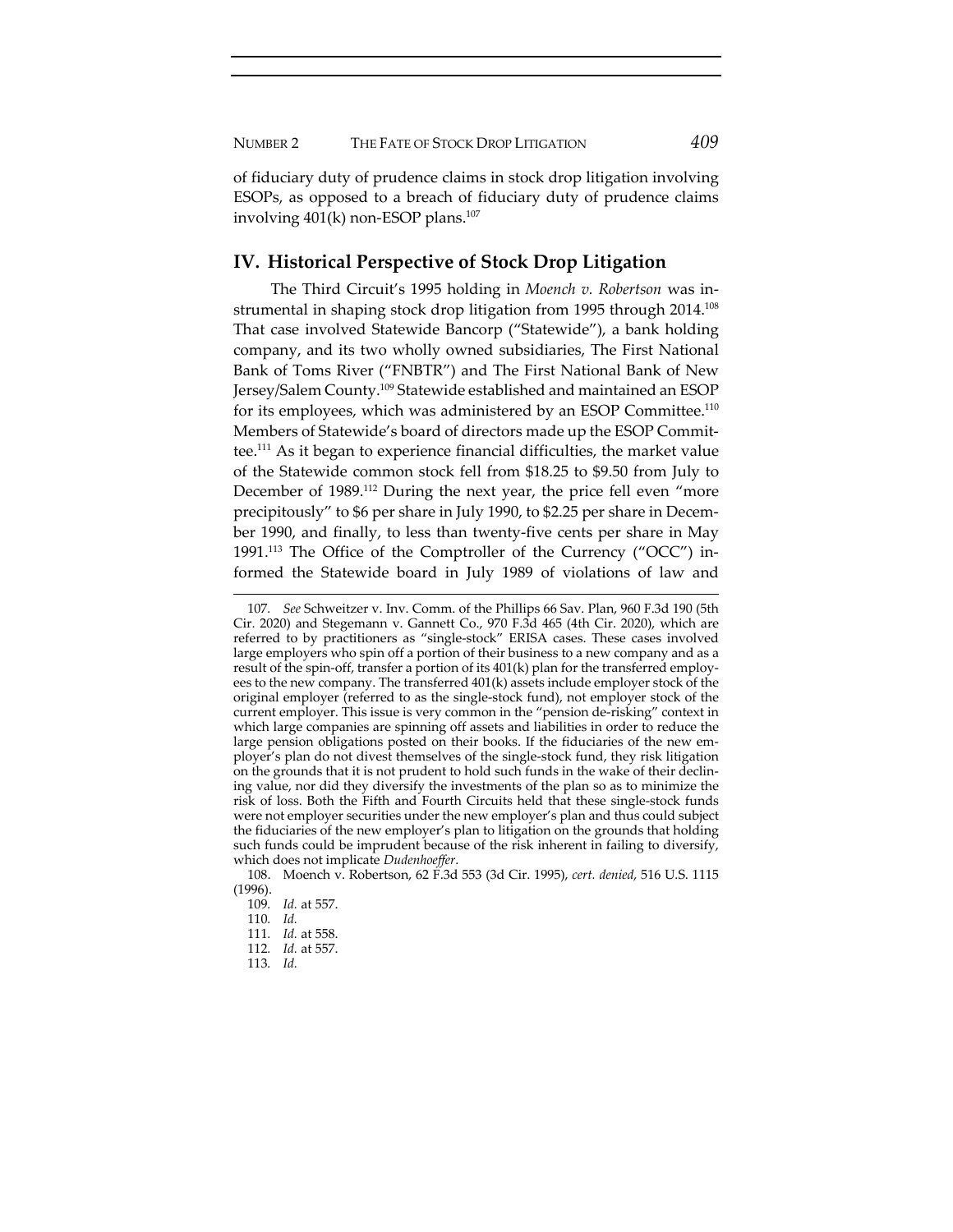of fiduciary duty of prudence claims in stock drop litigation involving ESOPs, as opposed to a breach of fiduciary duty of prudence claims involving 401(k) non-ESOP plans.[107]

## IV. Historical Perspective of Stock Drop Litigation

The Third Circuit's 1995 holding in *Moench v. Robertson* was instrumental in shaping stock drop litigation from 1995 through 2014.[108] That case involved Statewide Bancorp ("Statewide"), a bank holding company, and its two wholly owned subsidiaries, The First National Bank of Toms River ("FNBTR") and The First National Bank of New Jersey/Salem County.[109] Statewide established and maintained an ESOP for its employees, which was administered by an ESOP Committee.[110] Members of Statewide's board of directors made up the ESOP Committee.[111] As it began to experience financial difficulties, the market value of the Statewide common stock fell from $18.25 to $9.50 from July to December of 1989.[112] During the next year, the price fell even "more precipitously" to $6 per share in July 1990, to $2.25 per share in December 1990, and finally, to less than twenty-five cents per share in May 1991.[113] The Office of the Comptroller of the Currency ("OCC") informed the Statewide board in July 1989 of violations of law and

107. *See* Schweitzer v. Inv. Comm. of the Phillips 66 Sav. Plan, 960 F.3d 190 (5th Cir. 2020) and Stegemann v. Gannett Co., 970 F.3d 465 (4th Cir. 2020), which are referred to by practitioners as "single-stock" ERISA cases. These cases involved large employers who spin off a portion of their business to a new company and as a result of the spin-off, transfer a portion of its 401(k) plan for the transferred employees to the new company. The transferred 401(k) assets include employer stock of the original employer (referred to as the single-stock fund), not employer stock of the current employer. This issue is very common in the "pension de-risking" context in which large companies are spinning off assets and liabilities in order to reduce the large pension obligations posted on their books. If the fiduciaries of the new employer's plan do not divest themselves of the single-stock fund, they risk litigation on the grounds that it is not prudent to hold such funds in the wake of their declining value, nor did they diversify the investments of the plan so as to minimize the risk of loss. Both the Fifth and Fourth Circuits held that these single-stock funds were not employer securities under the new employer's plan and thus could subject the fiduciaries of the new employer's plan to litigation on the grounds that holding such funds could be imprudent because of the risk inherent in failing to diversify, which does not implicate *Dudenhoeffer*.

108. Moench v. Robertson, 62 F.3d 553 (3d Cir. 1995), *cert. denied*, 516 U.S. 1115 (1996).

109. *Id.* at 557.

110. *Id.*

111. *Id.* at 558.

112. *Id.* at 557.

113. *Id.*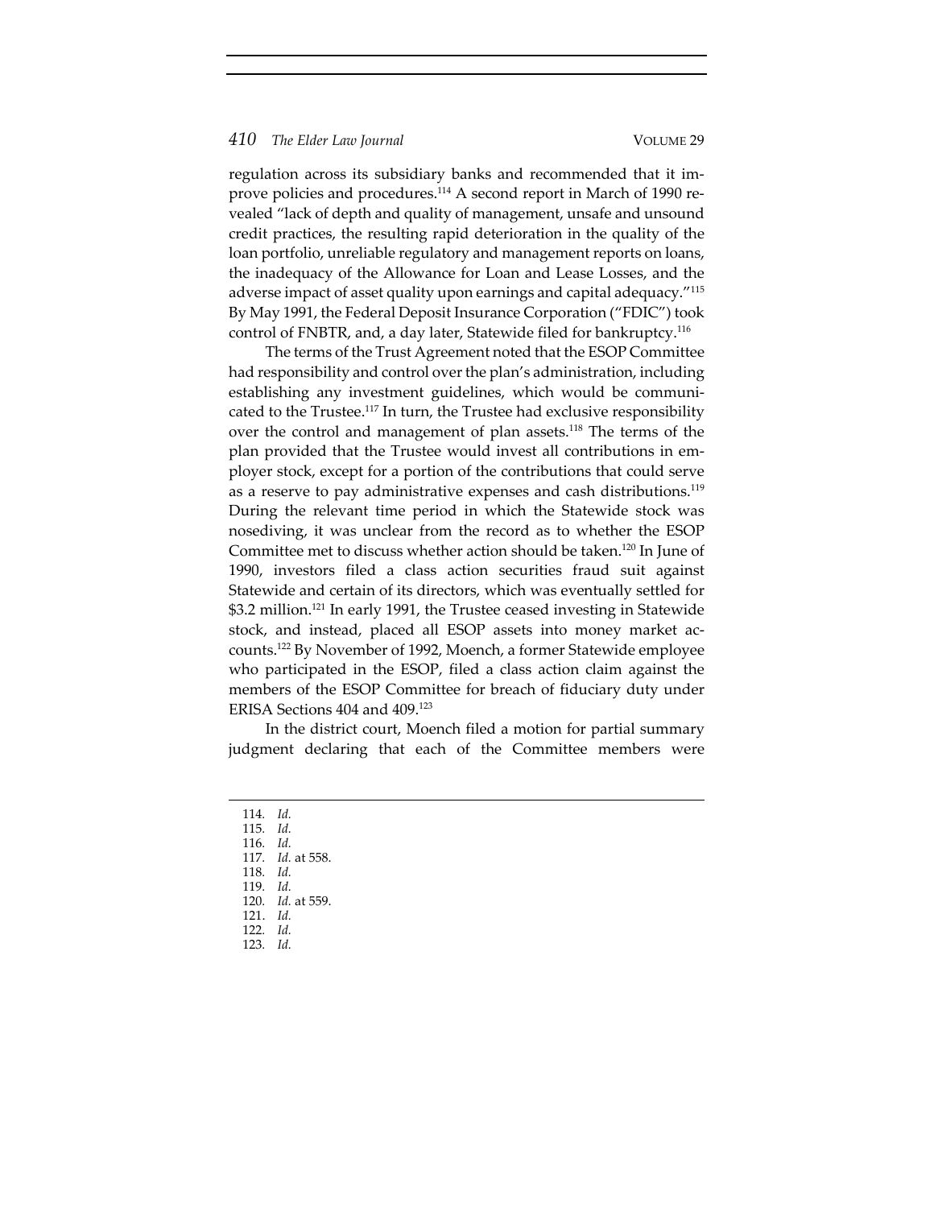regulation across its subsidiary banks and recommended that it improve policies and procedures.[114] A second report in March of 1990 revealed "lack of depth and quality of management, unsafe and unsound credit practices, the resulting rapid deterioration in the quality of the loan portfolio, unreliable regulatory and management reports on loans, the inadequacy of the Allowance for Loan and Lease Losses, and the adverse impact of asset quality upon earnings and capital adequacy."[115] By May 1991, the Federal Deposit Insurance Corporation ("FDIC") took control of FNBTR, and, a day later, Statewide filed for bankruptcy.[116]

The terms of the Trust Agreement noted that the ESOP Committee had responsibility and control over the plan's administration, including establishing any investment guidelines, which would be communicated to the Trustee.[117] In turn, the Trustee had exclusive responsibility over the control and management of plan assets.[118] The terms of the plan provided that the Trustee would invest all contributions in employer stock, except for a portion of the contributions that could serve as a reserve to pay administrative expenses and cash distributions.[119] During the relevant time period in which the Statewide stock was nosediving, it was unclear from the record as to whether the ESOP Committee met to discuss whether action should be taken.[120] In June of 1990, investors filed a class action securities fraud suit against Statewide and certain of its directors, which was eventually settled for $3.2 million.[121] In early 1991, the Trustee ceased investing in Statewide stock, and instead, placed all ESOP assets into money market accounts.[122] By November of 1992, Moench, a former Statewide employee who participated in the ESOP, filed a class action claim against the members of the ESOP Committee for breach of fiduciary duty under ERISA Sections 404 and 409.[123]

In the district court, Moench filed a motion for partial summary judgment declaring that each of the Committee members were

114. *Id.*
115. *Id.*
116. *Id.*
117. *Id.* at 558.
118. *Id.*
119. *Id.*
120. *Id.* at 559.
121. *Id.*
122. *Id.*
123. *Id.*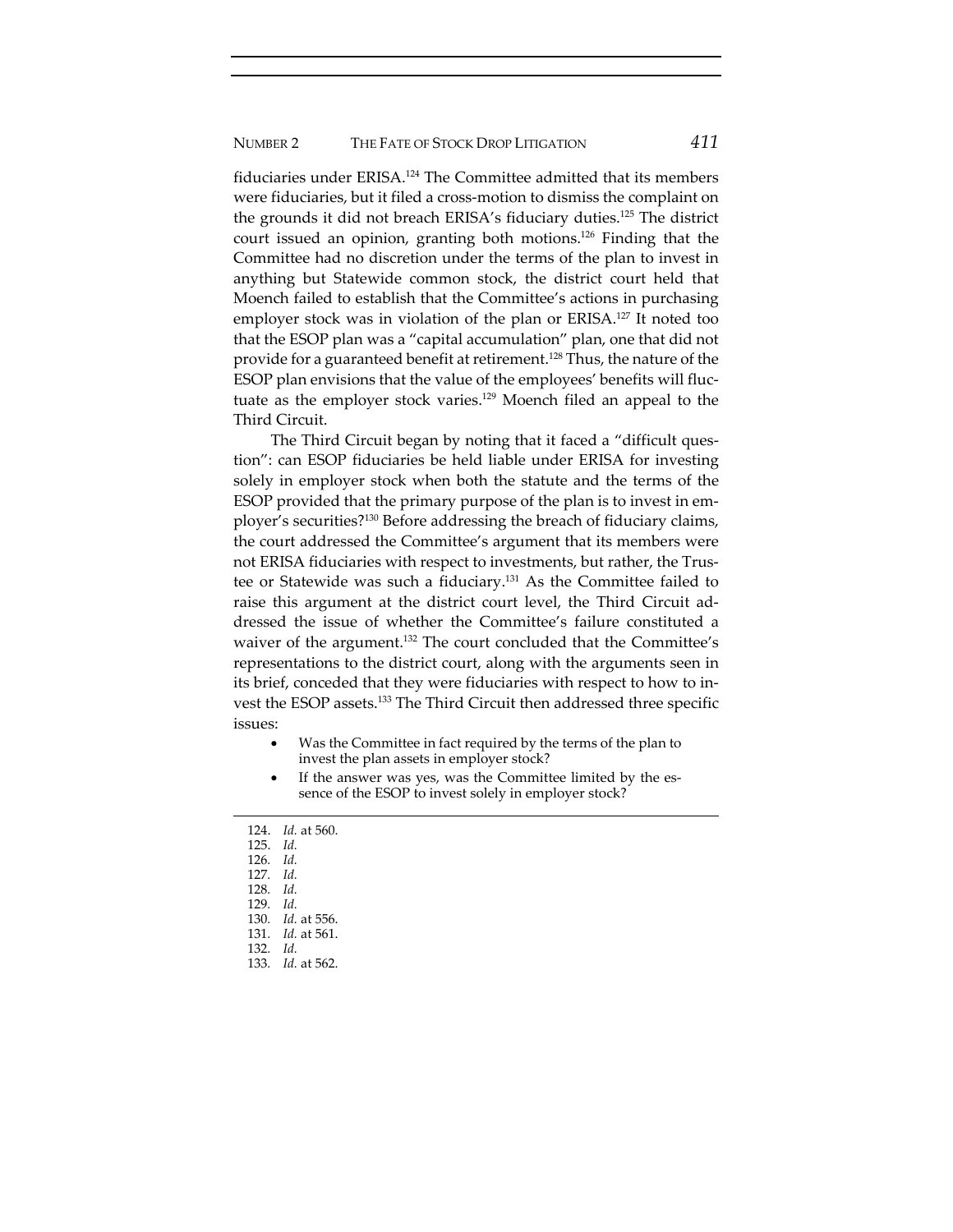fiduciaries under ERISA.[124] The Committee admitted that its members were fiduciaries, but it filed a cross-motion to dismiss the complaint on the grounds it did not breach ERISA's fiduciary duties.[125] The district court issued an opinion, granting both motions.[126] Finding that the Committee had no discretion under the terms of the plan to invest in anything but Statewide common stock, the district court held that Moench failed to establish that the Committee's actions in purchasing employer stock was in violation of the plan or ERISA.[127] It noted too that the ESOP plan was a "capital accumulation" plan, one that did not provide for a guaranteed benefit at retirement.[128] Thus, the nature of the ESOP plan envisions that the value of the employees' benefits will fluctuate as the employer stock varies.[129] Moench filed an appeal to the Third Circuit.

The Third Circuit began by noting that it faced a "difficult question": can ESOP fiduciaries be held liable under ERISA for investing solely in employer stock when both the statute and the terms of the ESOP provided that the primary purpose of the plan is to invest in employer's securities?[130] Before addressing the breach of fiduciary claims, the court addressed the Committee's argument that its members were not ERISA fiduciaries with respect to investments, but rather, the Trustee or Statewide was such a fiduciary.[131] As the Committee failed to raise this argument at the district court level, the Third Circuit addressed the issue of whether the Committee's failure constituted a waiver of the argument.[132] The court concluded that the Committee's representations to the district court, along with the arguments seen in its brief, conceded that they were fiduciaries with respect to how to invest the ESOP assets.[133] The Third Circuit then addressed three specific issues:

- Was the Committee in fact required by the terms of the plan to invest the plan assets in employer stock?
- If the answer was yes, was the Committee limited by the essence of the ESOP to invest solely in employer stock?

---

124. *Id.* at 560.
125. *Id.*
126. *Id.*
127. *Id.*
128. *Id.*
129. *Id.*
130. *Id.* at 556.
131. *Id.* at 561.
132. *Id.*
133. *Id.* at 562.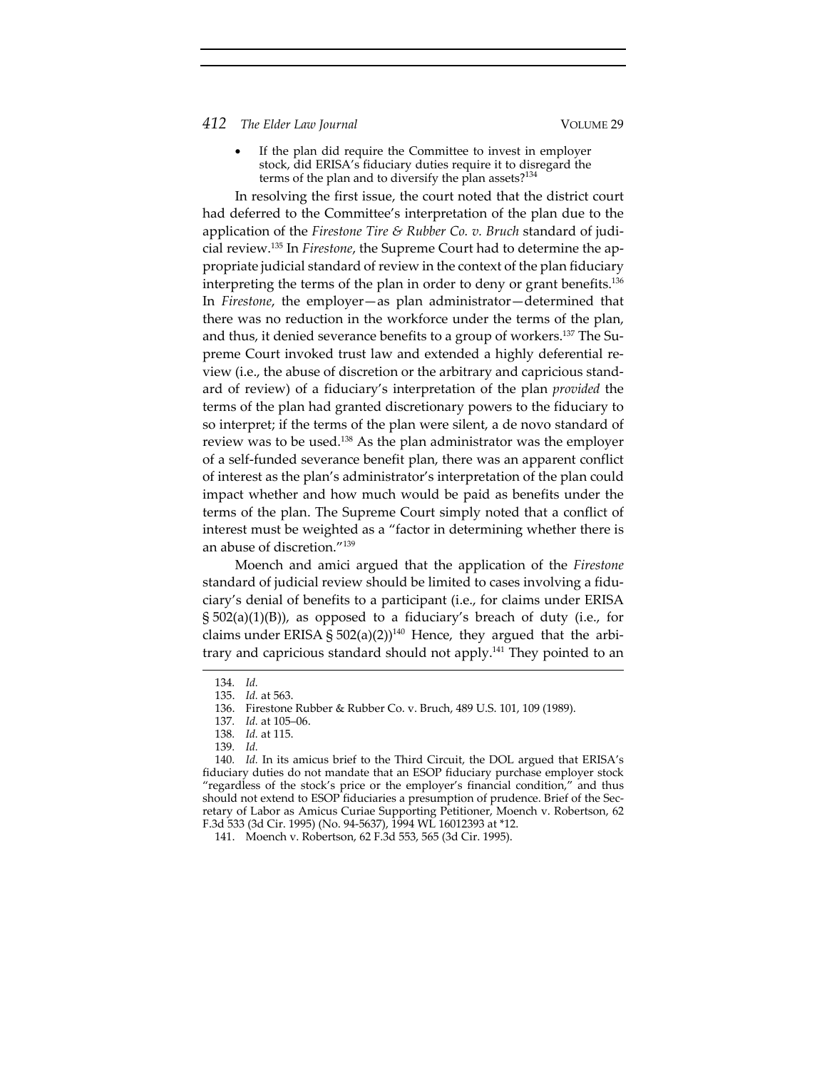- If the plan did require the Committee to invest in employer stock, did ERISA's fiduciary duties require it to disregard the terms of the plan and to diversify the plan assets?[134]

In resolving the first issue, the court noted that the district court had deferred to the Committee's interpretation of the plan due to the application of the *Firestone Tire & Rubber Co. v. Bruch* standard of judicial review.[135] In *Firestone*, the Supreme Court had to determine the appropriate judicial standard of review in the context of the plan fiduciary interpreting the terms of the plan in order to deny or grant benefits.[136] In *Firestone*, the employer—as plan administrator—determined that there was no reduction in the workforce under the terms of the plan, and thus, it denied severance benefits to a group of workers.[137] The Supreme Court invoked trust law and extended a highly deferential review (i.e., the abuse of discretion or the arbitrary and capricious standard of review) of a fiduciary's interpretation of the plan *provided* the terms of the plan had granted discretionary powers to the fiduciary to so interpret; if the terms of the plan were silent, a de novo standard of review was to be used.[138] As the plan administrator was the employer of a self-funded severance benefit plan, there was an apparent conflict of interest as the plan's administrator's interpretation of the plan could impact whether and how much would be paid as benefits under the terms of the plan. The Supreme Court simply noted that a conflict of interest must be weighted as a "factor in determining whether there is an abuse of discretion."[139]

Moench and amici argued that the application of the *Firestone* standard of judicial review should be limited to cases involving a fiduciary's denial of benefits to a participant (i.e., for claims under ERISA § 502(a)(1)(B)), as opposed to a fiduciary's breach of duty (i.e., for claims under ERISA § 502(a)(2))[140] Hence, they argued that the arbitrary and capricious standard should not apply.[141] They pointed to an

---

134. *Id.*

135. *Id.* at 563.

136. Firestone Rubber & Rubber Co. v. Bruch, 489 U.S. 101, 109 (1989).

137. *Id.* at 105–06.

138. *Id.* at 115.

139. *Id.*

140. *Id.* In its amicus brief to the Third Circuit, the DOL argued that ERISA's fiduciary duties do not mandate that an ESOP fiduciary purchase employer stock "regardless of the stock's price or the employer's financial condition," and thus should not extend to ESOP fiduciaries a presumption of prudence. Brief of the Secretary of Labor as Amicus Curiae Supporting Petitioner, Moench v. Robertson, 62 F.3d 533 (3d Cir. 1995) (No. 94-5637), 1994 WL 16012393 at *12.

141. Moench v. Robertson, 62 F.3d 553, 565 (3d Cir. 1995).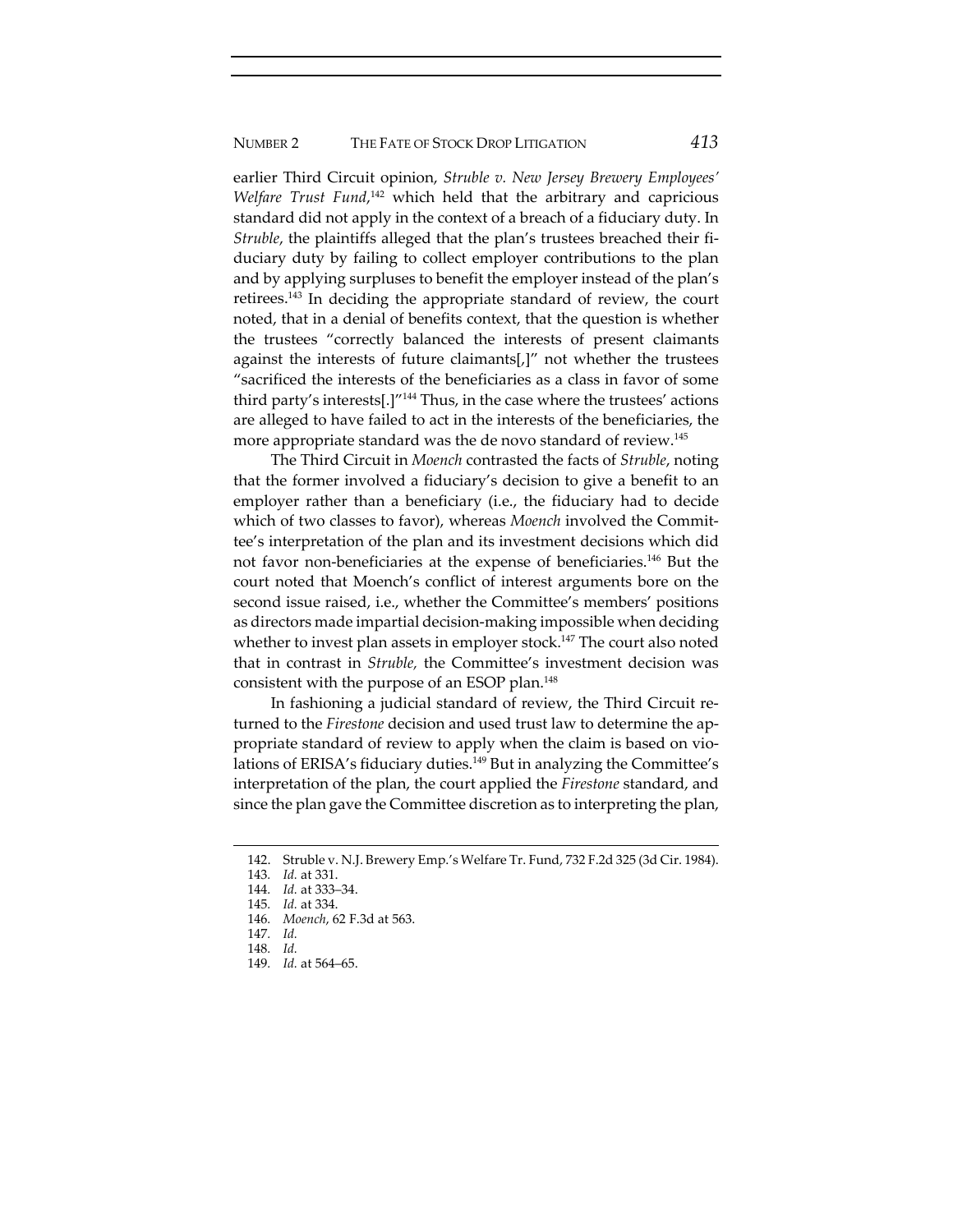earlier Third Circuit opinion, *Struble v. New Jersey Brewery Employees' Welfare Trust Fund*,[142] which held that the arbitrary and capricious standard did not apply in the context of a breach of a fiduciary duty. In *Struble*, the plaintiffs alleged that the plan's trustees breached their fiduciary duty by failing to collect employer contributions to the plan and by applying surpluses to benefit the employer instead of the plan's retirees.[143] In deciding the appropriate standard of review, the court noted, that in a denial of benefits context, that the question is whether the trustees "correctly balanced the interests of present claimants against the interests of future claimants[,]" not whether the trustees "sacrificed the interests of the beneficiaries as a class in favor of some third party's interests[.]"[144] Thus, in the case where the trustees' actions are alleged to have failed to act in the interests of the beneficiaries, the more appropriate standard was the de novo standard of review.[145]

The Third Circuit in *Moench* contrasted the facts of *Struble*, noting that the former involved a fiduciary's decision to give a benefit to an employer rather than a beneficiary (i.e., the fiduciary had to decide which of two classes to favor), whereas *Moench* involved the Committee's interpretation of the plan and its investment decisions which did not favor non-beneficiaries at the expense of beneficiaries.[146] But the court noted that Moench's conflict of interest arguments bore on the second issue raised, i.e., whether the Committee's members' positions as directors made impartial decision-making impossible when deciding whether to invest plan assets in employer stock.[147] The court also noted that in contrast in *Struble,* the Committee's investment decision was consistent with the purpose of an ESOP plan.[148]

In fashioning a judicial standard of review, the Third Circuit returned to the *Firestone* decision and used trust law to determine the appropriate standard of review to apply when the claim is based on violations of ERISA's fiduciary duties.[149] But in analyzing the Committee's interpretation of the plan, the court applied the *Firestone* standard, and since the plan gave the Committee discretion as to interpreting the plan,

---

142. Struble v. N.J. Brewery Emp.'s Welfare Tr. Fund, 732 F.2d 325 (3d Cir. 1984).

143. *Id.* at 331.

144. *Id.* at 333–34.

145. *Id.* at 334.

146. *Moench*, 62 F.3d at 563.

147. *Id.*

148. *Id.*

149. *Id.* at 564–65.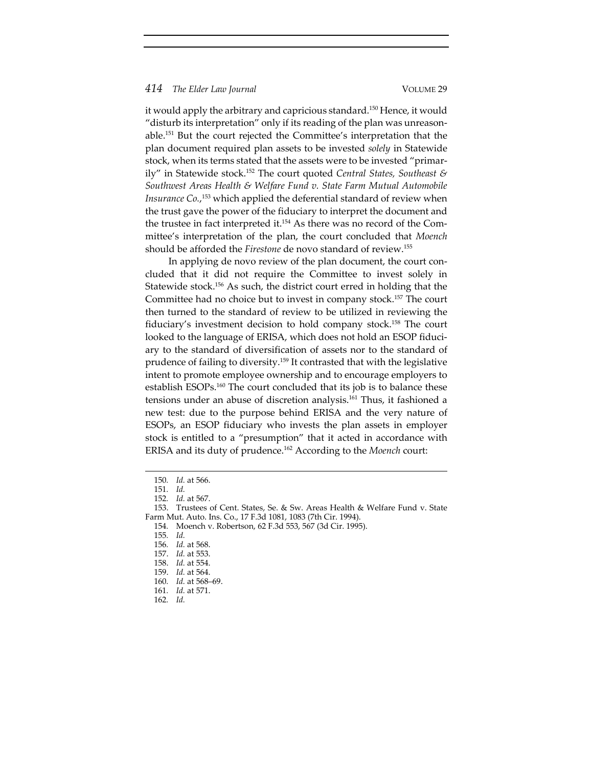it would apply the arbitrary and capricious standard.[150] Hence, it would "disturb its interpretation" only if its reading of the plan was unreasonable.[151] But the court rejected the Committee's interpretation that the plan document required plan assets to be invested *solely* in Statewide stock, when its terms stated that the assets were to be invested "primarily" in Statewide stock.[152] The court quoted *Central States, Southeast & Southwest Areas Health & Welfare Fund v. State Farm Mutual Automobile Insurance Co.*,[153] which applied the deferential standard of review when the trust gave the power of the fiduciary to interpret the document and the trustee in fact interpreted it.[154] As there was no record of the Committee's interpretation of the plan, the court concluded that *Moench* should be afforded the *Firestone* de novo standard of review.[155]

In applying de novo review of the plan document, the court concluded that it did not require the Committee to invest solely in Statewide stock.[156] As such, the district court erred in holding that the Committee had no choice but to invest in company stock.[157] The court then turned to the standard of review to be utilized in reviewing the fiduciary's investment decision to hold company stock.[158] The court looked to the language of ERISA, which does not hold an ESOP fiduciary to the standard of diversification of assets nor to the standard of prudence of failing to diversity.[159] It contrasted that with the legislative intent to promote employee ownership and to encourage employers to establish ESOPs.[160] The court concluded that its job is to balance these tensions under an abuse of discretion analysis.[161] Thus, it fashioned a new test: due to the purpose behind ERISA and the very nature of ESOPs, an ESOP fiduciary who invests the plan assets in employer stock is entitled to a "presumption" that it acted in accordance with ERISA and its duty of prudence.[162] According to the *Moench* court:

---

150. *Id.* at 566.
151. *Id.*
152. *Id.* at 567.
153. Trustees of Cent. States, Se. & Sw. Areas Health & Welfare Fund v. State Farm Mut. Auto. Ins. Co., 17 F.3d 1081, 1083 (7th Cir. 1994).
154. Moench v. Robertson, 62 F.3d 553, 567 (3d Cir. 1995).
155. *Id.*
156. *Id.* at 568.
157. *Id.* at 553.
158. *Id.* at 554.
159. *Id.* at 564.
160. *Id.* at 568–69.
161. *Id.* at 571.
162. *Id.*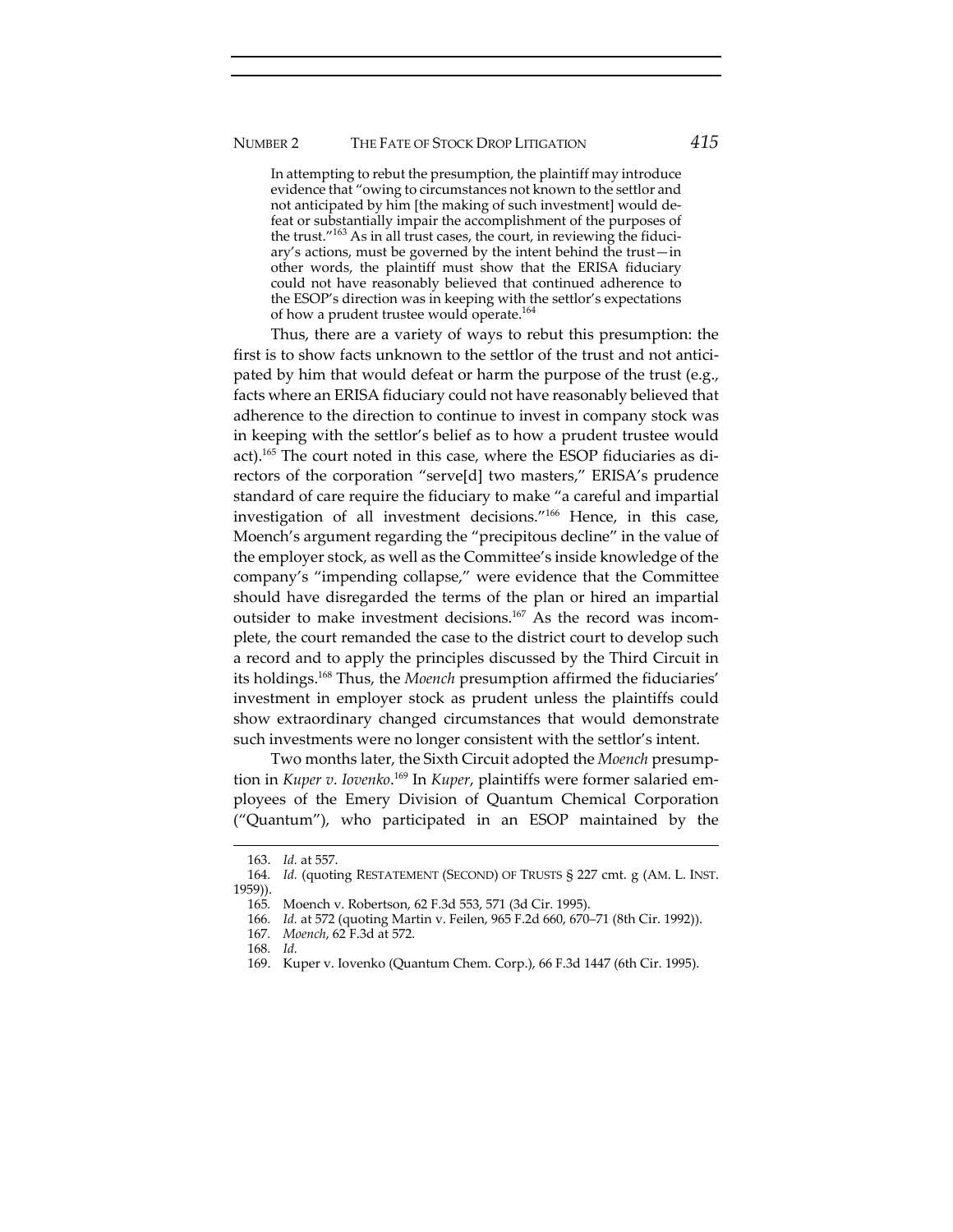> In attempting to rebut the presumption, the plaintiff may introduce evidence that "owing to circumstances not known to the settlor and not anticipated by him [the making of such investment] would defeat or substantially impair the accomplishment of the purposes of the trust."[163] As in all trust cases, the court, in reviewing the fiduciary's actions, must be governed by the intent behind the trust—in other words, the plaintiff must show that the ERISA fiduciary could not have reasonably believed that continued adherence to the ESOP's direction was in keeping with the settlor's expectations of how a prudent trustee would operate.[164]

Thus, there are a variety of ways to rebut this presumption: the first is to show facts unknown to the settlor of the trust and not anticipated by him that would defeat or harm the purpose of the trust (e.g., facts where an ERISA fiduciary could not have reasonably believed that adherence to the direction to continue to invest in company stock was in keeping with the settlor's belief as to how a prudent trustee would act).[165] The court noted in this case, where the ESOP fiduciaries as directors of the corporation "serve[d] two masters," ERISA's prudence standard of care require the fiduciary to make "a careful and impartial investigation of all investment decisions."[166] Hence, in this case, Moench's argument regarding the "precipitous decline" in the value of the employer stock, as well as the Committee's inside knowledge of the company's "impending collapse," were evidence that the Committee should have disregarded the terms of the plan or hired an impartial outsider to make investment decisions.[167] As the record was incomplete, the court remanded the case to the district court to develop such a record and to apply the principles discussed by the Third Circuit in its holdings.[168] Thus, the *Moench* presumption affirmed the fiduciaries' investment in employer stock as prudent unless the plaintiffs could show extraordinary changed circumstances that would demonstrate such investments were no longer consistent with the settlor's intent.

Two months later, the Sixth Circuit adopted the *Moench* presumption in *Kuper v. Iovenko*.[169] In *Kuper*, plaintiffs were former salaried employees of the Emery Division of Quantum Chemical Corporation ("Quantum"), who participated in an ESOP maintained by the

---

163. *Id.* at 557.

164. *Id.* (quoting RESTATEMENT (SECOND) OF TRUSTS § 227 cmt. g (AM. L. INST. 1959)).

165. Moench v. Robertson, 62 F.3d 553, 571 (3d Cir. 1995).

166. *Id.* at 572 (quoting Martin v. Feilen, 965 F.2d 660, 670–71 (8th Cir. 1992)).

167. *Moench*, 62 F.3d at 572.

168. *Id.*

169. Kuper v. Iovenko (Quantum Chem. Corp.), 66 F.3d 1447 (6th Cir. 1995).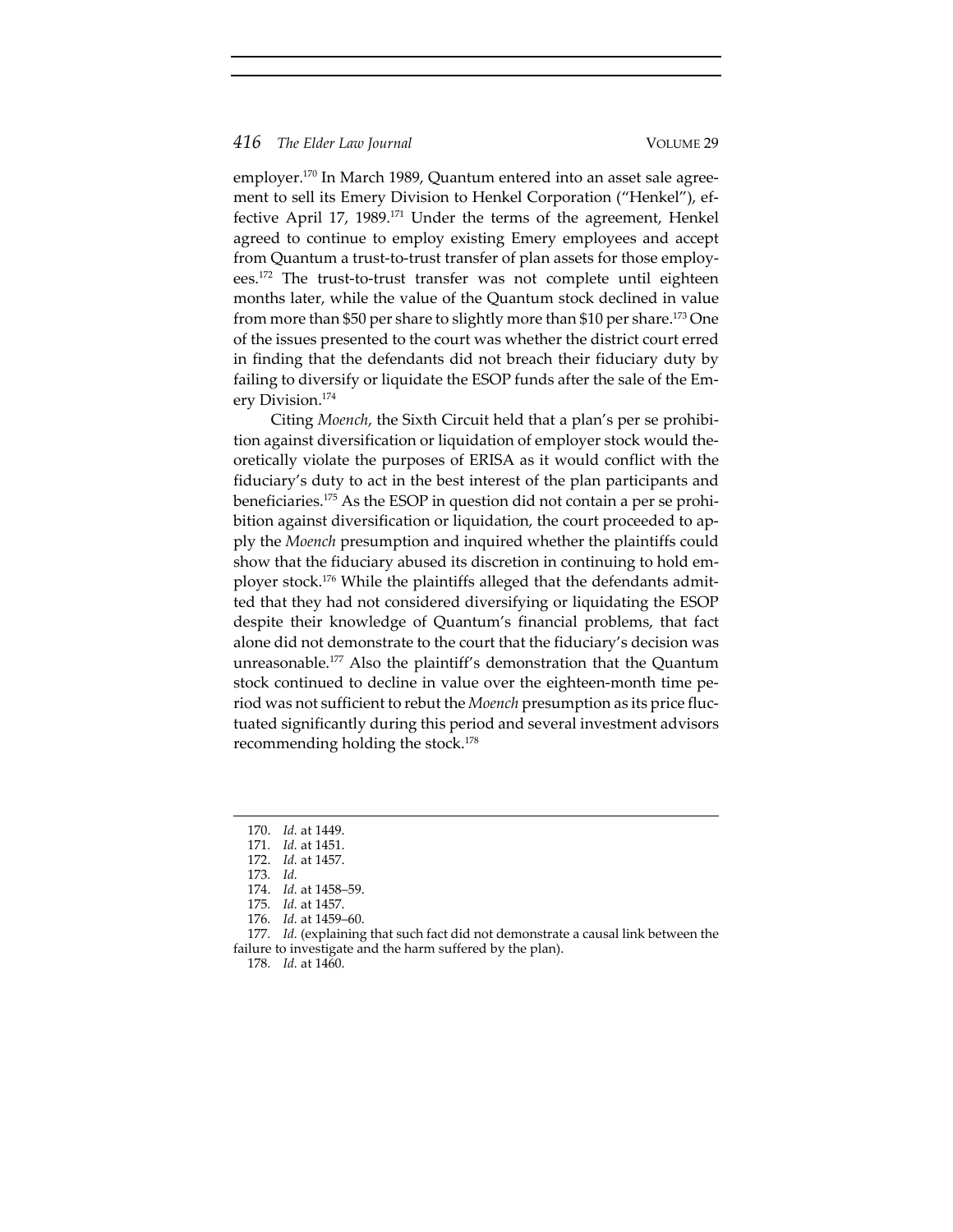employer.[170] In March 1989, Quantum entered into an asset sale agreement to sell its Emery Division to Henkel Corporation ("Henkel"), effective April 17, 1989.[171] Under the terms of the agreement, Henkel agreed to continue to employ existing Emery employees and accept from Quantum a trust-to-trust transfer of plan assets for those employees.[172] The trust-to-trust transfer was not complete until eighteen months later, while the value of the Quantum stock declined in value from more than $50 per share to slightly more than $10 per share.[173] One of the issues presented to the court was whether the district court erred in finding that the defendants did not breach their fiduciary duty by failing to diversify or liquidate the ESOP funds after the sale of the Emery Division.[174]

Citing *Moench*, the Sixth Circuit held that a plan's per se prohibition against diversification or liquidation of employer stock would theoretically violate the purposes of ERISA as it would conflict with the fiduciary's duty to act in the best interest of the plan participants and beneficiaries.[175] As the ESOP in question did not contain a per se prohibition against diversification or liquidation, the court proceeded to apply the *Moench* presumption and inquired whether the plaintiffs could show that the fiduciary abused its discretion in continuing to hold employer stock.[176] While the plaintiffs alleged that the defendants admitted that they had not considered diversifying or liquidating the ESOP despite their knowledge of Quantum's financial problems, that fact alone did not demonstrate to the court that the fiduciary's decision was unreasonable.[177] Also the plaintiff's demonstration that the Quantum stock continued to decline in value over the eighteen-month time period was not sufficient to rebut the *Moench* presumption as its price fluctuated significantly during this period and several investment advisors recommending holding the stock.[178]

---

170. *Id.* at 1449.
171. *Id.* at 1451.
172. *Id.* at 1457.
173. *Id.*
174. *Id.* at 1458–59.
175. *Id.* at 1457.
176. *Id.* at 1459–60.
177. *Id.* (explaining that such fact did not demonstrate a causal link between the failure to investigate and the harm suffered by the plan).
178. *Id.* at 1460.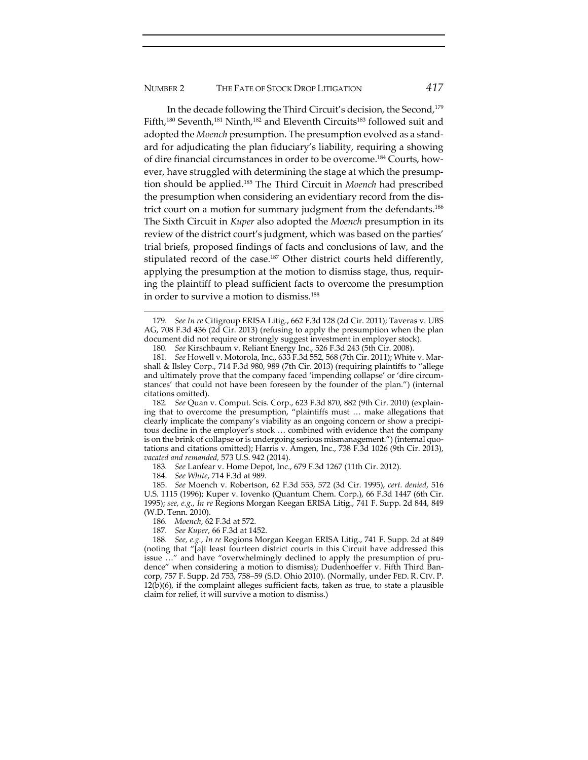In the decade following the Third Circuit's decision, the Second,[179] Fifth,[180] Seventh,[181] Ninth,[182] and Eleventh Circuits[183] followed suit and adopted the *Moench* presumption. The presumption evolved as a standard for adjudicating the plan fiduciary's liability, requiring a showing of dire financial circumstances in order to be overcome.[184] Courts, however, have struggled with determining the stage at which the presumption should be applied.[185] The Third Circuit in *Moench* had prescribed the presumption when considering an evidentiary record from the district court on a motion for summary judgment from the defendants.[186] The Sixth Circuit in *Kuper* also adopted the *Moench* presumption in its review of the district court's judgment, which was based on the parties' trial briefs, proposed findings of facts and conclusions of law, and the stipulated record of the case.[187] Other district courts held differently, applying the presumption at the motion to dismiss stage, thus, requiring the plaintiff to plead sufficient facts to overcome the presumption in order to survive a motion to dismiss.[188]

---

179. *See In re* Citigroup ERISA Litig., 662 F.3d 128 (2d Cir. 2011); Taveras v. UBS AG, 708 F.3d 436 (2d Cir. 2013) (refusing to apply the presumption when the plan document did not require or strongly suggest investment in employer stock).

180. *See* Kirschbaum v. Reliant Energy Inc., 526 F.3d 243 (5th Cir. 2008).

181. *See* Howell v. Motorola, Inc., 633 F.3d 552, 568 (7th Cir. 2011); White v. Marshall & Ilsley Corp., 714 F.3d 980, 989 (7th Cir. 2013) (requiring plaintiffs to "allege and ultimately prove that the company faced 'impending collapse' or 'dire circumstances' that could not have been foreseen by the founder of the plan.") (internal citations omitted).

182. *See* Quan v. Comput. Scis. Corp., 623 F.3d 870, 882 (9th Cir. 2010) (explaining that to overcome the presumption, "plaintiffs must … make allegations that clearly implicate the company's viability as an ongoing concern or show a precipitous decline in the employer's stock … combined with evidence that the company is on the brink of collapse or is undergoing serious mismanagement.") (internal quotations and citations omitted); Harris v. Amgen, Inc., 738 F.3d 1026 (9th Cir. 2013), *vacated and remanded*, 573 U.S. 942 (2014).

183. *See* Lanfear v. Home Depot, Inc., 679 F.3d 1267 (11th Cir. 2012).

184. *See White*, 714 F.3d at 989.

185. *See* Moench v. Robertson, 62 F.3d 553, 572 (3d Cir. 1995), *cert. denied*, 516 U.S. 1115 (1996); Kuper v. Iovenko (Quantum Chem. Corp.), 66 F.3d 1447 (6th Cir. 1995); *see, e.g.*, *In re* Regions Morgan Keegan ERISA Litig., 741 F. Supp. 2d 844, 849 (W.D. Tenn. 2010).

186. *Moench*, 62 F.3d at 572.

187. *See Kuper*, 66 F.3d at 1452.

188. *See, e.g.*, *In re* Regions Morgan Keegan ERISA Litig., 741 F. Supp. 2d at 849 (noting that "[a]t least fourteen district courts in this Circuit have addressed this issue …" and have "overwhelmingly declined to apply the presumption of prudence" when considering a motion to dismiss); Dudenhoeffer v. Fifth Third Bancorp, 757 F. Supp. 2d 753, 758–59 (S.D. Ohio 2010). (Normally, under FED. R. CIV. P. 12(b)(6), if the complaint alleges sufficient facts, taken as true, to state a plausible claim for relief, it will survive a motion to dismiss.)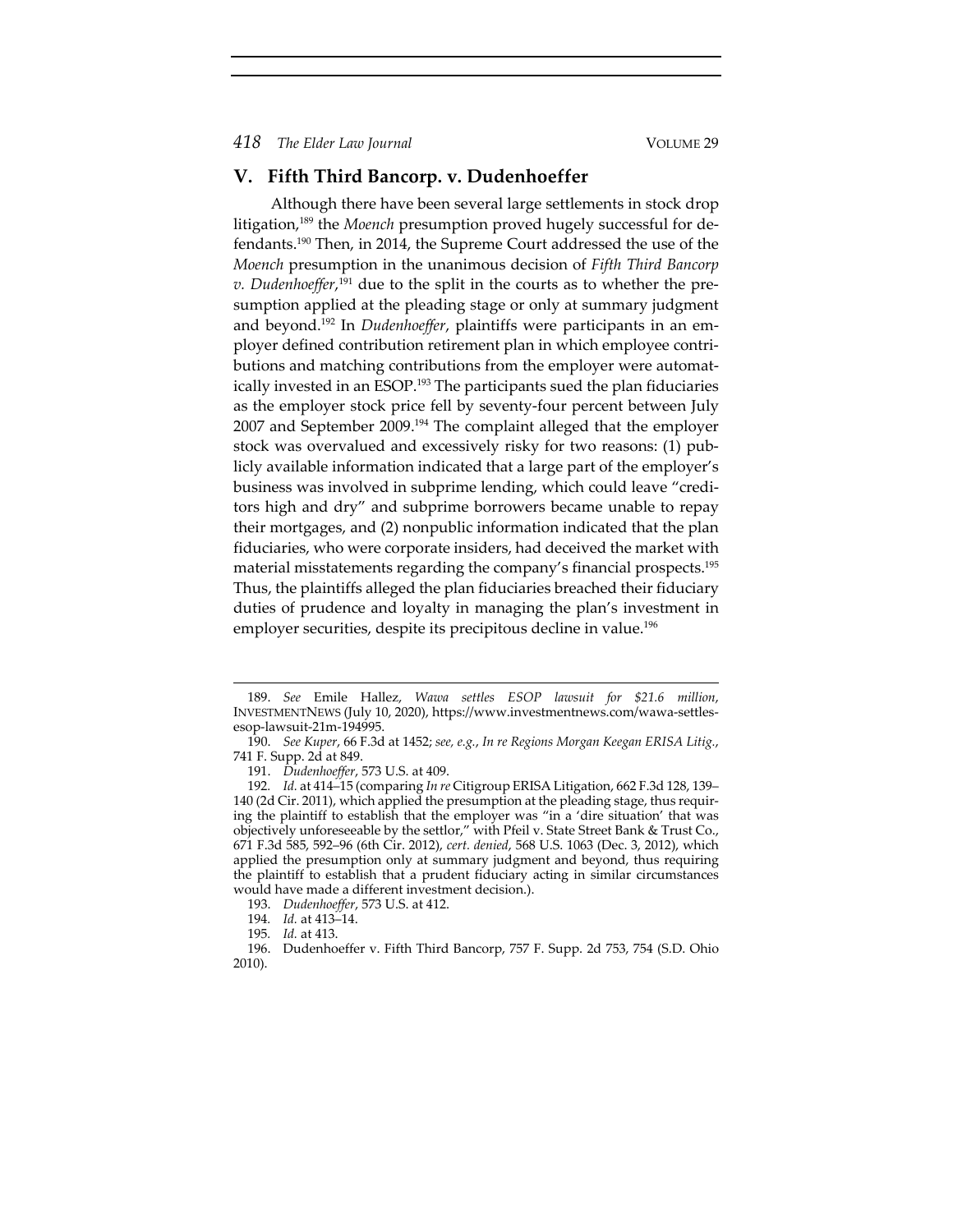## V. Fifth Third Bancorp. v. Dudenhoeffer

Although there have been several large settlements in stock drop litigation,[189] the *Moench* presumption proved hugely successful for defendants.[190] Then, in 2014, the Supreme Court addressed the use of the *Moench* presumption in the unanimous decision of *Fifth Third Bancorp v. Dudenhoeffer*,[191] due to the split in the courts as to whether the presumption applied at the pleading stage or only at summary judgment and beyond.[192] In *Dudenhoeffer*, plaintiffs were participants in an employer defined contribution retirement plan in which employee contributions and matching contributions from the employer were automatically invested in an ESOP.[193] The participants sued the plan fiduciaries as the employer stock price fell by seventy-four percent between July 2007 and September 2009.[194] The complaint alleged that the employer stock was overvalued and excessively risky for two reasons: (1) publicly available information indicated that a large part of the employer's business was involved in subprime lending, which could leave "creditors high and dry" and subprime borrowers became unable to repay their mortgages, and (2) nonpublic information indicated that the plan fiduciaries, who were corporate insiders, had deceived the market with material misstatements regarding the company's financial prospects.[195] Thus, the plaintiffs alleged the plan fiduciaries breached their fiduciary duties of prudence and loyalty in managing the plan's investment in employer securities, despite its precipitous decline in value.[196]

---

189. *See* Emile Hallez, *Wawa settles ESOP lawsuit for $21.6 million*, INVESTMENTNEWS (July 10, 2020), https://www.investmentnews.com/wawa-settles-esop-lawsuit-21m-194995.

190. *See Kuper*, 66 F.3d at 1452; *see, e.g.*, *In re Regions Morgan Keegan ERISA Litig.*, 741 F. Supp. 2d at 849.

191. *Dudenhoeffer*, 573 U.S. at 409.

192. *Id.* at 414–15 (comparing *In re* Citigroup ERISA Litigation, 662 F.3d 128, 139–140 (2d Cir. 2011), which applied the presumption at the pleading stage, thus requiring the plaintiff to establish that the employer was "in a 'dire situation' that was objectively unforeseeable by the settlor," with Pfeil v. State Street Bank & Trust Co., 671 F.3d 585, 592–96 (6th Cir. 2012), *cert. denied*, 568 U.S. 1063 (Dec. 3, 2012), which applied the presumption only at summary judgment and beyond, thus requiring the plaintiff to establish that a prudent fiduciary acting in similar circumstances would have made a different investment decision.).

193. *Dudenhoeffer*, 573 U.S. at 412.

194. *Id.* at 413–14.

195. *Id.* at 413.

196. Dudenhoeffer v. Fifth Third Bancorp, 757 F. Supp. 2d 753, 754 (S.D. Ohio 2010).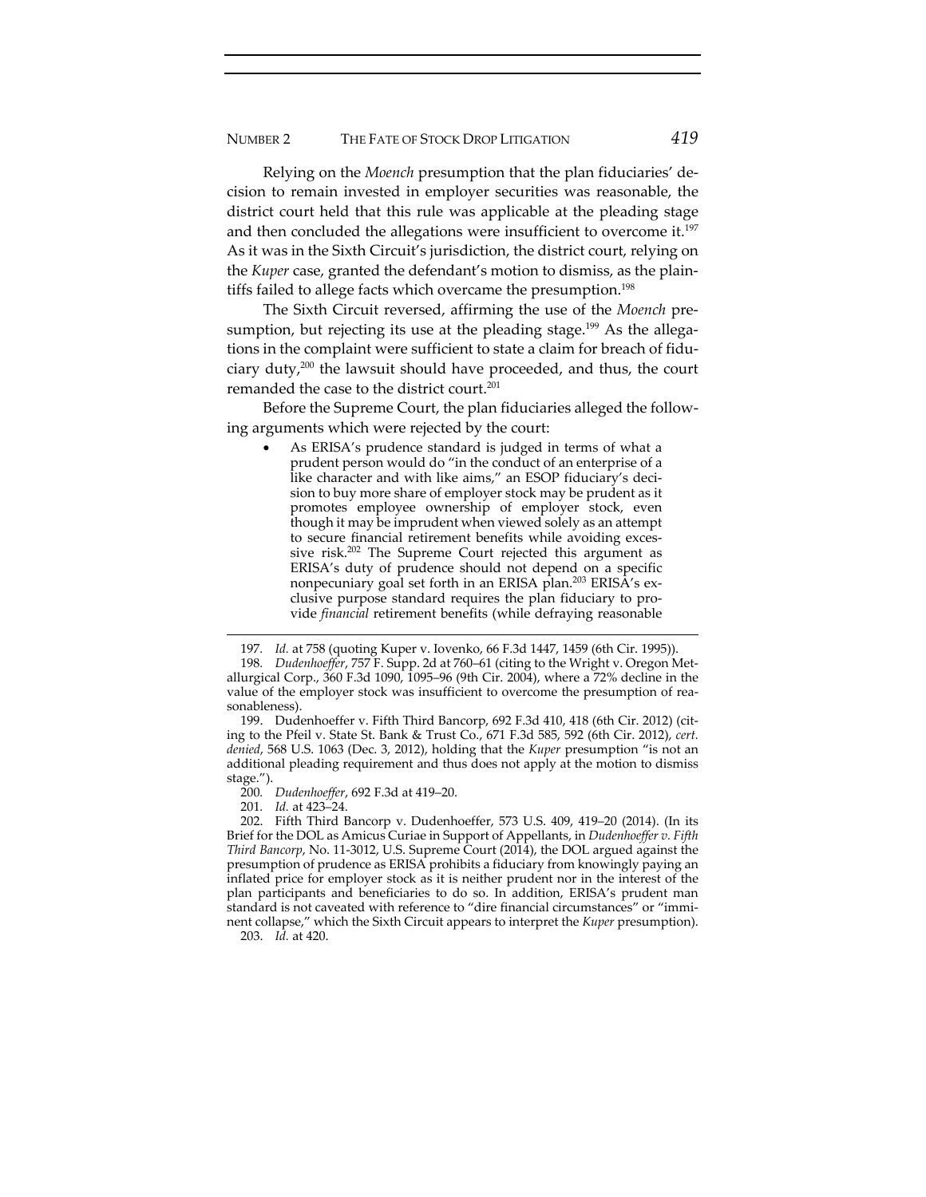Relying on the *Moench* presumption that the plan fiduciaries' decision to remain invested in employer securities was reasonable, the district court held that this rule was applicable at the pleading stage and then concluded the allegations were insufficient to overcome it.[197] As it was in the Sixth Circuit's jurisdiction, the district court, relying on the *Kuper* case, granted the defendant's motion to dismiss, as the plaintiffs failed to allege facts which overcame the presumption.[198]

The Sixth Circuit reversed, affirming the use of the *Moench* presumption, but rejecting its use at the pleading stage.[199] As the allegations in the complaint were sufficient to state a claim for breach of fiduciary duty,[200] the lawsuit should have proceeded, and thus, the court remanded the case to the district court.[201]

Before the Supreme Court, the plan fiduciaries alleged the following arguments which were rejected by the court:

- As ERISA's prudence standard is judged in terms of what a prudent person would do "in the conduct of an enterprise of a like character and with like aims," an ESOP fiduciary's decision to buy more share of employer stock may be prudent as it promotes employee ownership of employer stock, even though it may be imprudent when viewed solely as an attempt to secure financial retirement benefits while avoiding excessive risk.[202] The Supreme Court rejected this argument as ERISA's duty of prudence should not depend on a specific nonpecuniary goal set forth in an ERISA plan.[203] ERISA's exclusive purpose standard requires the plan fiduciary to provide *financial* retirement benefits (while defraying reasonable

---

197. *Id.* at 758 (quoting Kuper v. Iovenko, 66 F.3d 1447, 1459 (6th Cir. 1995)).

198. *Dudenhoeffer*, 757 F. Supp. 2d at 760–61 (citing to the Wright v. Oregon Metallurgical Corp., 360 F.3d 1090, 1095–96 (9th Cir. 2004), where a 72% decline in the value of the employer stock was insufficient to overcome the presumption of reasonableness).

199. Dudenhoeffer v. Fifth Third Bancorp, 692 F.3d 410, 418 (6th Cir. 2012) (citing to the Pfeil v. State St. Bank & Trust Co., 671 F.3d 585, 592 (6th Cir. 2012), *cert. denied*, 568 U.S. 1063 (Dec. 3, 2012), holding that the *Kuper* presumption "is not an additional pleading requirement and thus does not apply at the motion to dismiss stage.").

200. *Dudenhoeffer*, 692 F.3d at 419–20.

201. *Id.* at 423–24.

202. Fifth Third Bancorp v. Dudenhoeffer, 573 U.S. 409, 419–20 (2014). (In its Brief for the DOL as Amicus Curiae in Support of Appellants, in *Dudenhoeffer v. Fifth Third Bancorp*, No. 11-3012, U.S. Supreme Court (2014), the DOL argued against the presumption of prudence as ERISA prohibits a fiduciary from knowingly paying an inflated price for employer stock as it is neither prudent nor in the interest of the plan participants and beneficiaries to do so. In addition, ERISA's prudent man standard is not caveated with reference to "dire financial circumstances" or "imminent collapse," which the Sixth Circuit appears to interpret the *Kuper* presumption).

203. *Id.* at 420.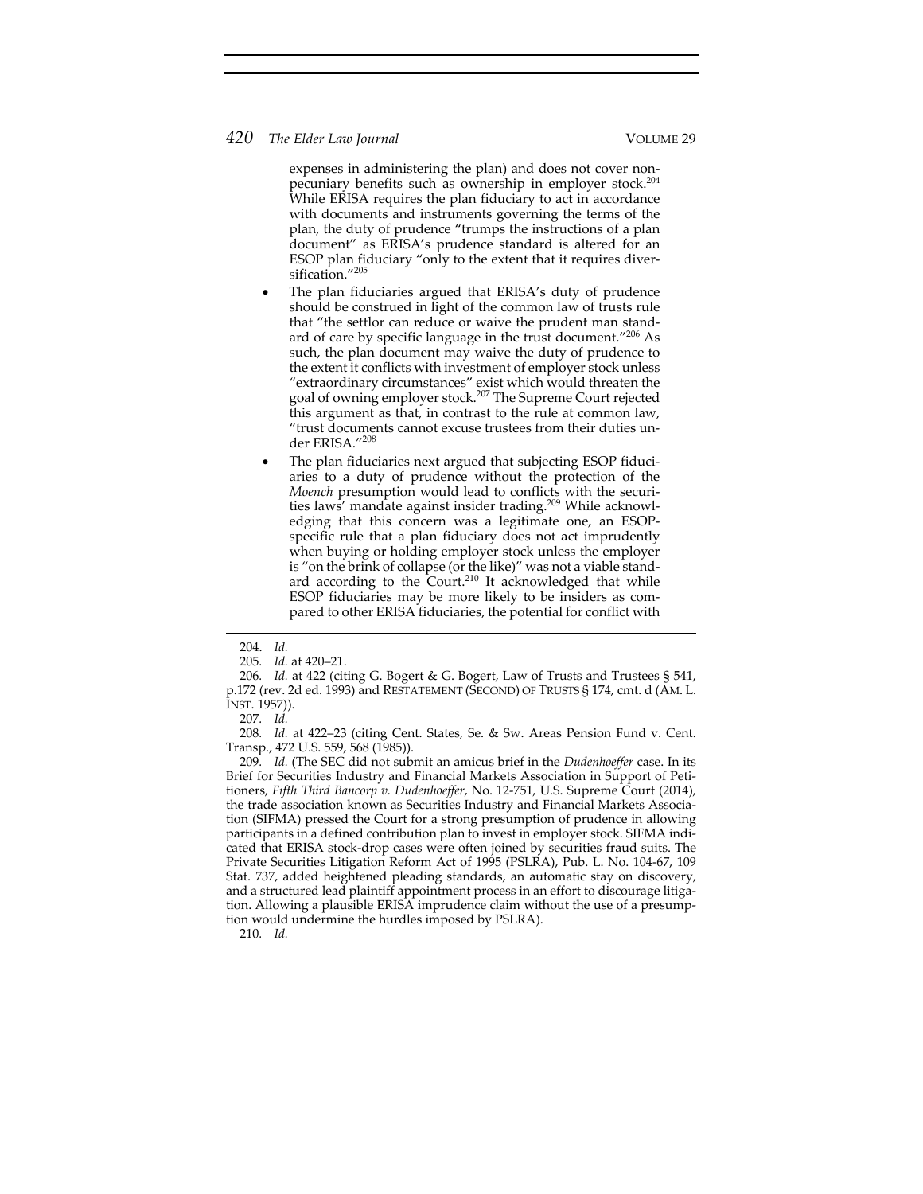expenses in administering the plan) and does not cover non-pecuniary benefits such as ownership in employer stock.[204] While ERISA requires the plan fiduciary to act in accordance with documents and instruments governing the terms of the plan, the duty of prudence "trumps the instructions of a plan document" as ERISA's prudence standard is altered for an ESOP plan fiduciary "only to the extent that it requires diversification."[205]

- The plan fiduciaries argued that ERISA's duty of prudence should be construed in light of the common law of trusts rule that "the settlor can reduce or waive the prudent man standard of care by specific language in the trust document."[206] As such, the plan document may waive the duty of prudence to the extent it conflicts with investment of employer stock unless "extraordinary circumstances" exist which would threaten the goal of owning employer stock.[207] The Supreme Court rejected this argument as that, in contrast to the rule at common law, "trust documents cannot excuse trustees from their duties under ERISA."[208]
- The plan fiduciaries next argued that subjecting ESOP fiduciaries to a duty of prudence without the protection of the *Moench* presumption would lead to conflicts with the securities laws' mandate against insider trading.[209] While acknowledging that this concern was a legitimate one, an ESOP-specific rule that a plan fiduciary does not act imprudently when buying or holding employer stock unless the employer is "on the brink of collapse (or the like)" was not a viable standard according to the Court.[210] It acknowledged that while ESOP fiduciaries may be more likely to be insiders as compared to other ERISA fiduciaries, the potential for conflict with

---

204. *Id.*

205. *Id.* at 420–21.

206. *Id.* at 422 (citing G. Bogert & G. Bogert, Law of Trusts and Trustees § 541, p.172 (rev. 2d ed. 1993) and RESTATEMENT (SECOND) OF TRUSTS § 174, cmt. d (AM. L. INST. 1957)).

207. *Id.*

208. *Id.* at 422–23 (citing Cent. States, Se. & Sw. Areas Pension Fund v. Cent. Transp., 472 U.S. 559, 568 (1985)).

209. *Id.* (The SEC did not submit an amicus brief in the *Dudenhoeffer* case. In its Brief for Securities Industry and Financial Markets Association in Support of Petitioners, *Fifth Third Bancorp v. Dudenhoeffer*, No. 12-751, U.S. Supreme Court (2014), the trade association known as Securities Industry and Financial Markets Association (SIFMA) pressed the Court for a strong presumption of prudence in allowing participants in a defined contribution plan to invest in employer stock. SIFMA indicated that ERISA stock-drop cases were often joined by securities fraud suits. The Private Securities Litigation Reform Act of 1995 (PSLRA), Pub. L. No. 104-67, 109 Stat. 737, added heightened pleading standards, an automatic stay on discovery, and a structured lead plaintiff appointment process in an effort to discourage litigation. Allowing a plausible ERISA imprudence claim without the use of a presumption would undermine the hurdles imposed by PSLRA).

210. *Id.*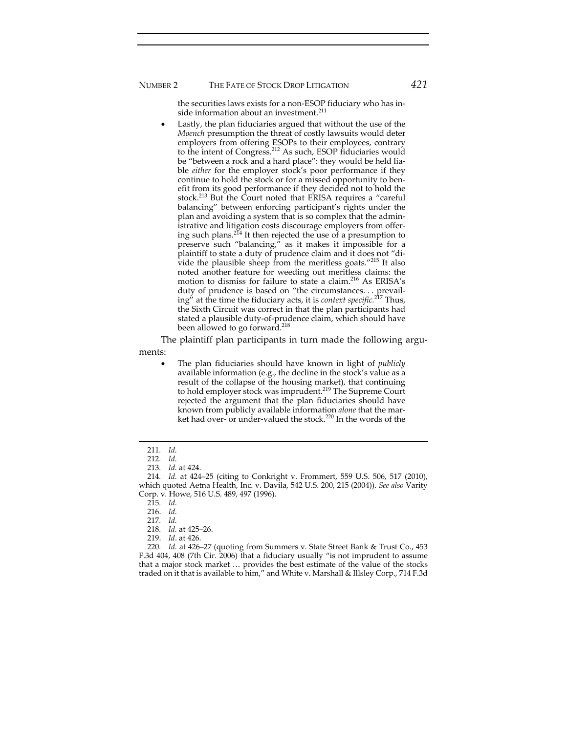the securities laws exists for a non-ESOP fiduciary who has inside information about an investment.[211]

- Lastly, the plan fiduciaries argued that without the use of the *Moench* presumption the threat of costly lawsuits would deter employers from offering ESOPs to their employees, contrary to the intent of Congress.[212] As such, ESOP fiduciaries would be "between a rock and a hard place": they would be held liable *either* for the employer stock's poor performance if they continue to hold the stock or for a missed opportunity to benefit from its good performance if they decided not to hold the stock.[213] But the Court noted that ERISA requires a "careful balancing" between enforcing participant's rights under the plan and avoiding a system that is so complex that the administrative and litigation costs discourage employers from offering such plans.[214] It then rejected the use of a presumption to preserve such "balancing," as it makes it impossible for a plaintiff to state a duty of prudence claim and it does not "divide the plausible sheep from the meritless goats."[215] It also noted another feature for weeding out meritless claims: the motion to dismiss for failure to state a claim.[216] As ERISA's duty of prudence is based on "the circumstances. . . prevailing" at the time the fiduciary acts, it is *context specific*.[217] Thus, the Sixth Circuit was correct in that the plan participants had stated a plausible duty-of-prudence claim, which should have been allowed to go forward.[218]

The plaintiff plan participants in turn made the following arguments:

- The plan fiduciaries should have known in light of *publicly* available information (e.g., the decline in the stock's value as a result of the collapse of the housing market), that continuing to hold employer stock was imprudent.[219] The Supreme Court rejected the argument that the plan fiduciaries should have known from publicly available information *alone* that the market had over- or under-valued the stock.[220] In the words of the

---

211. *Id.*

212. *Id.*

213. *Id.* at 424.

214. *Id.* at 424–25 (citing to Conkright v. Frommert, 559 U.S. 506, 517 (2010), which quoted Aetna Health, Inc. v. Davila, 542 U.S. 200, 215 (2004)). *See also* Varity Corp. v. Howe, 516 U.S. 489, 497 (1996).

215. *Id.*

216. *Id.*

217. *Id.*

218. *Id.* at 425–26.

219. *Id*. at 426.

220. *Id.* at 426–27 (quoting from Summers v. State Street Bank & Trust Co., 453 F.3d 404, 408 (7th Cir. 2006) that a fiduciary usually "is not imprudent to assume that a major stock market … provides the best estimate of the value of the stocks traded on it that is available to him," and White v. Marshall & Illsley Corp., 714 F.3d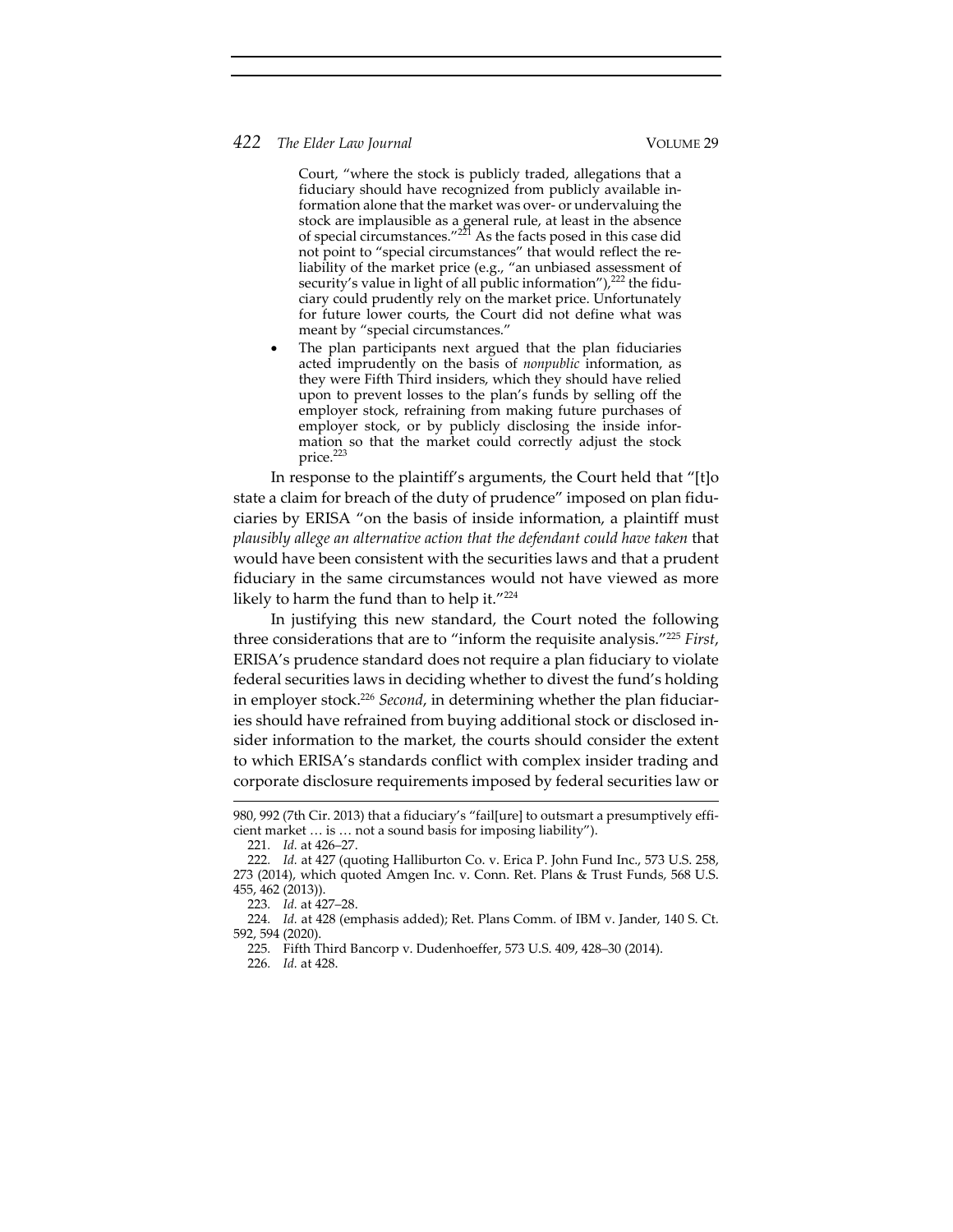Court, "where the stock is publicly traded, allegations that a fiduciary should have recognized from publicly available information alone that the market was over- or undervaluing the stock are implausible as a general rule, at least in the absence of special circumstances."[221] As the facts posed in this case did not point to "special circumstances" that would reflect the reliability of the market price (e.g., "an unbiased assessment of security's value in light of all public information"),[222] the fiduciary could prudently rely on the market price. Unfortunately for future lower courts, the Court did not define what was meant by "special circumstances."

- The plan participants next argued that the plan fiduciaries acted imprudently on the basis of *nonpublic* information, as they were Fifth Third insiders, which they should have relied upon to prevent losses to the plan's funds by selling off the employer stock, refraining from making future purchases of employer stock, or by publicly disclosing the inside information so that the market could correctly adjust the stock price.[223]

In response to the plaintiff's arguments, the Court held that "[t]o state a claim for breach of the duty of prudence" imposed on plan fiduciaries by ERISA "on the basis of inside information, a plaintiff must *plausibly allege an alternative action that the defendant could have taken* that would have been consistent with the securities laws and that a prudent fiduciary in the same circumstances would not have viewed as more likely to harm the fund than to help it."[224]

In justifying this new standard, the Court noted the following three considerations that are to "inform the requisite analysis."[225] *First*, ERISA's prudence standard does not require a plan fiduciary to violate federal securities laws in deciding whether to divest the fund's holding in employer stock.[226] *Second*, in determining whether the plan fiduciaries should have refrained from buying additional stock or disclosed insider information to the market, the courts should consider the extent to which ERISA's standards conflict with complex insider trading and corporate disclosure requirements imposed by federal securities law or

---

980, 992 (7th Cir. 2013) that a fiduciary's "fail[ure] to outsmart a presumptively efficient market … is … not a sound basis for imposing liability").

221. *Id.* at 426–27.

222. *Id.* at 427 (quoting Halliburton Co. v. Erica P. John Fund Inc., 573 U.S. 258, 273 (2014), which quoted Amgen Inc. v. Conn. Ret. Plans & Trust Funds, 568 U.S. 455, 462 (2013)).

223. *Id.* at 427–28.

224. *Id.* at 428 (emphasis added); Ret. Plans Comm. of IBM v. Jander, 140 S. Ct. 592, 594 (2020).

225. Fifth Third Bancorp v. Dudenhoeffer, 573 U.S. 409, 428–30 (2014).

226. *Id.* at 428.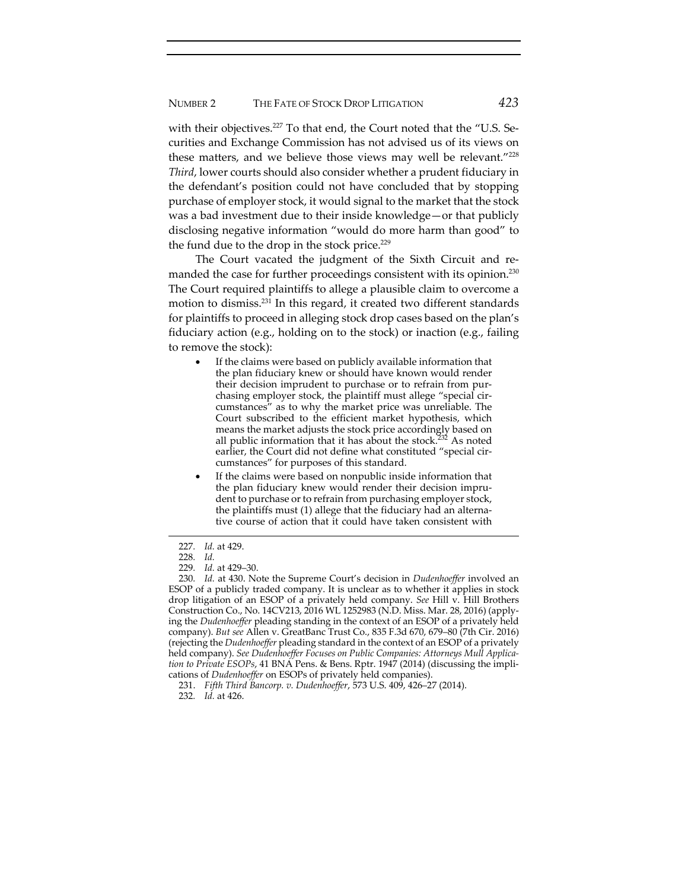with their objectives.[227] To that end, the Court noted that the "U.S. Securities and Exchange Commission has not advised us of its views on these matters, and we believe those views may well be relevant."[228] *Third*, lower courts should also consider whether a prudent fiduciary in the defendant's position could not have concluded that by stopping purchase of employer stock, it would signal to the market that the stock was a bad investment due to their inside knowledge—or that publicly disclosing negative information "would do more harm than good" to the fund due to the drop in the stock price.[229]

The Court vacated the judgment of the Sixth Circuit and remanded the case for further proceedings consistent with its opinion.[230] The Court required plaintiffs to allege a plausible claim to overcome a motion to dismiss.[231] In this regard, it created two different standards for plaintiffs to proceed in alleging stock drop cases based on the plan's fiduciary action (e.g., holding on to the stock) or inaction (e.g., failing to remove the stock):

- If the claims were based on publicly available information that the plan fiduciary knew or should have known would render their decision imprudent to purchase or to refrain from purchasing employer stock, the plaintiff must allege "special circumstances" as to why the market price was unreliable. The Court subscribed to the efficient market hypothesis, which means the market adjusts the stock price accordingly based on all public information that it has about the stock.[232] As noted earlier, the Court did not define what constituted "special circumstances" for purposes of this standard.
- If the claims were based on nonpublic inside information that the plan fiduciary knew would render their decision imprudent to purchase or to refrain from purchasing employer stock, the plaintiffs must (1) allege that the fiduciary had an alternative course of action that it could have taken consistent with

---

227. *Id.* at 429.

228. *Id.*

229. *Id.* at 429–30.

230. *Id.* at 430. Note the Supreme Court's decision in *Dudenhoeffer* involved an ESOP of a publicly traded company. It is unclear as to whether it applies in stock drop litigation of an ESOP of a privately held company. *See* Hill v. Hill Brothers Construction Co., No. 14CV213, 2016 WL 1252983 (N.D. Miss. Mar. 28, 2016) (applying the *Dudenhoeffer* pleading standing in the context of an ESOP of a privately held company). *But see* Allen v. GreatBanc Trust Co., 835 F.3d 670, 679–80 (7th Cir. 2016) (rejecting the *Dudenhoeffer* pleading standard in the context of an ESOP of a privately held company). *See Dudenhoeffer Focuses on Public Companies: Attorneys Mull Application to Private ESOPs*, 41 BNA Pens. & Bens. Rptr. 1947 (2014) (discussing the implications of *Dudenhoeffer* on ESOPs of privately held companies).

231. *Fifth Third Bancorp. v. Dudenhoeffer*, 573 U.S. 409, 426–27 (2014).

232. *Id.* at 426.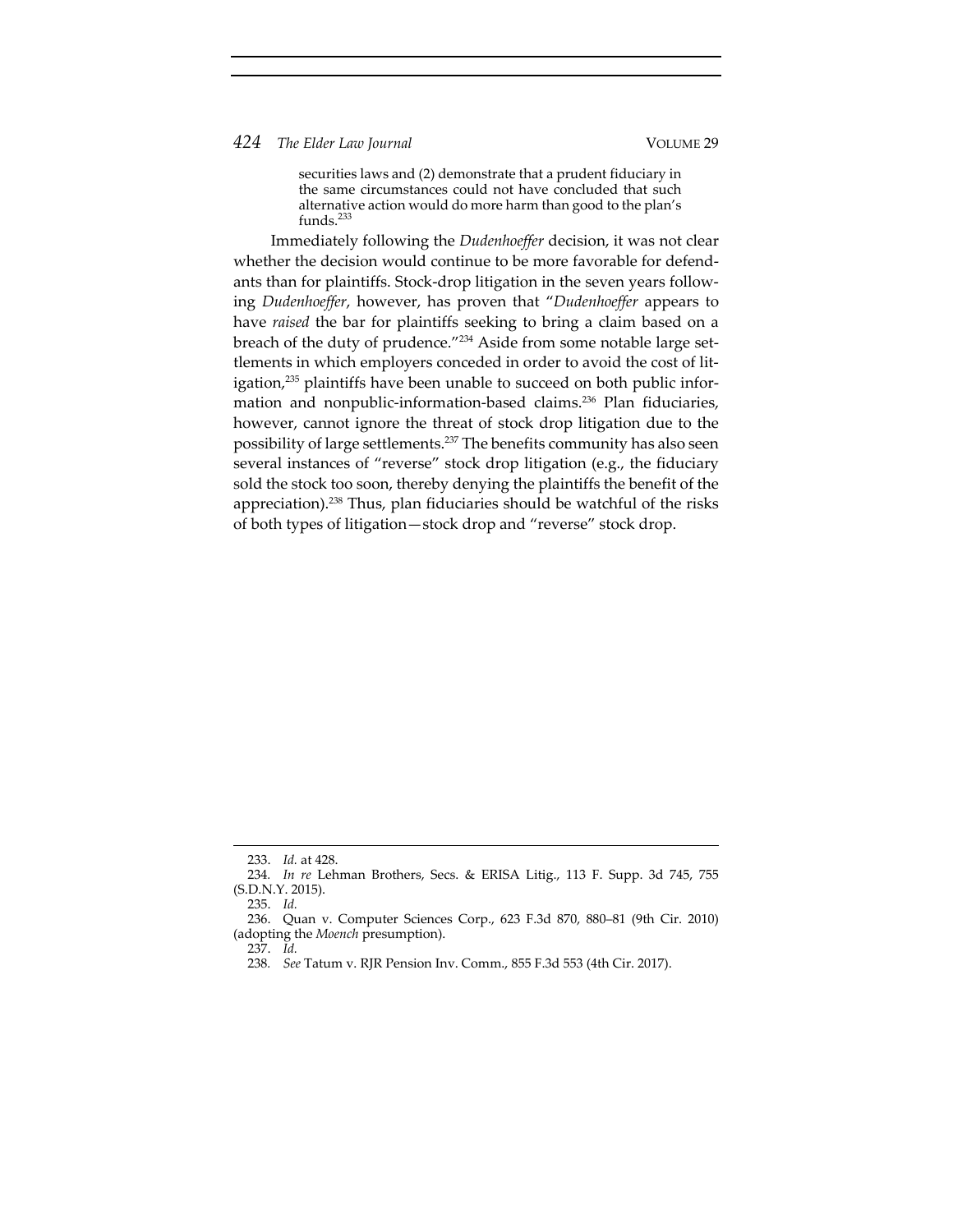> securities laws and (2) demonstrate that a prudent fiduciary in the same circumstances could not have concluded that such alternative action would do more harm than good to the plan's funds.[233]

Immediately following the *Dudenhoeffer* decision, it was not clear whether the decision would continue to be more favorable for defendants than for plaintiffs. Stock-drop litigation in the seven years following *Dudenhoeffer*, however, has proven that "*Dudenhoeffer* appears to have *raised* the bar for plaintiffs seeking to bring a claim based on a breach of the duty of prudence."[234] Aside from some notable large settlements in which employers conceded in order to avoid the cost of litigation,[235] plaintiffs have been unable to succeed on both public information and nonpublic-information-based claims.[236] Plan fiduciaries, however, cannot ignore the threat of stock drop litigation due to the possibility of large settlements.[237] The benefits community has also seen several instances of "reverse" stock drop litigation (e.g., the fiduciary sold the stock too soon, thereby denying the plaintiffs the benefit of the appreciation).[238] Thus, plan fiduciaries should be watchful of the risks of both types of litigation—stock drop and "reverse" stock drop.

---

233. *Id.* at 428.

234. *In re* Lehman Brothers, Secs. & ERISA Litig., 113 F. Supp. 3d 745, 755 (S.D.N.Y. 2015).

235. *Id.*

236. Quan v. Computer Sciences Corp., 623 F.3d 870, 880–81 (9th Cir. 2010) (adopting the *Moench* presumption).

237. *Id.*

238. *See* Tatum v. RJR Pension Inv. Comm., 855 F.3d 553 (4th Cir. 2017).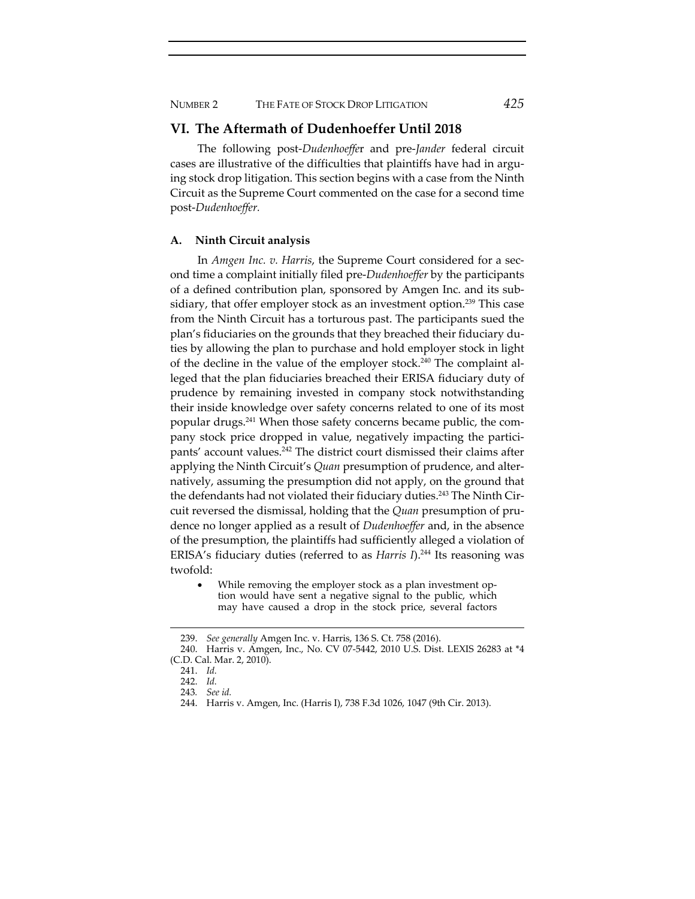## VI. The Aftermath of Dudenhoeffer Until 2018

The following post-*Dudenhoeffe*r and pre-*Jander* federal circuit cases are illustrative of the difficulties that plaintiffs have had in arguing stock drop litigation. This section begins with a case from the Ninth Circuit as the Supreme Court commented on the case for a second time post-*Dudenhoeffer.*

### A. Ninth Circuit analysis

In *Amgen Inc. v. Harris*, the Supreme Court considered for a second time a complaint initially filed pre-*Dudenhoeffer* by the participants of a defined contribution plan, sponsored by Amgen Inc. and its subsidiary, that offer employer stock as an investment option.[239] This case from the Ninth Circuit has a torturous past. The participants sued the plan's fiduciaries on the grounds that they breached their fiduciary duties by allowing the plan to purchase and hold employer stock in light of the decline in the value of the employer stock.[240] The complaint alleged that the plan fiduciaries breached their ERISA fiduciary duty of prudence by remaining invested in company stock notwithstanding their inside knowledge over safety concerns related to one of its most popular drugs.[241] When those safety concerns became public, the company stock price dropped in value, negatively impacting the participants' account values.[242] The district court dismissed their claims after applying the Ninth Circuit's *Quan* presumption of prudence, and alternatively, assuming the presumption did not apply, on the ground that the defendants had not violated their fiduciary duties.[243] The Ninth Circuit reversed the dismissal, holding that the *Quan* presumption of prudence no longer applied as a result of *Dudenhoeffer* and, in the absence of the presumption, the plaintiffs had sufficiently alleged a violation of ERISA's fiduciary duties (referred to as *Harris I*).[244] Its reasoning was twofold:

- While removing the employer stock as a plan investment option would have sent a negative signal to the public, which may have caused a drop in the stock price, several factors

---

239. *See generally* Amgen Inc. v. Harris, 136 S. Ct. 758 (2016).

240. Harris v. Amgen, Inc., No. CV 07-5442, 2010 U.S. Dist. LEXIS 26283 at *4 (C.D. Cal. Mar. 2, 2010).

241. *Id.*

242. *Id.*

243. *See id.*

244. Harris v. Amgen, Inc. (Harris I), 738 F.3d 1026, 1047 (9th Cir. 2013).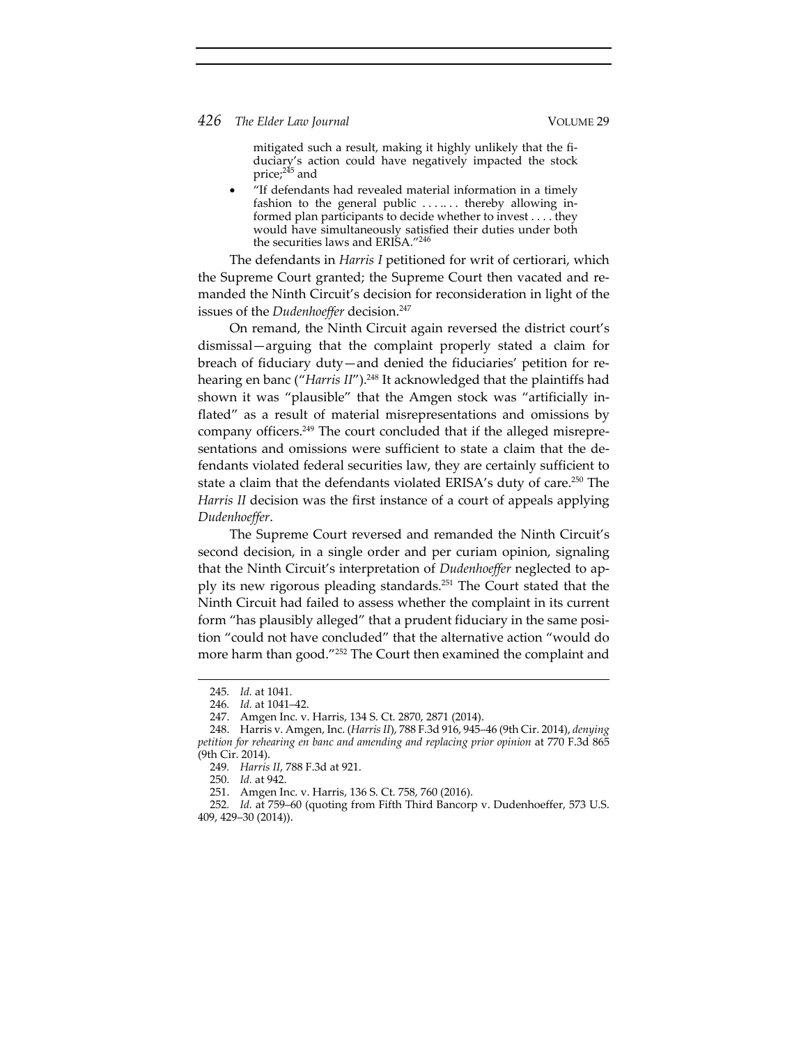mitigated such a result, making it highly unlikely that the fiduciary's action could have negatively impacted the stock price;[245] and

- "If defendants had revealed material information in a timely fashion to the general public . . . .. . . thereby allowing informed plan participants to decide whether to invest . . . . they would have simultaneously satisfied their duties under both the securities laws and ERISA."[246]

The defendants in *Harris I* petitioned for writ of certiorari, which the Supreme Court granted; the Supreme Court then vacated and remanded the Ninth Circuit's decision for reconsideration in light of the issues of the *Dudenhoeffer* decision.[247]

On remand, the Ninth Circuit again reversed the district court's dismissal—arguing that the complaint properly stated a claim for breach of fiduciary duty—and denied the fiduciaries' petition for rehearing en banc ("*Harris II*").[248] It acknowledged that the plaintiffs had shown it was "plausible" that the Amgen stock was "artificially inflated" as a result of material misrepresentations and omissions by company officers.[249] The court concluded that if the alleged misrepresentations and omissions were sufficient to state a claim that the defendants violated federal securities law, they are certainly sufficient to state a claim that the defendants violated ERISA's duty of care.[250] The *Harris II* decision was the first instance of a court of appeals applying *Dudenhoeffer*.

The Supreme Court reversed and remanded the Ninth Circuit's second decision, in a single order and per curiam opinion, signaling that the Ninth Circuit's interpretation of *Dudenhoeffer* neglected to apply its new rigorous pleading standards.[251] The Court stated that the Ninth Circuit had failed to assess whether the complaint in its current form "has plausibly alleged" that a prudent fiduciary in the same position "could not have concluded" that the alternative action "would do more harm than good."[252] The Court then examined the complaint and

---

245. *Id.* at 1041.

246. *Id.* at 1041–42.

247. Amgen Inc. v. Harris, 134 S. Ct. 2870, 2871 (2014).

248. Harris v. Amgen, Inc. (*Harris II*), 788 F.3d 916, 945–46 (9th Cir. 2014), *denying petition for rehearing en banc and amending and replacing prior opinion* at 770 F.3d 865 (9th Cir. 2014).

249. *Harris II*, 788 F.3d at 921.

250. *Id.* at 942.

251. Amgen Inc. v. Harris, 136 S. Ct. 758, 760 (2016).

252. *Id.* at 759–60 (quoting from Fifth Third Bancorp v. Dudenhoeffer, 573 U.S. 409, 429–30 (2014)).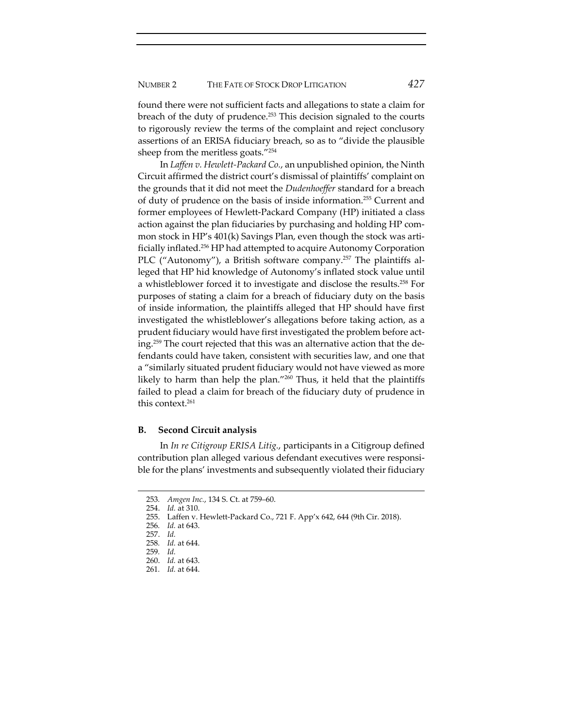found there were not sufficient facts and allegations to state a claim for breach of the duty of prudence.[253] This decision signaled to the courts to rigorously review the terms of the complaint and reject conclusory assertions of an ERISA fiduciary breach, so as to "divide the plausible sheep from the meritless goats."[254]

In *Laffen v. Hewlett-Packard Co.*, an unpublished opinion, the Ninth Circuit affirmed the district court's dismissal of plaintiffs' complaint on the grounds that it did not meet the *Dudenhoeffer* standard for a breach of duty of prudence on the basis of inside information.[255] Current and former employees of Hewlett-Packard Company (HP) initiated a class action against the plan fiduciaries by purchasing and holding HP common stock in HP's 401(k) Savings Plan, even though the stock was artificially inflated.[256] HP had attempted to acquire Autonomy Corporation PLC ("Autonomy"), a British software company.[257] The plaintiffs alleged that HP hid knowledge of Autonomy's inflated stock value until a whistleblower forced it to investigate and disclose the results.[258] For purposes of stating a claim for a breach of fiduciary duty on the basis of inside information, the plaintiffs alleged that HP should have first investigated the whistleblower's allegations before taking action, as a prudent fiduciary would have first investigated the problem before acting.[259] The court rejected that this was an alternative action that the defendants could have taken, consistent with securities law, and one that a "similarly situated prudent fiduciary would not have viewed as more likely to harm than help the plan."[260] Thus, it held that the plaintiffs failed to plead a claim for breach of the fiduciary duty of prudence in this context.[261]

### B. Second Circuit analysis

In *In re Citigroup ERISA Litig.*, participants in a Citigroup defined contribution plan alleged various defendant executives were responsible for the plans' investments and subsequently violated their fiduciary

---

253. *Amgen Inc.*, 134 S. Ct. at 759–60.
254. *Id.* at 310.
255. Laffen v. Hewlett-Packard Co., 721 F. App'x 642, 644 (9th Cir. 2018).
256. *Id.* at 643.
257. *Id.*
258. *Id.* at 644.
259. *Id.*
260. *Id.* at 643.
261. *Id.* at 644.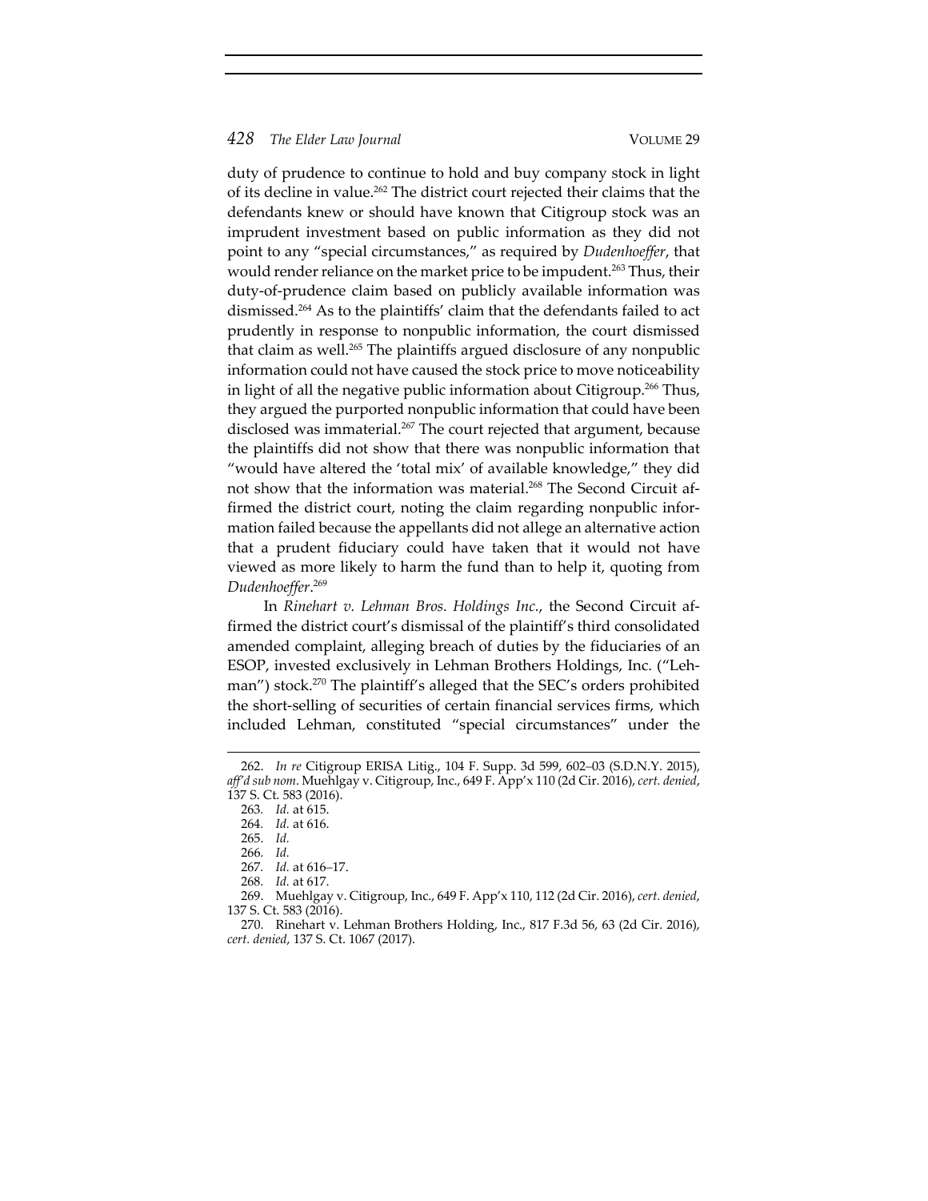duty of prudence to continue to hold and buy company stock in light of its decline in value.[262] The district court rejected their claims that the defendants knew or should have known that Citigroup stock was an imprudent investment based on public information as they did not point to any "special circumstances," as required by *Dudenhoeffer*, that would render reliance on the market price to be impudent.[263] Thus, their duty-of-prudence claim based on publicly available information was dismissed.[264] As to the plaintiffs' claim that the defendants failed to act prudently in response to nonpublic information, the court dismissed that claim as well.[265] The plaintiffs argued disclosure of any nonpublic information could not have caused the stock price to move noticeability in light of all the negative public information about Citigroup.[266] Thus, they argued the purported nonpublic information that could have been disclosed was immaterial.[267] The court rejected that argument, because the plaintiffs did not show that there was nonpublic information that "would have altered the 'total mix' of available knowledge," they did not show that the information was material.[268] The Second Circuit affirmed the district court, noting the claim regarding nonpublic information failed because the appellants did not allege an alternative action that a prudent fiduciary could have taken that it would not have viewed as more likely to harm the fund than to help it, quoting from *Dudenhoeffer*.[269]

In *Rinehart v. Lehman Bros. Holdings Inc.*, the Second Circuit affirmed the district court's dismissal of the plaintiff's third consolidated amended complaint, alleging breach of duties by the fiduciaries of an ESOP, invested exclusively in Lehman Brothers Holdings, Inc. ("Lehman") stock.[270] The plaintiff's alleged that the SEC's orders prohibited the short-selling of securities of certain financial services firms, which included Lehman, constituted "special circumstances" under the

262. *In re* Citigroup ERISA Litig., 104 F. Supp. 3d 599, 602–03 (S.D.N.Y. 2015), *aff'd sub nom*. Muehlgay v. Citigroup, Inc., 649 F. App'x 110 (2d Cir. 2016), *cert. denied*, 137 S. Ct. 583 (2016).

263. *Id.* at 615.

264. *Id.* at 616.

265. *Id.*

266. *Id.*

267. *Id.* at 616–17.

268. *Id.* at 617.

269. Muehlgay v. Citigroup, Inc., 649 F. App'x 110, 112 (2d Cir. 2016), *cert. denied*, 137 S. Ct. 583 (2016).

270. Rinehart v. Lehman Brothers Holding, Inc., 817 F.3d 56, 63 (2d Cir. 2016), *cert. denied*, 137 S. Ct. 1067 (2017).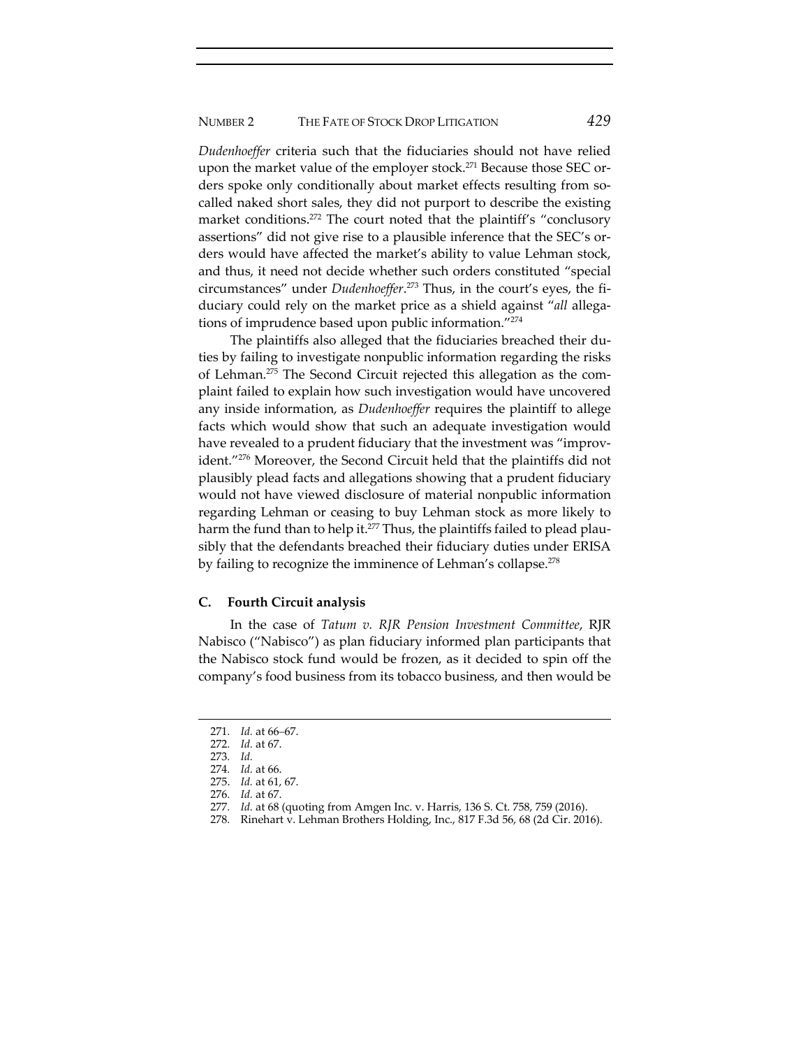*Dudenhoeffer* criteria such that the fiduciaries should not have relied upon the market value of the employer stock.[271] Because those SEC orders spoke only conditionally about market effects resulting from so-called naked short sales, they did not purport to describe the existing market conditions.[272] The court noted that the plaintiff's "conclusory assertions" did not give rise to a plausible inference that the SEC's orders would have affected the market's ability to value Lehman stock, and thus, it need not decide whether such orders constituted "special circumstances" under *Dudenhoeffer*.[273] Thus, in the court's eyes, the fiduciary could rely on the market price as a shield against "*all* allegations of imprudence based upon public information."[274]

The plaintiffs also alleged that the fiduciaries breached their duties by failing to investigate nonpublic information regarding the risks of Lehman.[275] The Second Circuit rejected this allegation as the complaint failed to explain how such investigation would have uncovered any inside information, as *Dudenhoeffer* requires the plaintiff to allege facts which would show that such an adequate investigation would have revealed to a prudent fiduciary that the investment was "improvident."[276] Moreover, the Second Circuit held that the plaintiffs did not plausibly plead facts and allegations showing that a prudent fiduciary would not have viewed disclosure of material nonpublic information regarding Lehman or ceasing to buy Lehman stock as more likely to harm the fund than to help it.[277] Thus, the plaintiffs failed to plead plausibly that the defendants breached their fiduciary duties under ERISA by failing to recognize the imminence of Lehman's collapse.[278]

### C. Fourth Circuit analysis

In the case of *Tatum v. RJR Pension Investment Committee*, RJR Nabisco ("Nabisco") as plan fiduciary informed plan participants that the Nabisco stock fund would be frozen, as it decided to spin off the company's food business from its tobacco business, and then would be

---

271. *Id.* at 66–67.
272. *Id.* at 67.
273. *Id.*
274. *Id.* at 66.
275. *Id.* at 61, 67.
276. *Id.* at 67.
277. *Id.* at 68 (quoting from Amgen Inc. v. Harris, 136 S. Ct. 758, 759 (2016).
278. Rinehart v. Lehman Brothers Holding, Inc., 817 F.3d 56, 68 (2d Cir. 2016).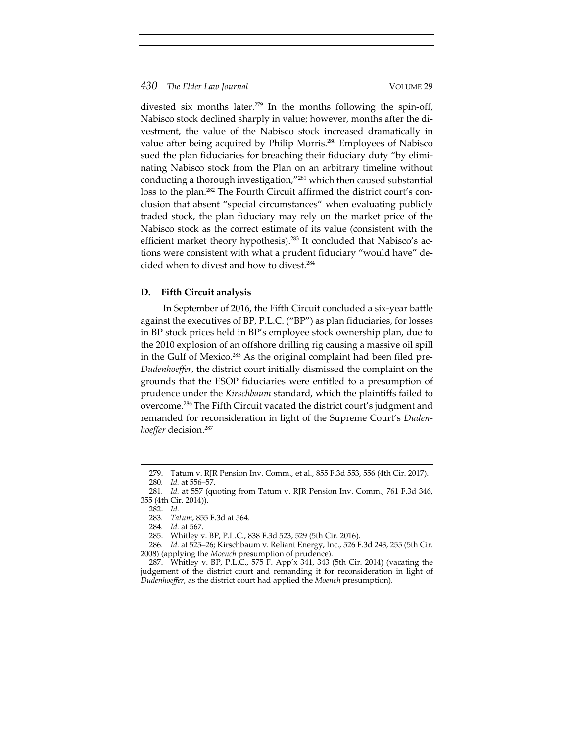divested six months later.[279] In the months following the spin-off, Nabisco stock declined sharply in value; however, months after the divestment, the value of the Nabisco stock increased dramatically in value after being acquired by Philip Morris.[280] Employees of Nabisco sued the plan fiduciaries for breaching their fiduciary duty "by eliminating Nabisco stock from the Plan on an arbitrary timeline without conducting a thorough investigation,"[281] which then caused substantial loss to the plan.[282] The Fourth Circuit affirmed the district court's conclusion that absent "special circumstances" when evaluating publicly traded stock, the plan fiduciary may rely on the market price of the Nabisco stock as the correct estimate of its value (consistent with the efficient market theory hypothesis).[283] It concluded that Nabisco's actions were consistent with what a prudent fiduciary "would have" decided when to divest and how to divest.[284]

### D. Fifth Circuit analysis

In September of 2016, the Fifth Circuit concluded a six-year battle against the executives of BP, P.L.C. ("BP") as plan fiduciaries, for losses in BP stock prices held in BP's employee stock ownership plan, due to the 2010 explosion of an offshore drilling rig causing a massive oil spill in the Gulf of Mexico.[285] As the original complaint had been filed pre-*Dudenhoeffer*, the district court initially dismissed the complaint on the grounds that the ESOP fiduciaries were entitled to a presumption of prudence under the *Kirschbaum* standard, which the plaintiffs failed to overcome.[286] The Fifth Circuit vacated the district court's judgment and remanded for reconsideration in light of the Supreme Court's *Dudenhoeffer* decision.[287]

---

279. Tatum v. RJR Pension Inv. Comm., et al., 855 F.3d 553, 556 (4th Cir. 2017).

280. *Id.* at 556–57.

281. *Id.* at 557 (quoting from Tatum v. RJR Pension Inv. Comm., 761 F.3d 346, 355 (4th Cir. 2014)).

282. *Id.*

283. *Tatum*, 855 F.3d at 564.

284. *Id.* at 567.

285. Whitley v. BP, P.L.C., 838 F.3d 523, 529 (5th Cir. 2016).

286. *Id.* at 525–26; Kirschbaum v. Reliant Energy, Inc., 526 F.3d 243, 255 (5th Cir. 2008) (applying the *Moench* presumption of prudence).

287. Whitley v. BP, P.L.C., 575 F. App'x 341, 343 (5th Cir. 2014) (vacating the judgement of the district court and remanding it for reconsideration in light of *Dudenhoeffer*, as the district court had applied the *Moench* presumption).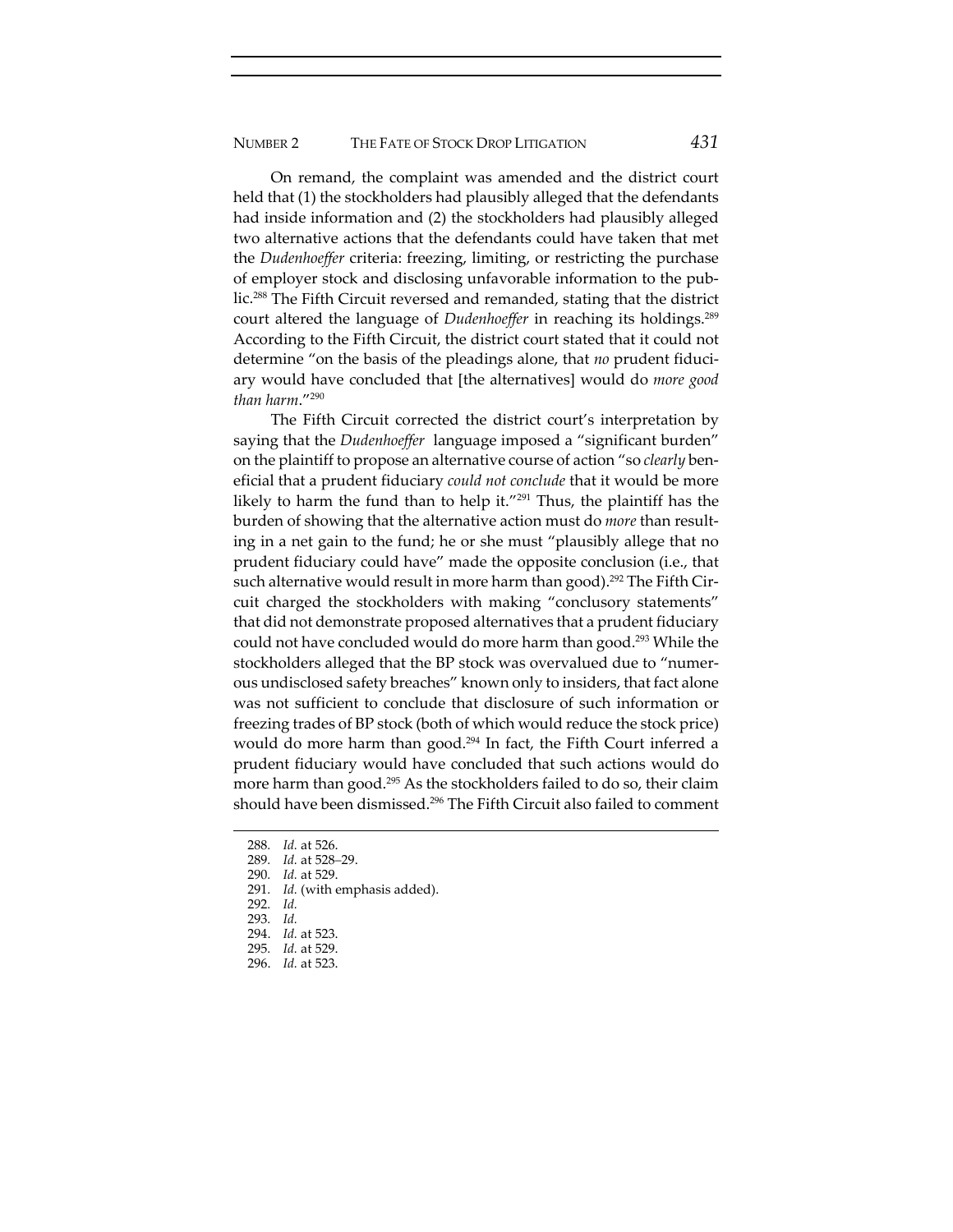On remand, the complaint was amended and the district court held that (1) the stockholders had plausibly alleged that the defendants had inside information and (2) the stockholders had plausibly alleged two alternative actions that the defendants could have taken that met the *Dudenhoeffer* criteria: freezing, limiting, or restricting the purchase of employer stock and disclosing unfavorable information to the public.[288] The Fifth Circuit reversed and remanded, stating that the district court altered the language of *Dudenhoeffer* in reaching its holdings.[289] According to the Fifth Circuit, the district court stated that it could not determine "on the basis of the pleadings alone, that *no* prudent fiduciary would have concluded that [the alternatives] would do *more good than harm*."[290]

The Fifth Circuit corrected the district court's interpretation by saying that the *Dudenhoeffer* language imposed a "significant burden" on the plaintiff to propose an alternative course of action "so *clearly* beneficial that a prudent fiduciary *could not conclude* that it would be more likely to harm the fund than to help it."[291] Thus, the plaintiff has the burden of showing that the alternative action must do *more* than resulting in a net gain to the fund; he or she must "plausibly allege that no prudent fiduciary could have" made the opposite conclusion (i.e., that such alternative would result in more harm than good).[292] The Fifth Circuit charged the stockholders with making "conclusory statements" that did not demonstrate proposed alternatives that a prudent fiduciary could not have concluded would do more harm than good.[293] While the stockholders alleged that the BP stock was overvalued due to "numerous undisclosed safety breaches" known only to insiders, that fact alone was not sufficient to conclude that disclosure of such information or freezing trades of BP stock (both of which would reduce the stock price) would do more harm than good.[294] In fact, the Fifth Court inferred a prudent fiduciary would have concluded that such actions would do more harm than good.[295] As the stockholders failed to do so, their claim should have been dismissed.[296] The Fifth Circuit also failed to comment

---

288. *Id.* at 526.
289. *Id.* at 528–29.
290. *Id.* at 529.
291. *Id.* (with emphasis added).
292. *Id.*
293. *Id.*
294. *Id.* at 523.
295. *Id.* at 529.
296. *Id.* at 523.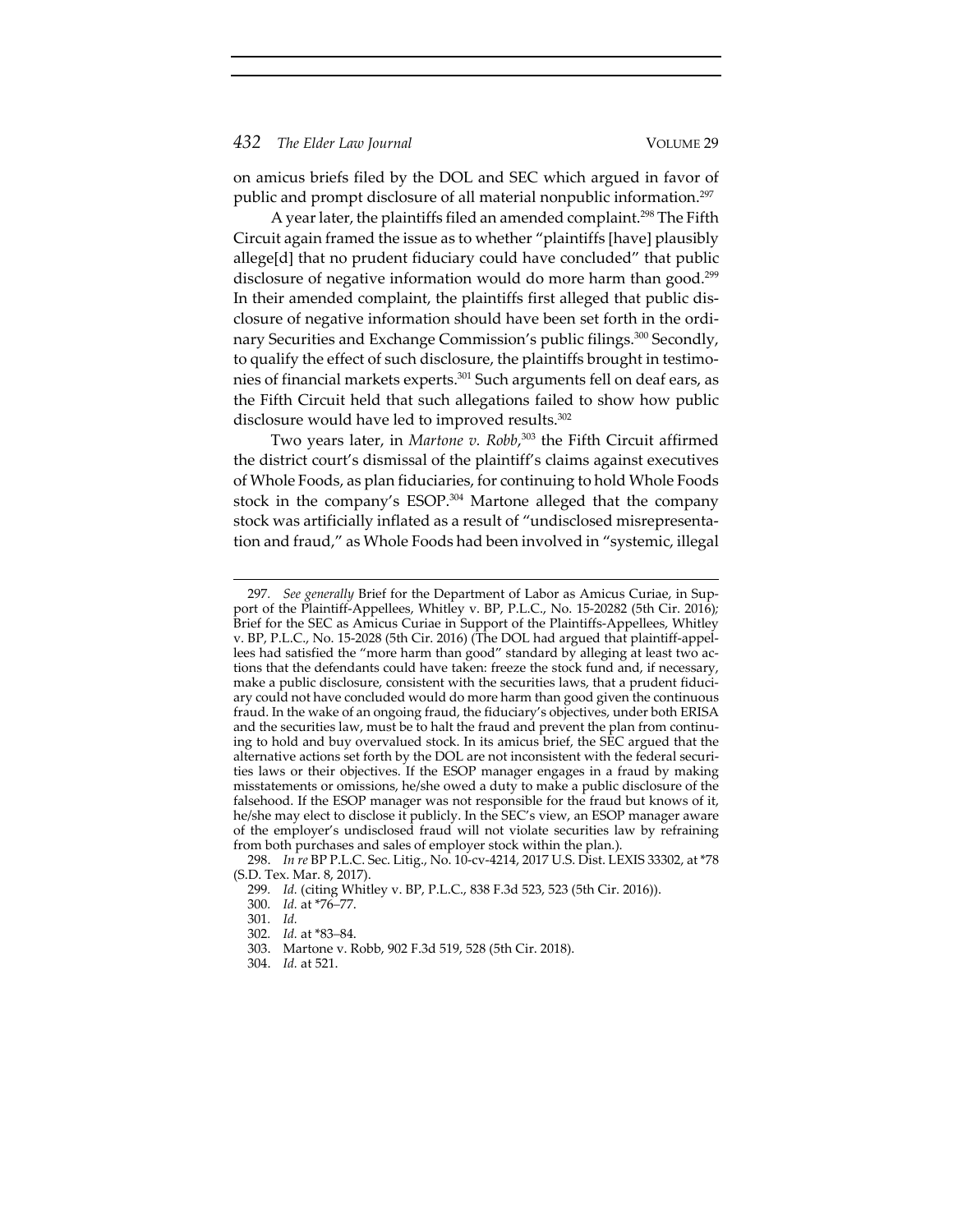on amicus briefs filed by the DOL and SEC which argued in favor of public and prompt disclosure of all material nonpublic information.[297]

A year later, the plaintiffs filed an amended complaint.[298] The Fifth Circuit again framed the issue as to whether "plaintiffs [have] plausibly allege[d] that no prudent fiduciary could have concluded" that public disclosure of negative information would do more harm than good.[299] In their amended complaint, the plaintiffs first alleged that public disclosure of negative information should have been set forth in the ordinary Securities and Exchange Commission's public filings.[300] Secondly, to qualify the effect of such disclosure, the plaintiffs brought in testimonies of financial markets experts.[301] Such arguments fell on deaf ears, as the Fifth Circuit held that such allegations failed to show how public disclosure would have led to improved results.[302]

Two years later, in *Martone v. Robb*,[303] the Fifth Circuit affirmed the district court's dismissal of the plaintiff's claims against executives of Whole Foods, as plan fiduciaries, for continuing to hold Whole Foods stock in the company's ESOP.[304] Martone alleged that the company stock was artificially inflated as a result of "undisclosed misrepresentation and fraud," as Whole Foods had been involved in "systemic, illegal

---

297. *See generally* Brief for the Department of Labor as Amicus Curiae, in Support of the Plaintiff-Appellees, Whitley v. BP, P.L.C., No. 15-20282 (5th Cir. 2016); Brief for the SEC as Amicus Curiae in Support of the Plaintiffs-Appellees, Whitley v. BP, P.L.C., No. 15-2028 (5th Cir. 2016) (The DOL had argued that plaintiff-appellees had satisfied the "more harm than good" standard by alleging at least two actions that the defendants could have taken: freeze the stock fund and, if necessary, make a public disclosure, consistent with the securities laws, that a prudent fiduciary could not have concluded would do more harm than good given the continuous fraud. In the wake of an ongoing fraud, the fiduciary's objectives, under both ERISA and the securities law, must be to halt the fraud and prevent the plan from continuing to hold and buy overvalued stock. In its amicus brief, the SEC argued that the alternative actions set forth by the DOL are not inconsistent with the federal securities laws or their objectives. If the ESOP manager engages in a fraud by making misstatements or omissions, he/she owed a duty to make a public disclosure of the falsehood. If the ESOP manager was not responsible for the fraud but knows of it, he/she may elect to disclose it publicly. In the SEC's view, an ESOP manager aware of the employer's undisclosed fraud will not violate securities law by refraining from both purchases and sales of employer stock within the plan.).

298. *In re* BP P.L.C. Sec. Litig., No. 10-cv-4214, 2017 U.S. Dist. LEXIS 33302, at *78 (S.D. Tex. Mar. 8, 2017).

299. *Id.* (citing Whitley v. BP, P.L.C., 838 F.3d 523, 523 (5th Cir. 2016)).

300. *Id.* at *76–77.

301. *Id.*

302. *Id.* at *83–84.

303. Martone v. Robb, 902 F.3d 519, 528 (5th Cir. 2018).

304. *Id.* at 521.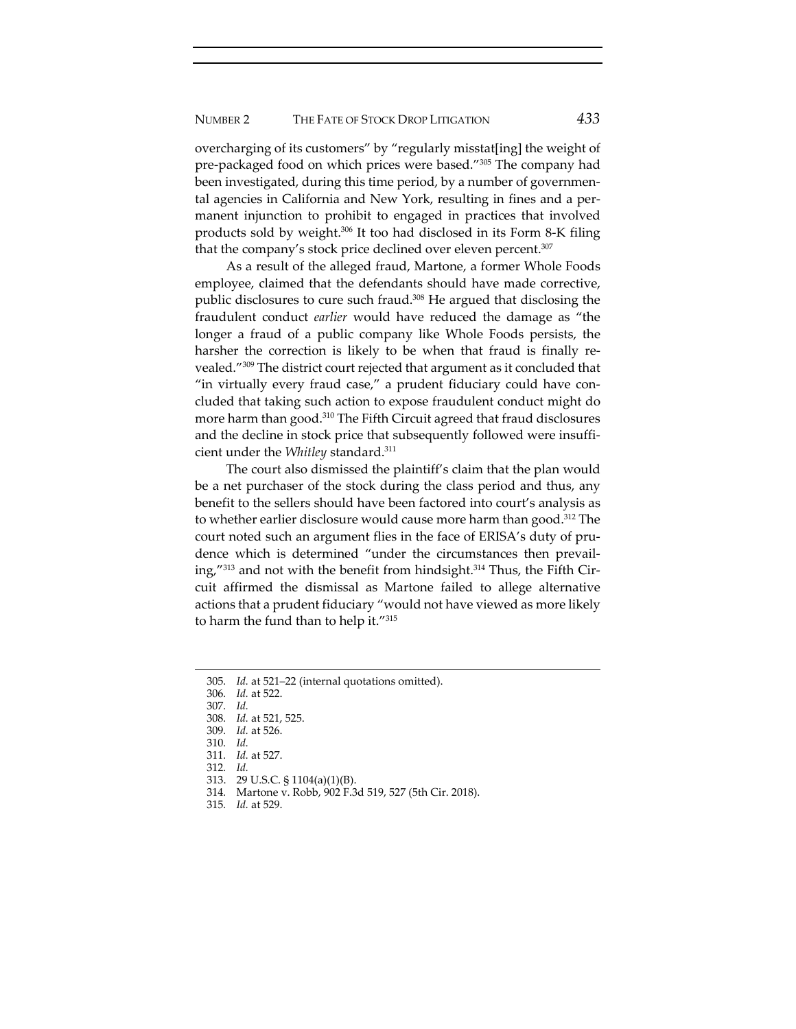overcharging of its customers" by "regularly misstat[ing] the weight of pre-packaged food on which prices were based."[305] The company had been investigated, during this time period, by a number of governmental agencies in California and New York, resulting in fines and a permanent injunction to prohibit to engaged in practices that involved products sold by weight.[306] It too had disclosed in its Form 8-K filing that the company's stock price declined over eleven percent.[307]

As a result of the alleged fraud, Martone, a former Whole Foods employee, claimed that the defendants should have made corrective, public disclosures to cure such fraud.[308] He argued that disclosing the fraudulent conduct *earlier* would have reduced the damage as "the longer a fraud of a public company like Whole Foods persists, the harsher the correction is likely to be when that fraud is finally revealed."[309] The district court rejected that argument as it concluded that "in virtually every fraud case," a prudent fiduciary could have concluded that taking such action to expose fraudulent conduct might do more harm than good.[310] The Fifth Circuit agreed that fraud disclosures and the decline in stock price that subsequently followed were insufficient under the *Whitley* standard.[311]

The court also dismissed the plaintiff's claim that the plan would be a net purchaser of the stock during the class period and thus, any benefit to the sellers should have been factored into court's analysis as to whether earlier disclosure would cause more harm than good.[312] The court noted such an argument flies in the face of ERISA's duty of prudence which is determined "under the circumstances then prevailing,"[313] and not with the benefit from hindsight.[314] Thus, the Fifth Circuit affirmed the dismissal as Martone failed to allege alternative actions that a prudent fiduciary "would not have viewed as more likely to harm the fund than to help it."[315]

---

305. *Id.* at 521–22 (internal quotations omitted).
306. *Id.* at 522.
307. *Id.*
308. *Id.* at 521, 525.
309. *Id.* at 526.
310. *Id.*
311. *Id.* at 527.
312. *Id.*
313. 29 U.S.C. § 1104(a)(1)(B).
314. Martone v. Robb, 902 F.3d 519, 527 (5th Cir. 2018).
315. *Id.* at 529.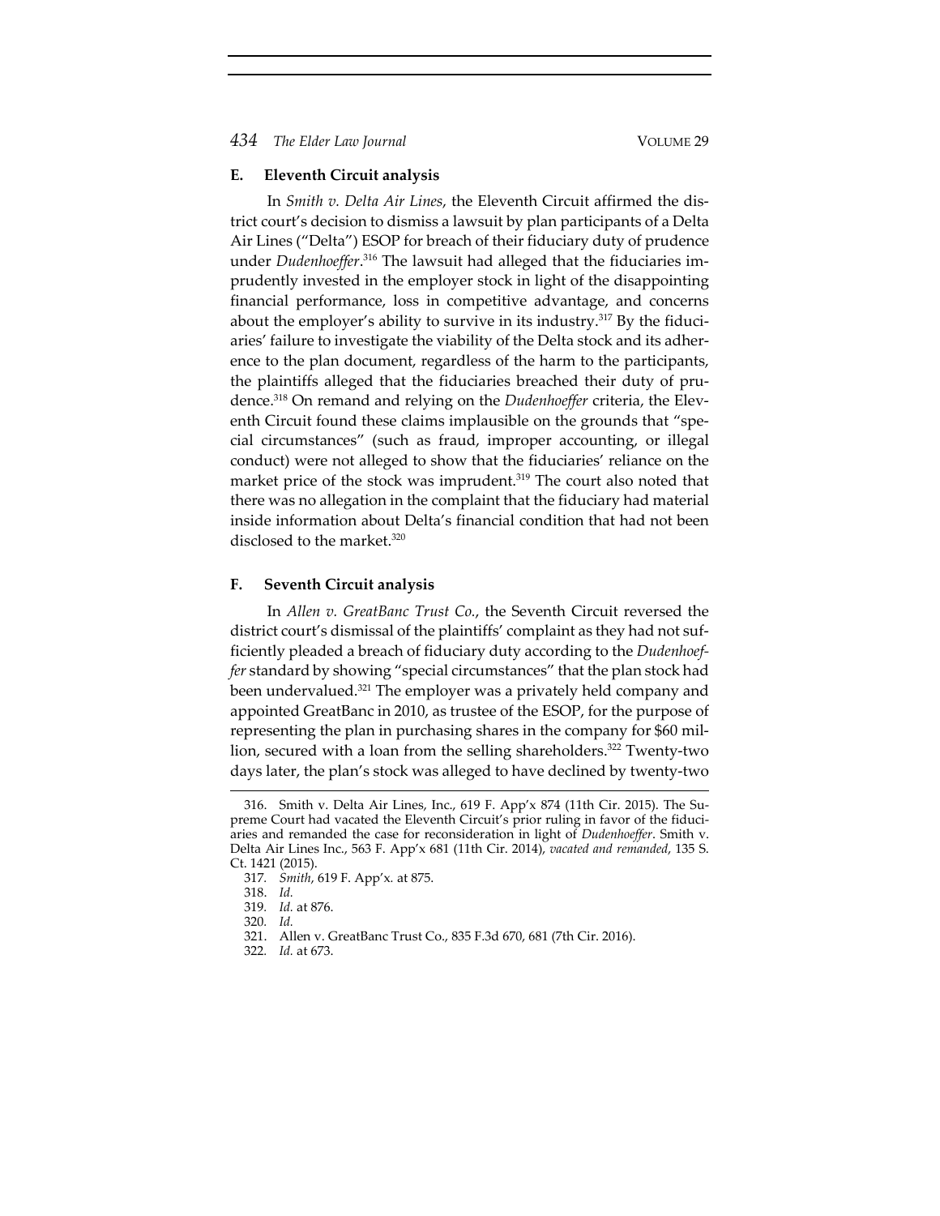### E. Eleventh Circuit analysis

In *Smith v. Delta Air Lines*, the Eleventh Circuit affirmed the district court's decision to dismiss a lawsuit by plan participants of a Delta Air Lines ("Delta") ESOP for breach of their fiduciary duty of prudence under *Dudenhoeffer*.[316] The lawsuit had alleged that the fiduciaries imprudently invested in the employer stock in light of the disappointing financial performance, loss in competitive advantage, and concerns about the employer's ability to survive in its industry.[317] By the fiduciaries' failure to investigate the viability of the Delta stock and its adherence to the plan document, regardless of the harm to the participants, the plaintiffs alleged that the fiduciaries breached their duty of prudence.[318] On remand and relying on the *Dudenhoeffer* criteria, the Eleventh Circuit found these claims implausible on the grounds that "special circumstances" (such as fraud, improper accounting, or illegal conduct) were not alleged to show that the fiduciaries' reliance on the market price of the stock was imprudent.[319] The court also noted that there was no allegation in the complaint that the fiduciary had material inside information about Delta's financial condition that had not been disclosed to the market.[320]

### F. Seventh Circuit analysis

In *Allen v. GreatBanc Trust Co.*, the Seventh Circuit reversed the district court's dismissal of the plaintiffs' complaint as they had not sufficiently pleaded a breach of fiduciary duty according to the *Dudenhoeffer* standard by showing "special circumstances" that the plan stock had been undervalued.[321] The employer was a privately held company and appointed GreatBanc in 2010, as trustee of the ESOP, for the purpose of representing the plan in purchasing shares in the company for $60 million, secured with a loan from the selling shareholders.[322] Twenty-two days later, the plan's stock was alleged to have declined by twenty-two

---

316. Smith v. Delta Air Lines, Inc., 619 F. App'x 874 (11th Cir. 2015). The Supreme Court had vacated the Eleventh Circuit's prior ruling in favor of the fiduciaries and remanded the case for reconsideration in light of *Dudenhoeffer*. Smith v. Delta Air Lines Inc., 563 F. App'x 681 (11th Cir. 2014), *vacated and remanded*, 135 S. Ct. 1421 (2015).

317. *Smith*, 619 F. App'x. at 875.

318. *Id.*

319. *Id.* at 876.

320. *Id.*

321. Allen v. GreatBanc Trust Co., 835 F.3d 670, 681 (7th Cir. 2016).

322. *Id.* at 673.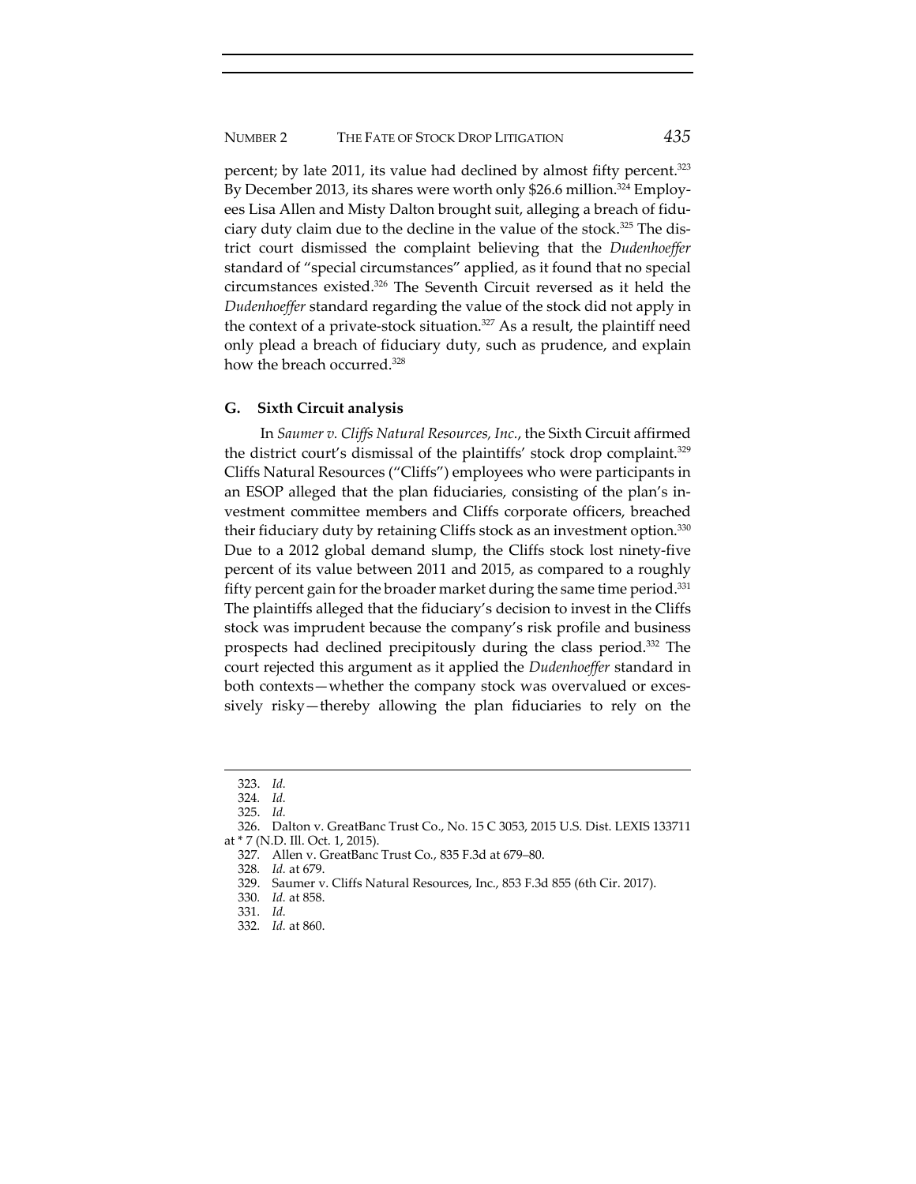percent; by late 2011, its value had declined by almost fifty percent.[323] By December 2013, its shares were worth only $26.6 million.[324] Employees Lisa Allen and Misty Dalton brought suit, alleging a breach of fiduciary duty claim due to the decline in the value of the stock.[325] The district court dismissed the complaint believing that the *Dudenhoeffer* standard of "special circumstances" applied, as it found that no special circumstances existed.[326] The Seventh Circuit reversed as it held the *Dudenhoeffer* standard regarding the value of the stock did not apply in the context of a private-stock situation.[327] As a result, the plaintiff need only plead a breach of fiduciary duty, such as prudence, and explain how the breach occurred.[328]

### G. Sixth Circuit analysis

In *Saumer v. Cliffs Natural Resources, Inc.*, the Sixth Circuit affirmed the district court's dismissal of the plaintiffs' stock drop complaint.[329] Cliffs Natural Resources ("Cliffs") employees who were participants in an ESOP alleged that the plan fiduciaries, consisting of the plan's investment committee members and Cliffs corporate officers, breached their fiduciary duty by retaining Cliffs stock as an investment option.[330] Due to a 2012 global demand slump, the Cliffs stock lost ninety-five percent of its value between 2011 and 2015, as compared to a roughly fifty percent gain for the broader market during the same time period.[331] The plaintiffs alleged that the fiduciary's decision to invest in the Cliffs stock was imprudent because the company's risk profile and business prospects had declined precipitously during the class period.[332] The court rejected this argument as it applied the *Dudenhoeffer* standard in both contexts—whether the company stock was overvalued or excessively risky—thereby allowing the plan fiduciaries to rely on the

---

323. *Id.*

324. *Id.*

325. *Id.*

326. Dalton v. GreatBanc Trust Co., No. 15 C 3053, 2015 U.S. Dist. LEXIS 133711 at * 7 (N.D. Ill. Oct. 1, 2015).

327. Allen v. GreatBanc Trust Co., 835 F.3d at 679–80.

328. *Id.* at 679.

329. Saumer v. Cliffs Natural Resources, Inc., 853 F.3d 855 (6th Cir. 2017).

330. *Id.* at 858.

331. *Id.*

332. *Id.* at 860.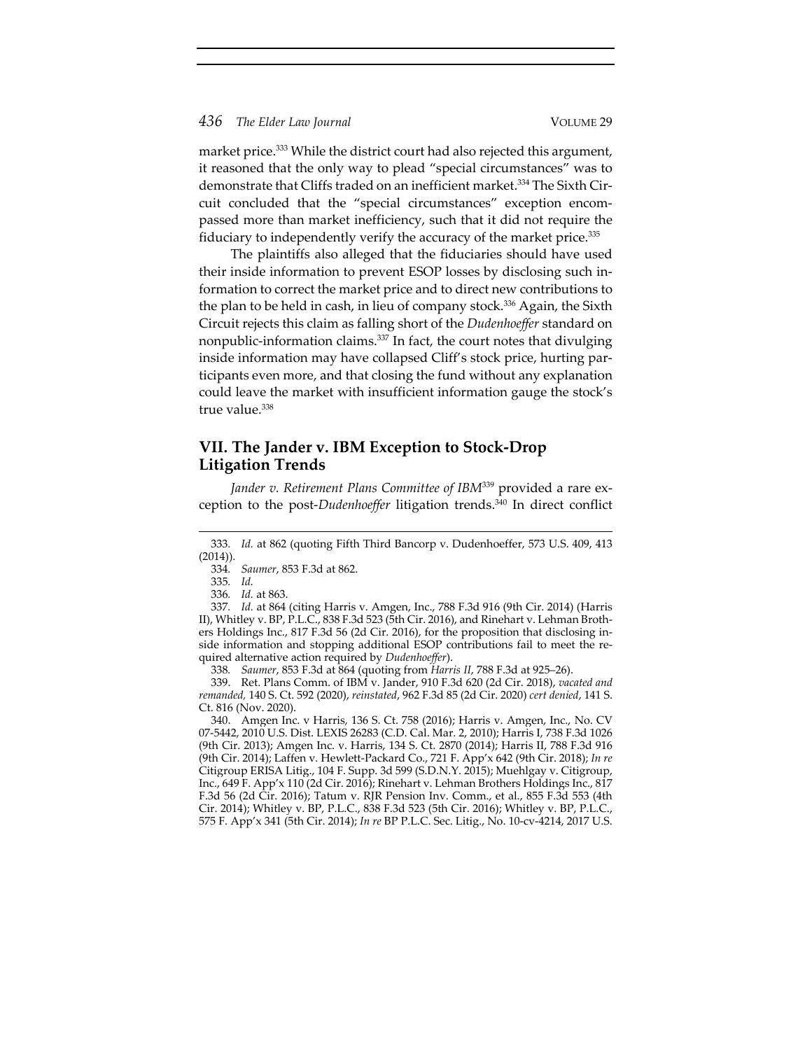market price.[333] While the district court had also rejected this argument, it reasoned that the only way to plead "special circumstances" was to demonstrate that Cliffs traded on an inefficient market.[334] The Sixth Circuit concluded that the "special circumstances" exception encompassed more than market inefficiency, such that it did not require the fiduciary to independently verify the accuracy of the market price.[335]

The plaintiffs also alleged that the fiduciaries should have used their inside information to prevent ESOP losses by disclosing such information to correct the market price and to direct new contributions to the plan to be held in cash, in lieu of company stock.[336] Again, the Sixth Circuit rejects this claim as falling short of the *Dudenhoeffer* standard on nonpublic-information claims.[337] In fact, the court notes that divulging inside information may have collapsed Cliff's stock price, hurting participants even more, and that closing the fund without any explanation could leave the market with insufficient information gauge the stock's true value.[338]

## VII. The Jander v. IBM Exception to Stock-Drop Litigation Trends

*Jander v. Retirement Plans Committee of IBM*[339] provided a rare exception to the post-*Dudenhoeffer* litigation trends.[340] In direct conflict

---

333. *Id.* at 862 (quoting Fifth Third Bancorp v. Dudenhoeffer, 573 U.S. 409, 413 (2014)).

334. *Saumer*, 853 F.3d at 862.

335. *Id.*

336. *Id.* at 863.

337. *Id.* at 864 (citing Harris v. Amgen, Inc., 788 F.3d 916 (9th Cir. 2014) (Harris II), Whitley v. BP, P.L.C., 838 F.3d 523 (5th Cir. 2016), and Rinehart v. Lehman Brothers Holdings Inc., 817 F.3d 56 (2d Cir. 2016), for the proposition that disclosing inside information and stopping additional ESOP contributions fail to meet the required alternative action required by *Dudenhoeffer*).

338. *Saumer*, 853 F.3d at 864 (quoting from *Harris II*, 788 F.3d at 925–26).

339. Ret. Plans Comm. of IBM v. Jander, 910 F.3d 620 (2d Cir. 2018), *vacated and remanded,* 140 S. Ct. 592 (2020), *reinstated*, 962 F.3d 85 (2d Cir. 2020) *cert denied*, 141 S. Ct. 816 (Nov. 2020).

340. Amgen Inc. v Harris, 136 S. Ct. 758 (2016); Harris v. Amgen, Inc., No. CV 07-5442, 2010 U.S. Dist. LEXIS 26283 (C.D. Cal. Mar. 2, 2010); Harris I, 738 F.3d 1026 (9th Cir. 2013); Amgen Inc. v. Harris, 134 S. Ct. 2870 (2014); Harris II, 788 F.3d 916 (9th Cir. 2014); Laffen v. Hewlett-Packard Co., 721 F. App'x 642 (9th Cir. 2018); *In re* Citigroup ERISA Litig., 104 F. Supp. 3d 599 (S.D.N.Y. 2015); Muehlgay v. Citigroup, Inc., 649 F. App'x 110 (2d Cir. 2016); Rinehart v. Lehman Brothers Holdings Inc., 817 F.3d 56 (2d Cir. 2016); Tatum v. RJR Pension Inv. Comm., et al., 855 F.3d 553 (4th Cir. 2014); Whitley v. BP, P.L.C., 838 F.3d 523 (5th Cir. 2016); Whitley v. BP, P.L.C., 575 F. App'x 341 (5th Cir. 2014); *In re* BP P.L.C. Sec. Litig., No. 10-cv-4214, 2017 U.S.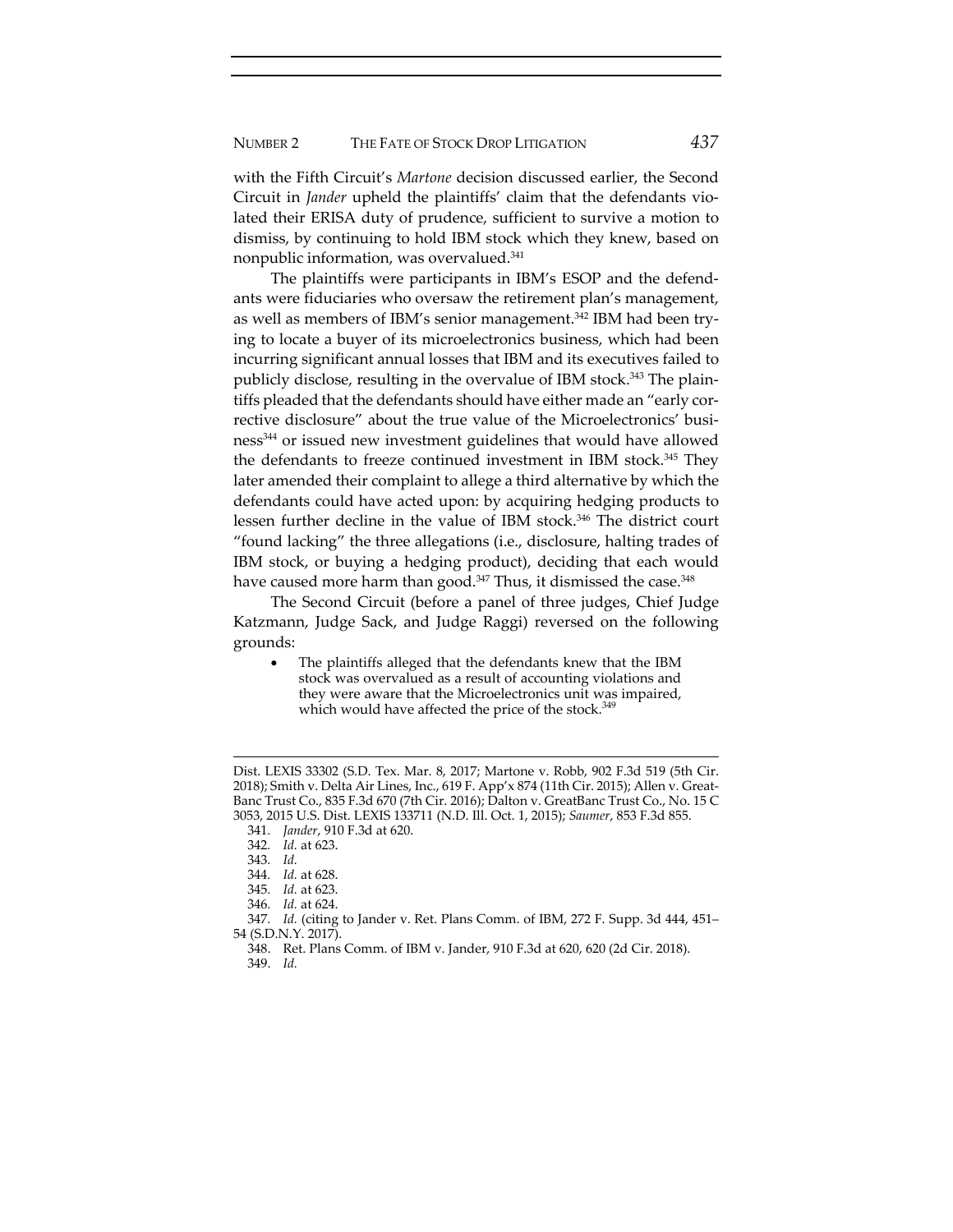with the Fifth Circuit's *Martone* decision discussed earlier, the Second Circuit in *Jander* upheld the plaintiffs' claim that the defendants violated their ERISA duty of prudence, sufficient to survive a motion to dismiss, by continuing to hold IBM stock which they knew, based on nonpublic information, was overvalued.[341]

The plaintiffs were participants in IBM's ESOP and the defendants were fiduciaries who oversaw the retirement plan's management, as well as members of IBM's senior management.[342] IBM had been trying to locate a buyer of its microelectronics business, which had been incurring significant annual losses that IBM and its executives failed to publicly disclose, resulting in the overvalue of IBM stock.[343] The plaintiffs pleaded that the defendants should have either made an "early corrective disclosure" about the true value of the Microelectronics' business[344] or issued new investment guidelines that would have allowed the defendants to freeze continued investment in IBM stock.[345] They later amended their complaint to allege a third alternative by which the defendants could have acted upon: by acquiring hedging products to lessen further decline in the value of IBM stock.[346] The district court "found lacking" the three allegations (i.e., disclosure, halting trades of IBM stock, or buying a hedging product), deciding that each would have caused more harm than good.[347] Thus, it dismissed the case.[348]

The Second Circuit (before a panel of three judges, Chief Judge Katzmann, Judge Sack, and Judge Raggi) reversed on the following grounds:

- The plaintiffs alleged that the defendants knew that the IBM stock was overvalued as a result of accounting violations and they were aware that the Microelectronics unit was impaired, which would have affected the price of the stock.[349]

---

Dist. LEXIS 33302 (S.D. Tex. Mar. 8, 2017; Martone v. Robb, 902 F.3d 519 (5th Cir. 2018); Smith v. Delta Air Lines, Inc., 619 F. App'x 874 (11th Cir. 2015); Allen v. GreatBanc Trust Co., 835 F.3d 670 (7th Cir. 2016); Dalton v. GreatBanc Trust Co., No. 15 C 3053, 2015 U.S. Dist. LEXIS 133711 (N.D. Ill. Oct. 1, 2015); *Saumer*, 853 F.3d 855.

341. *Jander*, 910 F.3d at 620.

342. *Id.* at 623.

343. *Id.*

344. *Id.* at 628.

345. *Id.* at 623.

346. *Id.* at 624.

347. *Id.* (citing to Jander v. Ret. Plans Comm. of IBM, 272 F. Supp. 3d 444, 451–54 (S.D.N.Y. 2017).

348. Ret. Plans Comm. of IBM v. Jander, 910 F.3d at 620, 620 (2d Cir. 2018).

349. *Id.*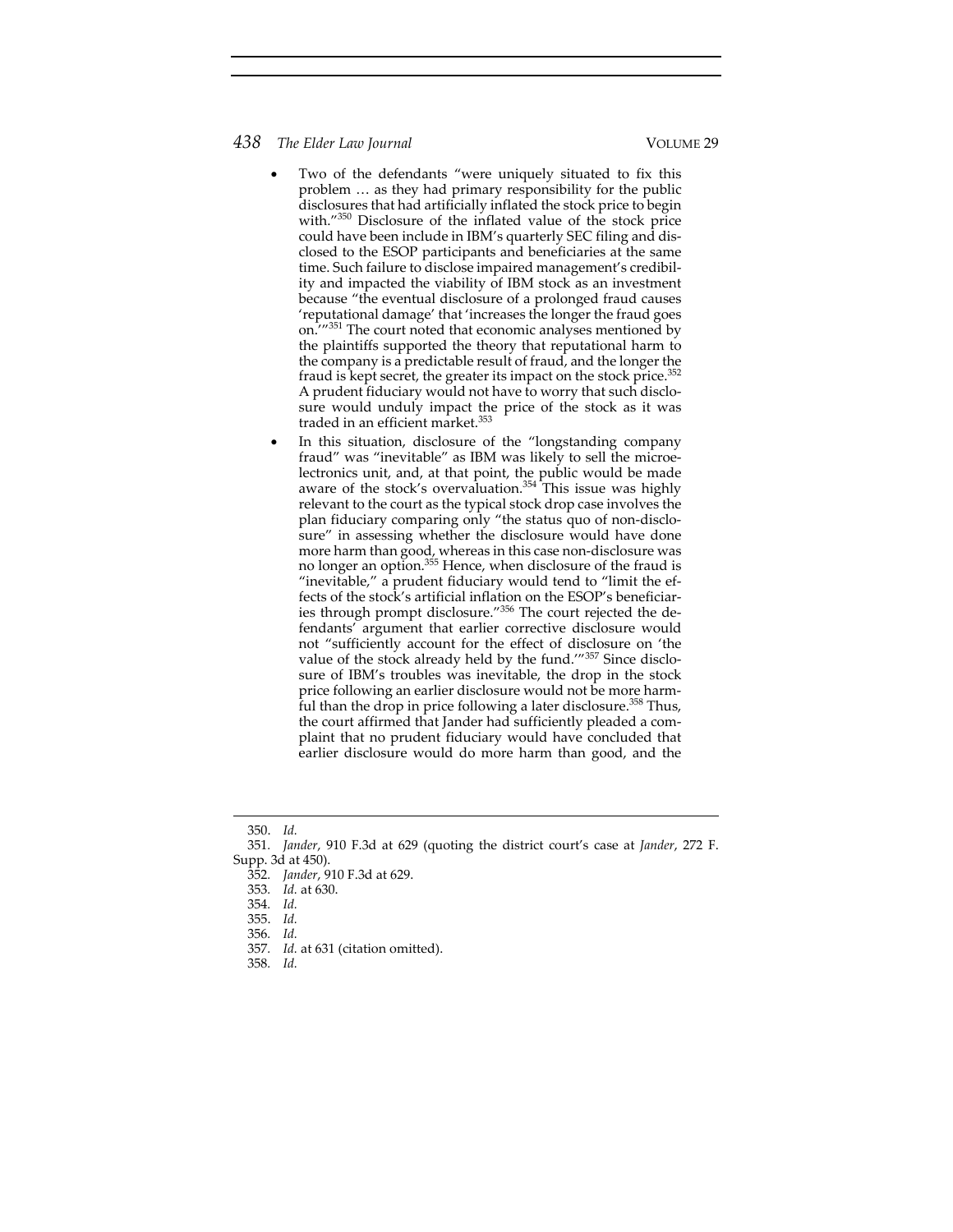- Two of the defendants "were uniquely situated to fix this problem … as they had primary responsibility for the public disclosures that had artificially inflated the stock price to begin with."[350] Disclosure of the inflated value of the stock price could have been include in IBM's quarterly SEC filing and disclosed to the ESOP participants and beneficiaries at the same time. Such failure to disclose impaired management's credibility and impacted the viability of IBM stock as an investment because "the eventual disclosure of a prolonged fraud causes 'reputational damage' that 'increases the longer the fraud goes on.'"[351] The court noted that economic analyses mentioned by the plaintiffs supported the theory that reputational harm to the company is a predictable result of fraud, and the longer the fraud is kept secret, the greater its impact on the stock price.[352] A prudent fiduciary would not have to worry that such disclosure would unduly impact the price of the stock as it was traded in an efficient market.[353]
- In this situation, disclosure of the "longstanding company fraud" was "inevitable" as IBM was likely to sell the microelectronics unit, and, at that point, the public would be made aware of the stock's overvaluation.[354] This issue was highly relevant to the court as the typical stock drop case involves the plan fiduciary comparing only "the status quo of non-disclosure" in assessing whether the disclosure would have done more harm than good, whereas in this case non-disclosure was no longer an option.[355] Hence, when disclosure of the fraud is "inevitable," a prudent fiduciary would tend to "limit the effects of the stock's artificial inflation on the ESOP's beneficiaries through prompt disclosure."[356] The court rejected the defendants' argument that earlier corrective disclosure would not "sufficiently account for the effect of disclosure on 'the value of the stock already held by the fund.'"[357] Since disclosure of IBM's troubles was inevitable, the drop in the stock price following an earlier disclosure would not be more harmful than the drop in price following a later disclosure.[358] Thus, the court affirmed that Jander had sufficiently pleaded a complaint that no prudent fiduciary would have concluded that earlier disclosure would do more harm than good, and the

---

350. *Id.*

351. *Jander*, 910 F.3d at 629 (quoting the district court's case at *Jander*, 272 F. Supp. 3d at 450).

352. *Jander*, 910 F.3d at 629.

353. *Id.* at 630.

354. *Id.*

355. *Id.*

356. *Id.*

357. *Id.* at 631 (citation omitted).

358. *Id.*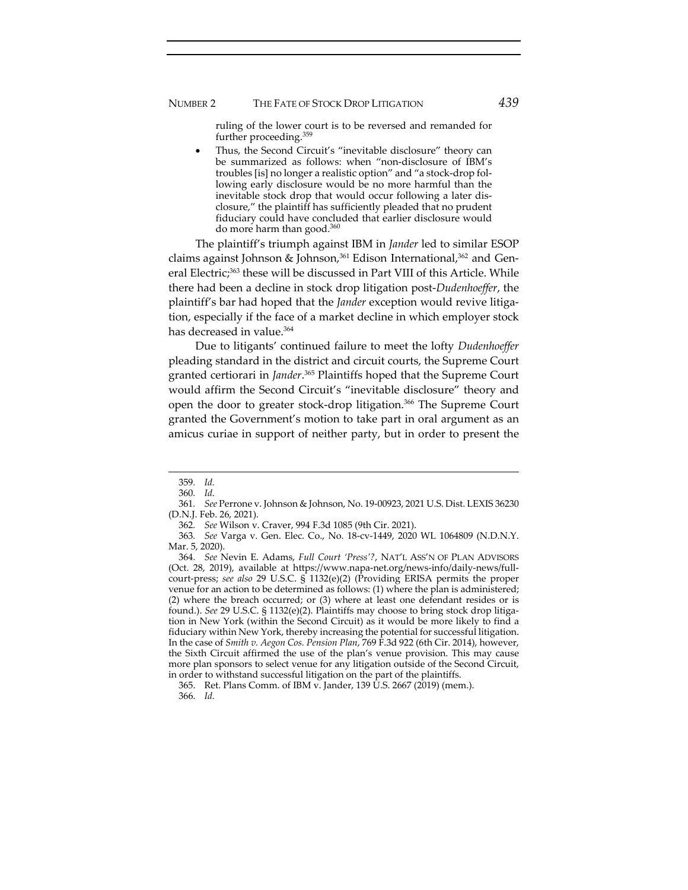ruling of the lower court is to be reversed and remanded for further proceeding.[359]

- Thus, the Second Circuit's "inevitable disclosure" theory can be summarized as follows: when "non-disclosure of IBM's troubles [is] no longer a realistic option" and "a stock-drop following early disclosure would be no more harmful than the inevitable stock drop that would occur following a later disclosure," the plaintiff has sufficiently pleaded that no prudent fiduciary could have concluded that earlier disclosure would do more harm than good.[360]

The plaintiff's triumph against IBM in *Jander* led to similar ESOP claims against Johnson & Johnson,[361] Edison International,[362] and General Electric;[363] these will be discussed in Part VIII of this Article. While there had been a decline in stock drop litigation post-*Dudenhoeffer*, the plaintiff's bar had hoped that the *Jander* exception would revive litigation, especially if the face of a market decline in which employer stock has decreased in value.[364]

Due to litigants' continued failure to meet the lofty *Dudenhoeffer* pleading standard in the district and circuit courts, the Supreme Court granted certiorari in *Jander*.[365] Plaintiffs hoped that the Supreme Court would affirm the Second Circuit's "inevitable disclosure" theory and open the door to greater stock-drop litigation.[366] The Supreme Court granted the Government's motion to take part in oral argument as an amicus curiae in support of neither party, but in order to present the

---

359. *Id.*

360. *Id.*

361. *See* Perrone v. Johnson & Johnson, No. 19-00923, 2021 U.S. Dist. LEXIS 36230 (D.N.J. Feb. 26, 2021).

362. *See* Wilson v. Craver, 994 F.3d 1085 (9th Cir. 2021).

363. *See* Varga v. Gen. Elec. Co., No. 18-cv-1449, 2020 WL 1064809 (N.D.N.Y. Mar. 5, 2020).

364. *See* Nevin E. Adams, *Full Court 'Press'?*, NAT'L ASS'N OF PLAN ADVISORS (Oct. 28, 2019), available at https://www.napa-net.org/news-info/daily-news/full-court-press; *see also* 29 U.S.C. § 1132(e)(2) (Providing ERISA permits the proper venue for an action to be determined as follows: (1) where the plan is administered; (2) where the breach occurred; or (3) where at least one defendant resides or is found.). *See* 29 U.S.C. § 1132(e)(2). Plaintiffs may choose to bring stock drop litigation in New York (within the Second Circuit) as it would be more likely to find a fiduciary within New York, thereby increasing the potential for successful litigation. In the case of *Smith v. Aegon Cos. Pension Plan*, 769 F.3d 922 (6th Cir. 2014), however, the Sixth Circuit affirmed the use of the plan's venue provision. This may cause more plan sponsors to select venue for any litigation outside of the Second Circuit, in order to withstand successful litigation on the part of the plaintiffs.

365. Ret. Plans Comm. of IBM v. Jander, 139 U.S. 2667 (2019) (mem.).

366. *Id.*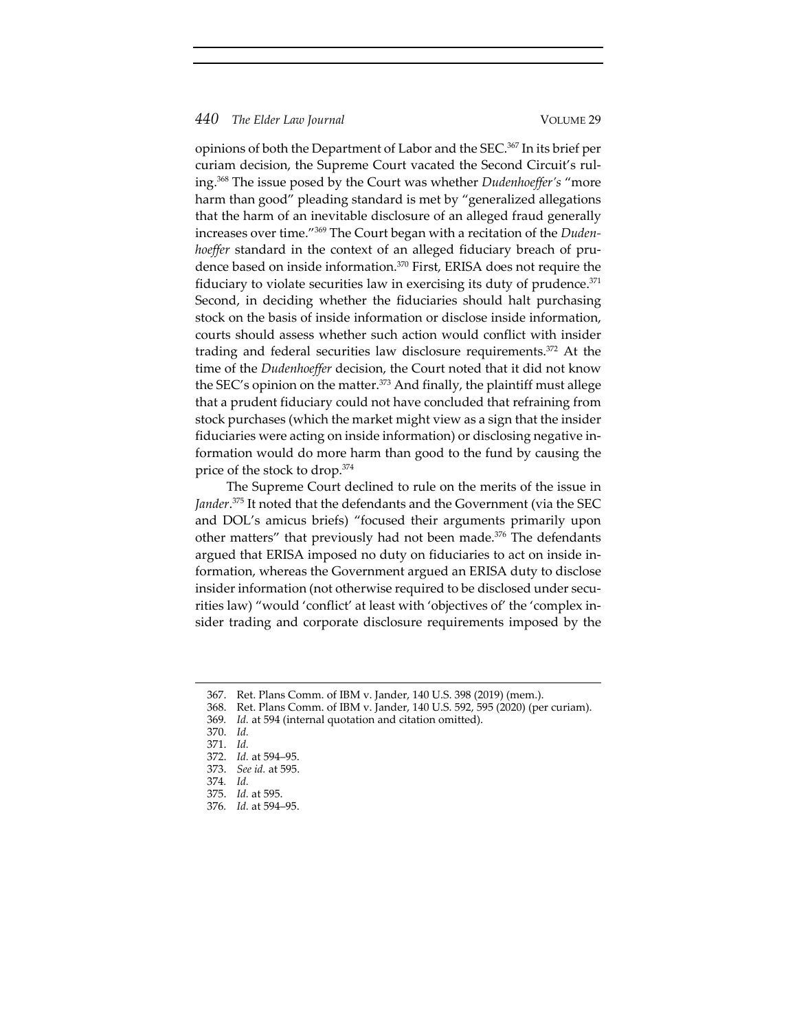opinions of both the Department of Labor and the SEC.[367] In its brief per curiam decision, the Supreme Court vacated the Second Circuit's ruling.[368] The issue posed by the Court was whether *Dudenhoeffer's* "more harm than good" pleading standard is met by "generalized allegations that the harm of an inevitable disclosure of an alleged fraud generally increases over time."[369] The Court began with a recitation of the *Dudenhoeffer* standard in the context of an alleged fiduciary breach of prudence based on inside information.[370] First, ERISA does not require the fiduciary to violate securities law in exercising its duty of prudence.[371] Second, in deciding whether the fiduciaries should halt purchasing stock on the basis of inside information or disclose inside information, courts should assess whether such action would conflict with insider trading and federal securities law disclosure requirements.[372] At the time of the *Dudenhoeffer* decision, the Court noted that it did not know the SEC's opinion on the matter.[373] And finally, the plaintiff must allege that a prudent fiduciary could not have concluded that refraining from stock purchases (which the market might view as a sign that the insider fiduciaries were acting on inside information) or disclosing negative information would do more harm than good to the fund by causing the price of the stock to drop.[374]

The Supreme Court declined to rule on the merits of the issue in *Jander*.[375] It noted that the defendants and the Government (via the SEC and DOL's amicus briefs) "focused their arguments primarily upon other matters" that previously had not been made.[376] The defendants argued that ERISA imposed no duty on fiduciaries to act on inside information, whereas the Government argued an ERISA duty to disclose insider information (not otherwise required to be disclosed under securities law) "would 'conflict' at least with 'objectives of' the 'complex insider trading and corporate disclosure requirements imposed by the

367. Ret. Plans Comm. of IBM v. Jander, 140 U.S. 398 (2019) (mem.).
368. Ret. Plans Comm. of IBM v. Jander, 140 U.S. 592, 595 (2020) (per curiam).
369. *Id.* at 594 (internal quotation and citation omitted).
370. *Id.*
371. *Id.*
372. *Id.* at 594–95.
373. *See id.* at 595.
374. *Id.*
375. *Id.* at 595.
376. *Id.* at 594–95.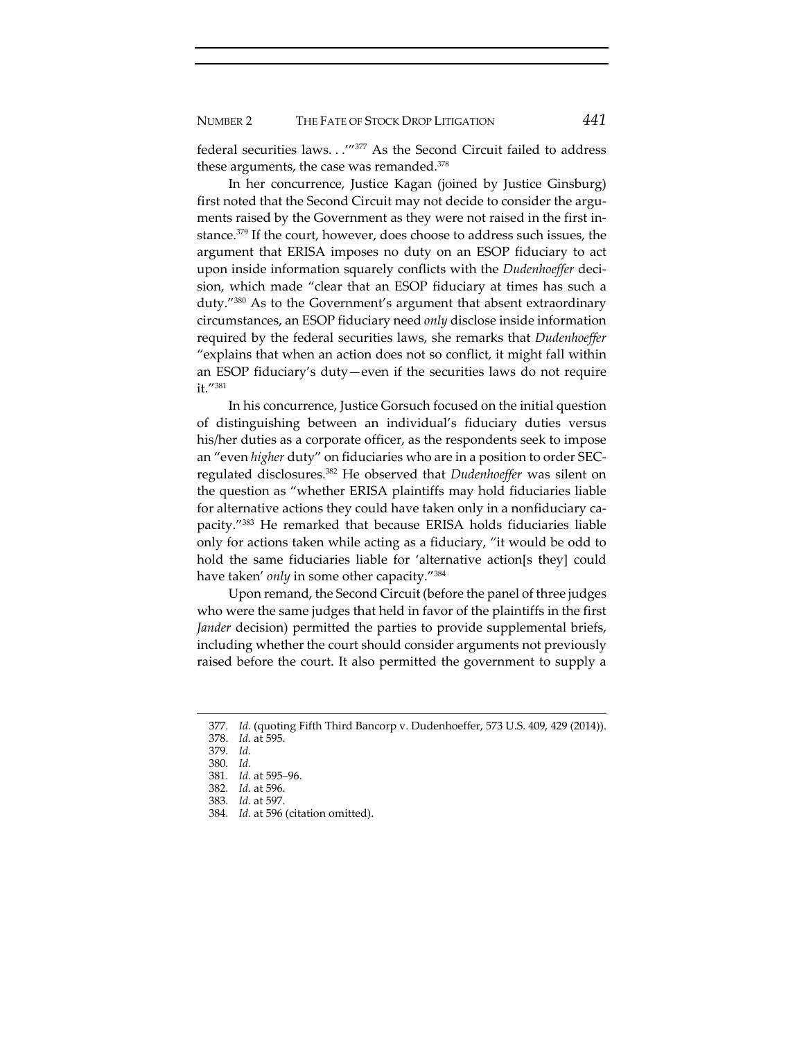federal securities laws. . .'"[377] As the Second Circuit failed to address these arguments, the case was remanded.[378]

In her concurrence, Justice Kagan (joined by Justice Ginsburg) first noted that the Second Circuit may not decide to consider the arguments raised by the Government as they were not raised in the first instance.[379] If the court, however, does choose to address such issues, the argument that ERISA imposes no duty on an ESOP fiduciary to act upon inside information squarely conflicts with the *Dudenhoeffer* decision, which made "clear that an ESOP fiduciary at times has such a duty."[380] As to the Government's argument that absent extraordinary circumstances, an ESOP fiduciary need *only* disclose inside information required by the federal securities laws, she remarks that *Dudenhoeffer* "explains that when an action does not so conflict, it might fall within an ESOP fiduciary's duty—even if the securities laws do not require it."[381]

In his concurrence, Justice Gorsuch focused on the initial question of distinguishing between an individual's fiduciary duties versus his/her duties as a corporate officer, as the respondents seek to impose an "even *higher* duty" on fiduciaries who are in a position to order SEC-regulated disclosures.[382] He observed that *Dudenhoeffer* was silent on the question as "whether ERISA plaintiffs may hold fiduciaries liable for alternative actions they could have taken only in a nonfiduciary capacity."[383] He remarked that because ERISA holds fiduciaries liable only for actions taken while acting as a fiduciary, "it would be odd to hold the same fiduciaries liable for 'alternative action[s they] could have taken' *only* in some other capacity."[384]

Upon remand, the Second Circuit (before the panel of three judges who were the same judges that held in favor of the plaintiffs in the first *Jander* decision) permitted the parties to provide supplemental briefs, including whether the court should consider arguments not previously raised before the court. It also permitted the government to supply a

---

377. *Id.* (quoting Fifth Third Bancorp v. Dudenhoeffer, 573 U.S. 409, 429 (2014)).

378. *Id.* at 595.

379. *Id.*

380. *Id.*

381. *Id.* at 595–96.

382. *Id.* at 596.

383. *Id.* at 597.

384. *Id.* at 596 (citation omitted).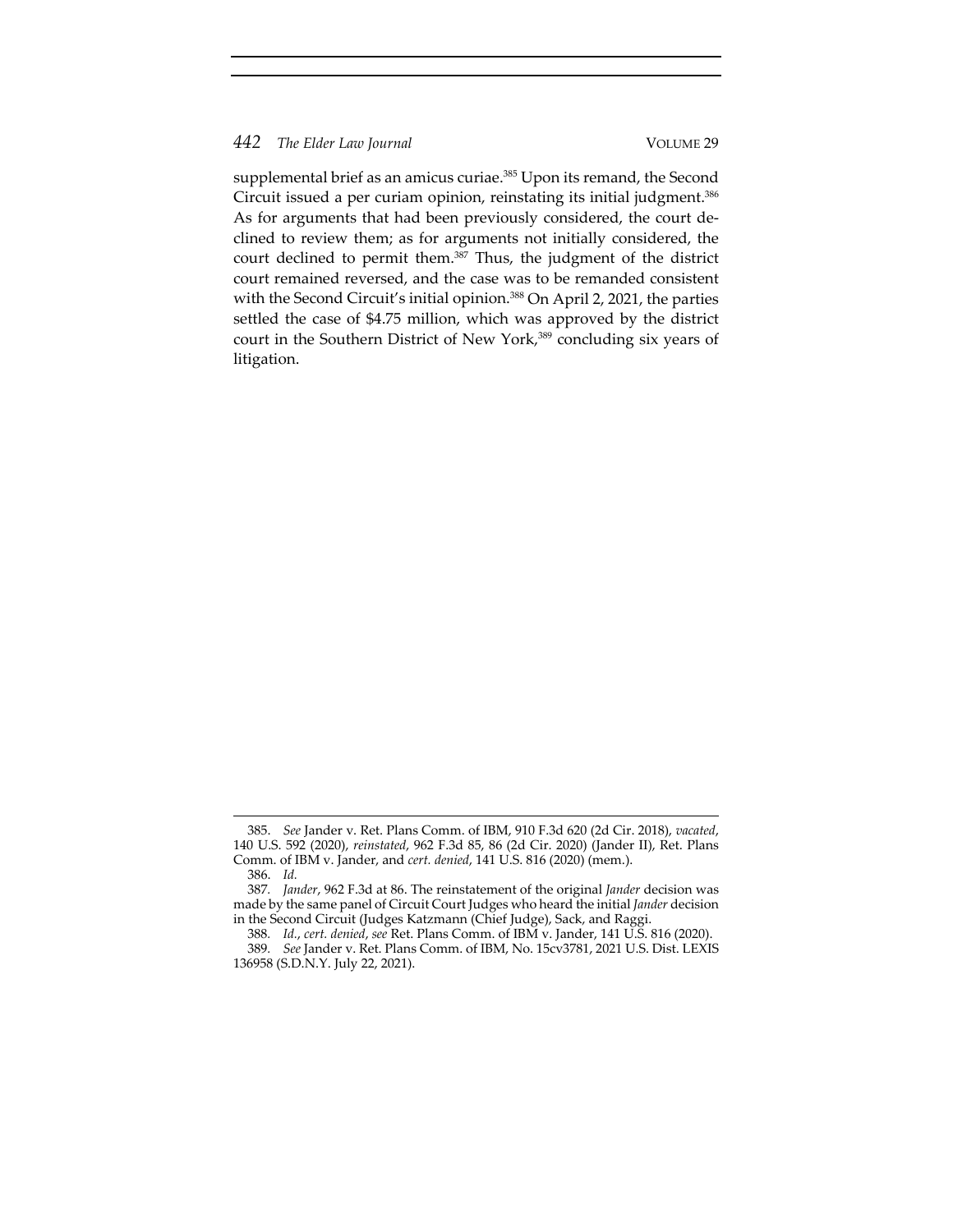supplemental brief as an amicus curiae.[385] Upon its remand, the Second Circuit issued a per curiam opinion, reinstating its initial judgment.[386] As for arguments that had been previously considered, the court declined to review them; as for arguments not initially considered, the court declined to permit them.[387] Thus, the judgment of the district court remained reversed, and the case was to be remanded consistent with the Second Circuit's initial opinion.[388] On April 2, 2021, the parties settled the case of $4.75 million, which was approved by the district court in the Southern District of New York,[389] concluding six years of litigation.

---

385. *See* Jander v. Ret. Plans Comm. of IBM, 910 F.3d 620 (2d Cir. 2018), *vacated*, 140 U.S. 592 (2020), *reinstated*, 962 F.3d 85, 86 (2d Cir. 2020) (Jander II), Ret. Plans Comm. of IBM v. Jander, and *cert. denied*, 141 U.S. 816 (2020) (mem.).

386. *Id.*

387. *Jander*, 962 F.3d at 86. The reinstatement of the original *Jander* decision was made by the same panel of Circuit Court Judges who heard the initial *Jander* decision in the Second Circuit (Judges Katzmann (Chief Judge), Sack, and Raggi.

388. *Id.*, *cert. denied*, *see* Ret. Plans Comm. of IBM v. Jander, 141 U.S. 816 (2020).

389. *See* Jander v. Ret. Plans Comm. of IBM, No. 15cv3781, 2021 U.S. Dist. LEXIS 136958 (S.D.N.Y. July 22, 2021).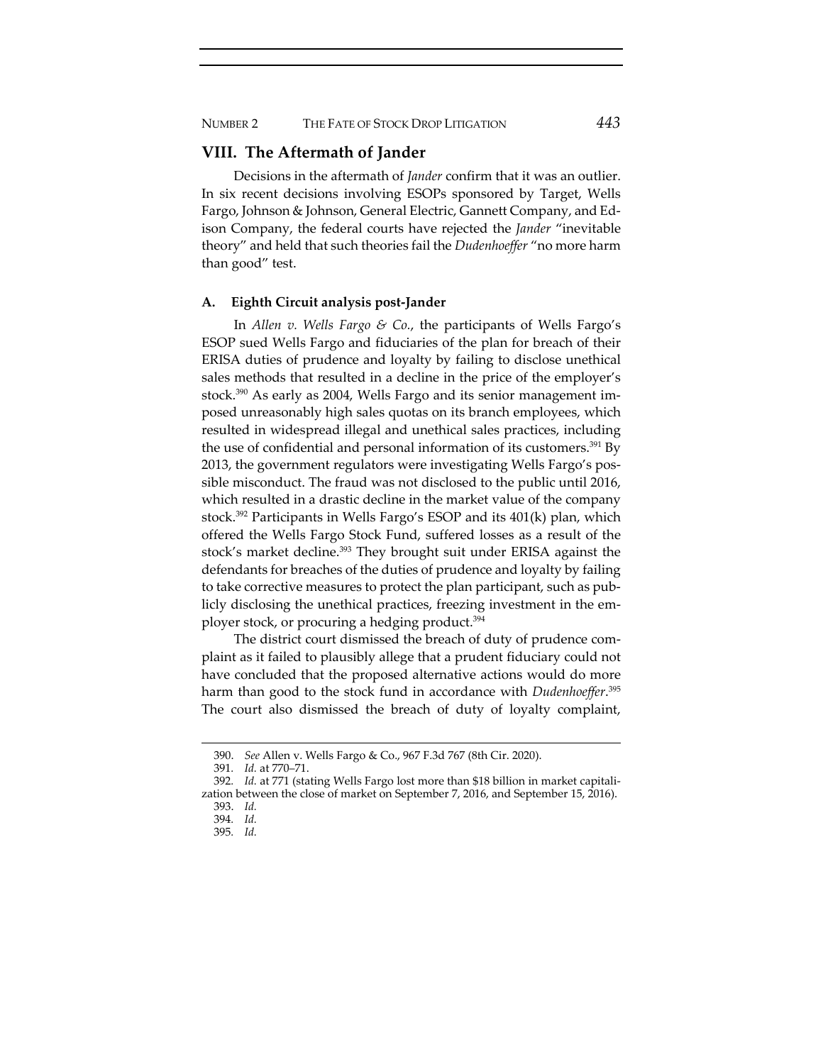## VIII. The Aftermath of Jander

Decisions in the aftermath of *Jander* confirm that it was an outlier. In six recent decisions involving ESOPs sponsored by Target, Wells Fargo, Johnson & Johnson, General Electric, Gannett Company, and Edison Company, the federal courts have rejected the *Jander* "inevitable theory" and held that such theories fail the *Dudenhoeffer* "no more harm than good" test.

### A. Eighth Circuit analysis post-Jander

In *Allen v. Wells Fargo & Co.*, the participants of Wells Fargo's ESOP sued Wells Fargo and fiduciaries of the plan for breach of their ERISA duties of prudence and loyalty by failing to disclose unethical sales methods that resulted in a decline in the price of the employer's stock.[390] As early as 2004, Wells Fargo and its senior management imposed unreasonably high sales quotas on its branch employees, which resulted in widespread illegal and unethical sales practices, including the use of confidential and personal information of its customers.[391] By 2013, the government regulators were investigating Wells Fargo's possible misconduct. The fraud was not disclosed to the public until 2016, which resulted in a drastic decline in the market value of the company stock.[392] Participants in Wells Fargo's ESOP and its 401(k) plan, which offered the Wells Fargo Stock Fund, suffered losses as a result of the stock's market decline.[393] They brought suit under ERISA against the defendants for breaches of the duties of prudence and loyalty by failing to take corrective measures to protect the plan participant, such as publicly disclosing the unethical practices, freezing investment in the employer stock, or procuring a hedging product.[394]

The district court dismissed the breach of duty of prudence complaint as it failed to plausibly allege that a prudent fiduciary could not have concluded that the proposed alternative actions would do more harm than good to the stock fund in accordance with *Dudenhoeffer*.[395] The court also dismissed the breach of duty of loyalty complaint,

---

390. *See* Allen v. Wells Fargo & Co., 967 F.3d 767 (8th Cir. 2020).

391. *Id.* at 770–71.

392. *Id.* at 771 (stating Wells Fargo lost more than $18 billion in market capitalization between the close of market on September 7, 2016, and September 15, 2016).

393. *Id.*

394. *Id.*

395. *Id.*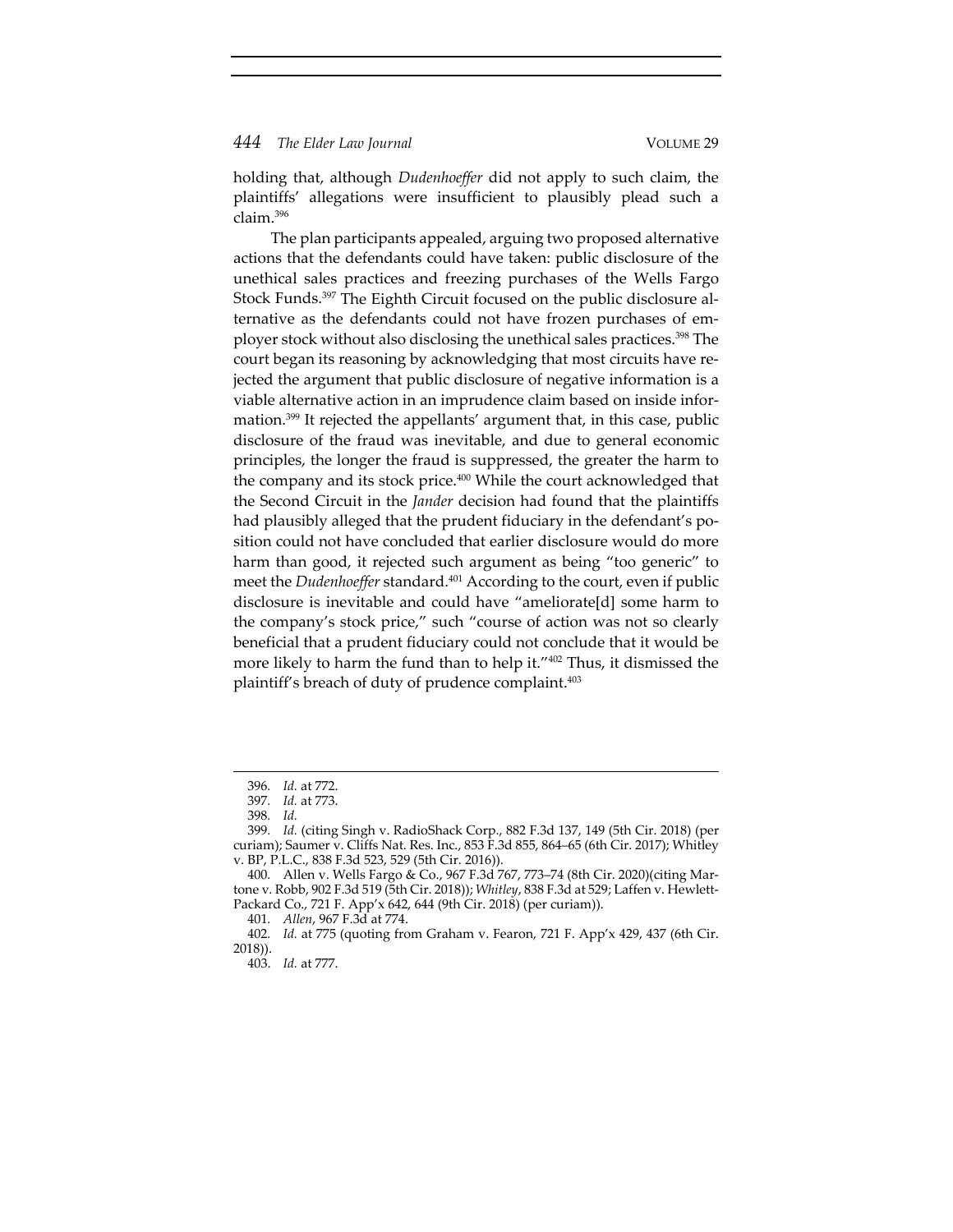holding that, although *Dudenhoeffer* did not apply to such claim, the plaintiffs' allegations were insufficient to plausibly plead such a claim.[396]

The plan participants appealed, arguing two proposed alternative actions that the defendants could have taken: public disclosure of the unethical sales practices and freezing purchases of the Wells Fargo Stock Funds.[397] The Eighth Circuit focused on the public disclosure alternative as the defendants could not have frozen purchases of employer stock without also disclosing the unethical sales practices.[398] The court began its reasoning by acknowledging that most circuits have rejected the argument that public disclosure of negative information is a viable alternative action in an imprudence claim based on inside information.[399] It rejected the appellants' argument that, in this case, public disclosure of the fraud was inevitable, and due to general economic principles, the longer the fraud is suppressed, the greater the harm to the company and its stock price.[400] While the court acknowledged that the Second Circuit in the *Jander* decision had found that the plaintiffs had plausibly alleged that the prudent fiduciary in the defendant's position could not have concluded that earlier disclosure would do more harm than good, it rejected such argument as being "too generic" to meet the *Dudenhoeffer* standard.[401] According to the court, even if public disclosure is inevitable and could have "ameliorate[d] some harm to the company's stock price," such "course of action was not so clearly beneficial that a prudent fiduciary could not conclude that it would be more likely to harm the fund than to help it."[402] Thus, it dismissed the plaintiff's breach of duty of prudence complaint.[403]

---

396. *Id.* at 772.

397. *Id.* at 773.

398. *Id.*

399. *Id.* (citing Singh v. RadioShack Corp., 882 F.3d 137, 149 (5th Cir. 2018) (per curiam); Saumer v. Cliffs Nat. Res. Inc., 853 F.3d 855, 864–65 (6th Cir. 2017); Whitley v. BP, P.L.C., 838 F.3d 523, 529 (5th Cir. 2016)).

400. Allen v. Wells Fargo & Co., 967 F.3d 767, 773–74 (8th Cir. 2020)(citing Martone v. Robb, 902 F.3d 519 (5th Cir. 2018)); *Whitley*, 838 F.3d at 529; Laffen v. Hewlett-Packard Co., 721 F. App'x 642, 644 (9th Cir. 2018) (per curiam)).

401. *Allen*, 967 F.3d at 774.

402. *Id.* at 775 (quoting from Graham v. Fearon, 721 F. App'x 429, 437 (6th Cir. 2018)).

403. *Id.* at 777.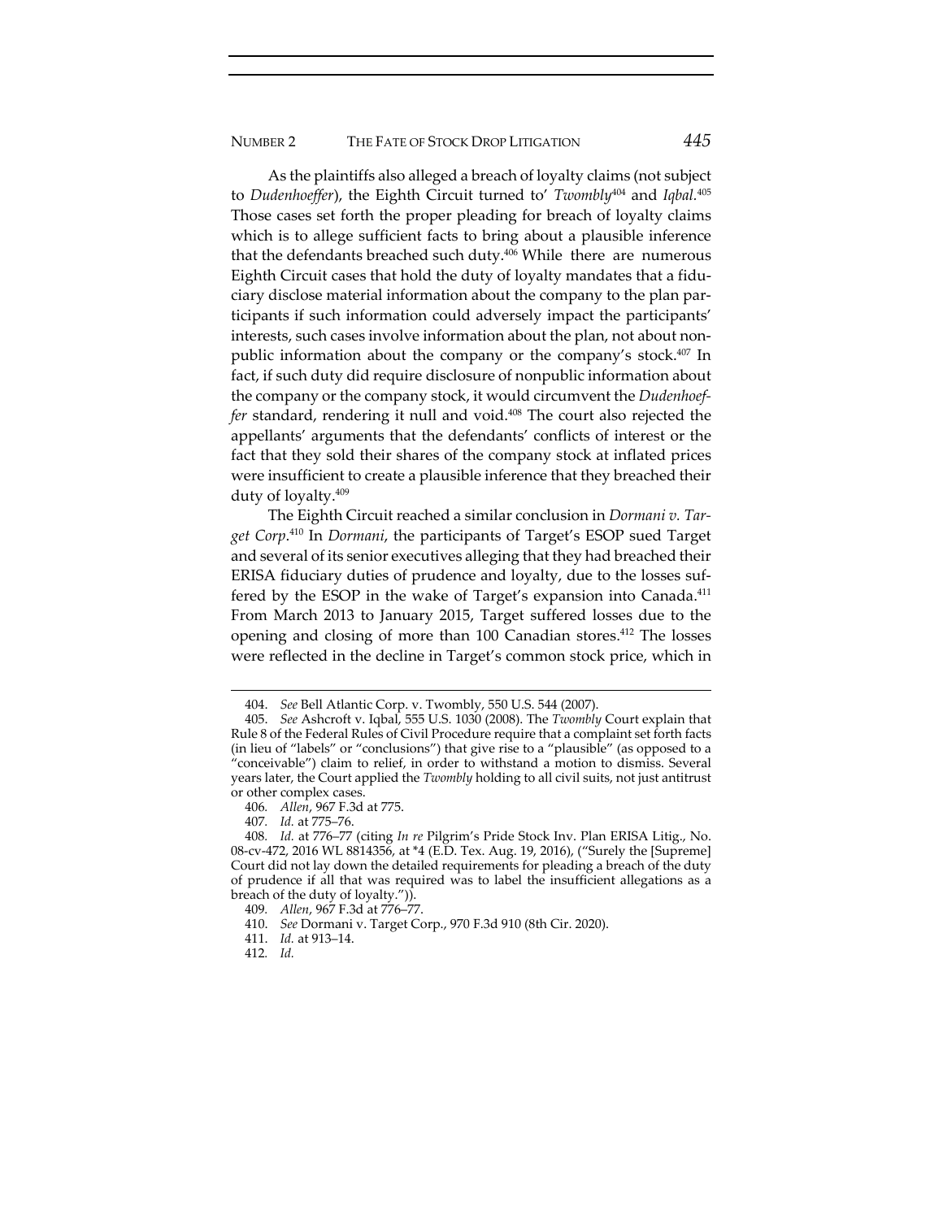As the plaintiffs also alleged a breach of loyalty claims (not subject to *Dudenhoeffer*), the Eighth Circuit turned to' *Twombly*[404] and *Iqbal*.[405] Those cases set forth the proper pleading for breach of loyalty claims which is to allege sufficient facts to bring about a plausible inference that the defendants breached such duty.[406] While there are numerous Eighth Circuit cases that hold the duty of loyalty mandates that a fiduciary disclose material information about the company to the plan participants if such information could adversely impact the participants' interests, such cases involve information about the plan, not about nonpublic information about the company or the company's stock.[407] In fact, if such duty did require disclosure of nonpublic information about the company or the company stock, it would circumvent the *Dudenhoeffer* standard, rendering it null and void.[408] The court also rejected the appellants' arguments that the defendants' conflicts of interest or the fact that they sold their shares of the company stock at inflated prices were insufficient to create a plausible inference that they breached their duty of loyalty.[409]

The Eighth Circuit reached a similar conclusion in *Dormani v. Target Corp*.[410] In *Dormani*, the participants of Target's ESOP sued Target and several of its senior executives alleging that they had breached their ERISA fiduciary duties of prudence and loyalty, due to the losses suffered by the ESOP in the wake of Target's expansion into Canada.[411] From March 2013 to January 2015, Target suffered losses due to the opening and closing of more than 100 Canadian stores.[412] The losses were reflected in the decline in Target's common stock price, which in

---

404. *See* Bell Atlantic Corp. v. Twombly, 550 U.S. 544 (2007).

405. *See* Ashcroft v. Iqbal, 555 U.S. 1030 (2008). The *Twombly* Court explain that Rule 8 of the Federal Rules of Civil Procedure require that a complaint set forth facts (in lieu of "labels" or "conclusions") that give rise to a "plausible" (as opposed to a "conceivable") claim to relief, in order to withstand a motion to dismiss. Several years later, the Court applied the *Twombly* holding to all civil suits, not just antitrust or other complex cases.

406. *Allen*, 967 F.3d at 775.

407. *Id.* at 775–76.

408. *Id.* at 776–77 (citing *In re* Pilgrim's Pride Stock Inv. Plan ERISA Litig., No. 08-cv-472, 2016 WL 8814356, at *4 (E.D. Tex. Aug. 19, 2016), ("Surely the [Supreme] Court did not lay down the detailed requirements for pleading a breach of the duty of prudence if all that was required was to label the insufficient allegations as a breach of the duty of loyalty.")).

409. *Allen*, 967 F.3d at 776–77.

410. *See* Dormani v. Target Corp., 970 F.3d 910 (8th Cir. 2020).

411. *Id.* at 913–14.

412. *Id.*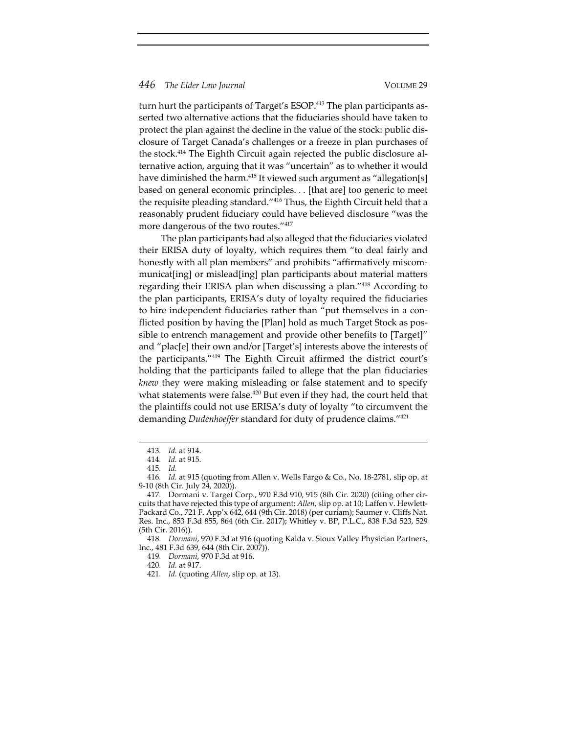turn hurt the participants of Target's ESOP.[413] The plan participants asserted two alternative actions that the fiduciaries should have taken to protect the plan against the decline in the value of the stock: public disclosure of Target Canada's challenges or a freeze in plan purchases of the stock.[414] The Eighth Circuit again rejected the public disclosure alternative action, arguing that it was "uncertain" as to whether it would have diminished the harm.[415] It viewed such argument as "allegation[s] based on general economic principles. . . [that are] too generic to meet the requisite pleading standard."[416] Thus, the Eighth Circuit held that a reasonably prudent fiduciary could have believed disclosure "was the more dangerous of the two routes."[417]

The plan participants had also alleged that the fiduciaries violated their ERISA duty of loyalty, which requires them "to deal fairly and honestly with all plan members" and prohibits "affirmatively miscommunicat[ing] or mislead[ing] plan participants about material matters regarding their ERISA plan when discussing a plan."[418] According to the plan participants, ERISA's duty of loyalty required the fiduciaries to hire independent fiduciaries rather than "put themselves in a conflicted position by having the [Plan] hold as much Target Stock as possible to entrench management and provide other benefits to [Target]" and "plac[e] their own and/or [Target's] interests above the interests of the participants."[419] The Eighth Circuit affirmed the district court's holding that the participants failed to allege that the plan fiduciaries *knew* they were making misleading or false statement and to specify what statements were false.[420] But even if they had, the court held that the plaintiffs could not use ERISA's duty of loyalty "to circumvent the demanding *Dudenhoeffer* standard for duty of prudence claims."[421]

---

413. *Id.* at 914.

414. *Id.* at 915.

415. *Id.*

416. *Id.* at 915 (quoting from Allen v. Wells Fargo & Co., No. 18-2781, slip op. at 9-10 (8th Cir. July 24, 2020)).

417. Dormani v. Target Corp., 970 F.3d 910, 915 (8th Cir. 2020) (citing other circuits that have rejected this type of argument: *Allen*, slip op. at 10; Laffen v. Hewlett-Packard Co., 721 F. App'x 642, 644 (9th Cir. 2018) (per curiam); Saumer v. Cliffs Nat. Res. Inc., 853 F.3d 855, 864 (6th Cir. 2017); Whitley v. BP, P.L.C., 838 F.3d 523, 529 (5th Cir. 2016)).

418. *Dormani*, 970 F.3d at 916 (quoting Kalda v. Sioux Valley Physician Partners, Inc., 481 F.3d 639, 644 (8th Cir. 2007)).

419. *Dormani*, 970 F.3d at 916.

420. *Id.* at 917.

421. *Id.* (quoting *Allen*, slip op. at 13).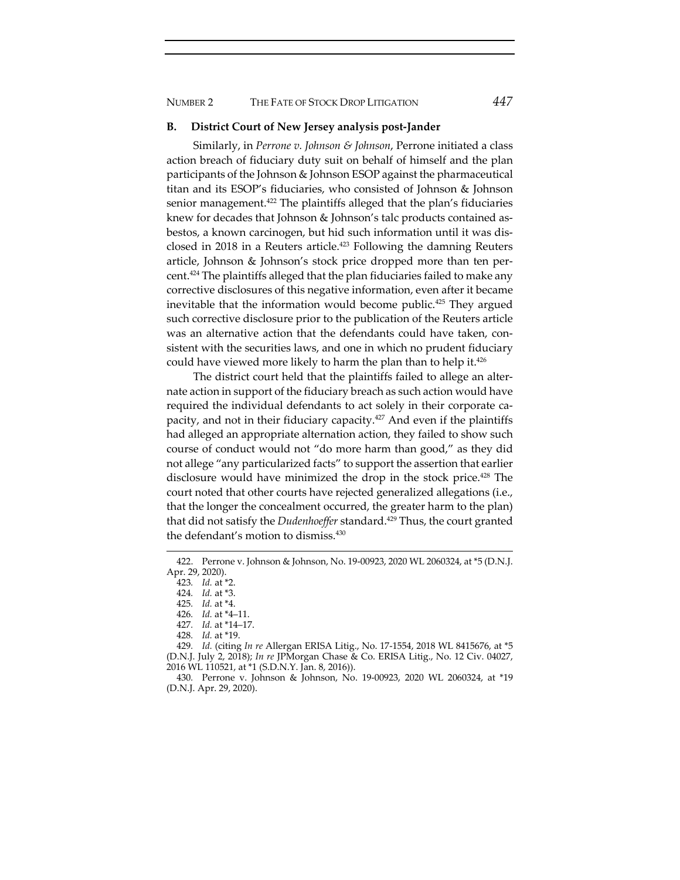### B. District Court of New Jersey analysis post-Jander

Similarly, in *Perrone v. Johnson & Johnson*, Perrone initiated a class action breach of fiduciary duty suit on behalf of himself and the plan participants of the Johnson & Johnson ESOP against the pharmaceutical titan and its ESOP's fiduciaries, who consisted of Johnson & Johnson senior management.[422] The plaintiffs alleged that the plan's fiduciaries knew for decades that Johnson & Johnson's talc products contained asbestos, a known carcinogen, but hid such information until it was disclosed in 2018 in a Reuters article.[423] Following the damning Reuters article, Johnson & Johnson's stock price dropped more than ten percent.[424] The plaintiffs alleged that the plan fiduciaries failed to make any corrective disclosures of this negative information, even after it became inevitable that the information would become public.[425] They argued such corrective disclosure prior to the publication of the Reuters article was an alternative action that the defendants could have taken, consistent with the securities laws, and one in which no prudent fiduciary could have viewed more likely to harm the plan than to help it.[426]

The district court held that the plaintiffs failed to allege an alternate action in support of the fiduciary breach as such action would have required the individual defendants to act solely in their corporate capacity, and not in their fiduciary capacity.[427] And even if the plaintiffs had alleged an appropriate alternation action, they failed to show such course of conduct would not "do more harm than good," as they did not allege "any particularized facts" to support the assertion that earlier disclosure would have minimized the drop in the stock price.[428] The court noted that other courts have rejected generalized allegations (i.e., that the longer the concealment occurred, the greater harm to the plan) that did not satisfy the *Dudenhoeffer* standard.[429] Thus, the court granted the defendant's motion to dismiss.[430]

---

422. Perrone v. Johnson & Johnson, No. 19-00923, 2020 WL 2060324, at \*5 (D.N.J. Apr. 29, 2020).

423. *Id.* at \*2.

424. *Id.* at \*3.

425. *Id.* at \*4.

426. *Id.* at \*4–11.

427. *Id.* at \*14–17.

428. *Id.* at \*19.

429. *Id.* (citing *In re* Allergan ERISA Litig., No. 17-1554, 2018 WL 8415676, at \*5 (D.N.J. July 2, 2018); *In re* JPMorgan Chase & Co. ERISA Litig., No. 12 Civ. 04027, 2016 WL 110521, at \*1 (S.D.N.Y. Jan. 8, 2016)).

430. Perrone v. Johnson & Johnson, No. 19-00923, 2020 WL 2060324, at \*19 (D.N.J. Apr. 29, 2020).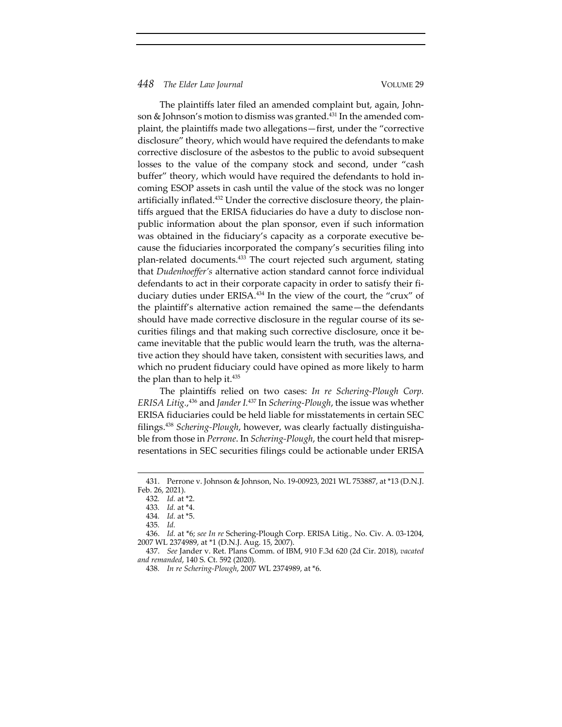The plaintiffs later filed an amended complaint but, again, Johnson & Johnson's motion to dismiss was granted.[431] In the amended complaint, the plaintiffs made two allegations—first, under the "corrective disclosure" theory, which would have required the defendants to make corrective disclosure of the asbestos to the public to avoid subsequent losses to the value of the company stock and second, under "cash buffer" theory, which would have required the defendants to hold incoming ESOP assets in cash until the value of the stock was no longer artificially inflated.[432] Under the corrective disclosure theory, the plaintiffs argued that the ERISA fiduciaries do have a duty to disclose nonpublic information about the plan sponsor, even if such information was obtained in the fiduciary's capacity as a corporate executive because the fiduciaries incorporated the company's securities filing into plan-related documents.[433] The court rejected such argument, stating that *Dudenhoeffer's* alternative action standard cannot force individual defendants to act in their corporate capacity in order to satisfy their fiduciary duties under ERISA.[434] In the view of the court, the "crux" of the plaintiff's alternative action remained the same—the defendants should have made corrective disclosure in the regular course of its securities filings and that making such corrective disclosure, once it became inevitable that the public would learn the truth, was the alternative action they should have taken, consistent with securities laws, and which no prudent fiduciary could have opined as more likely to harm the plan than to help it.[435]

The plaintiffs relied on two cases: *In re Schering-Plough Corp. ERISA Litig.*,[436] and *Jander I*.[437] In *Schering-Plough*, the issue was whether ERISA fiduciaries could be held liable for misstatements in certain SEC filings.[438] *Schering-Plough*, however, was clearly factually distinguishable from those in *Perrone*. In *Schering-Plough*, the court held that misrepresentations in SEC securities filings could be actionable under ERISA

---

431. Perrone v. Johnson & Johnson, No. 19-00923, 2021 WL 753887, at *13 (D.N.J. Feb. 26, 2021).

432. *Id.* at *2.

433. *Id.* at *4.

434. *Id.* at *5.

435. *Id.*

436. *Id.* at *6; *see In re* Schering-Plough Corp. ERISA Litig., No. Civ. A. 03-1204, 2007 WL 2374989, at *1 (D.N.J. Aug. 15, 2007).

437. *See* Jander v. Ret. Plans Comm. of IBM, 910 F.3d 620 (2d Cir. 2018), *vacated and remanded*, 140 S. Ct. 592 (2020).

438. *In re Schering-Plough*, 2007 WL 2374989, at *6.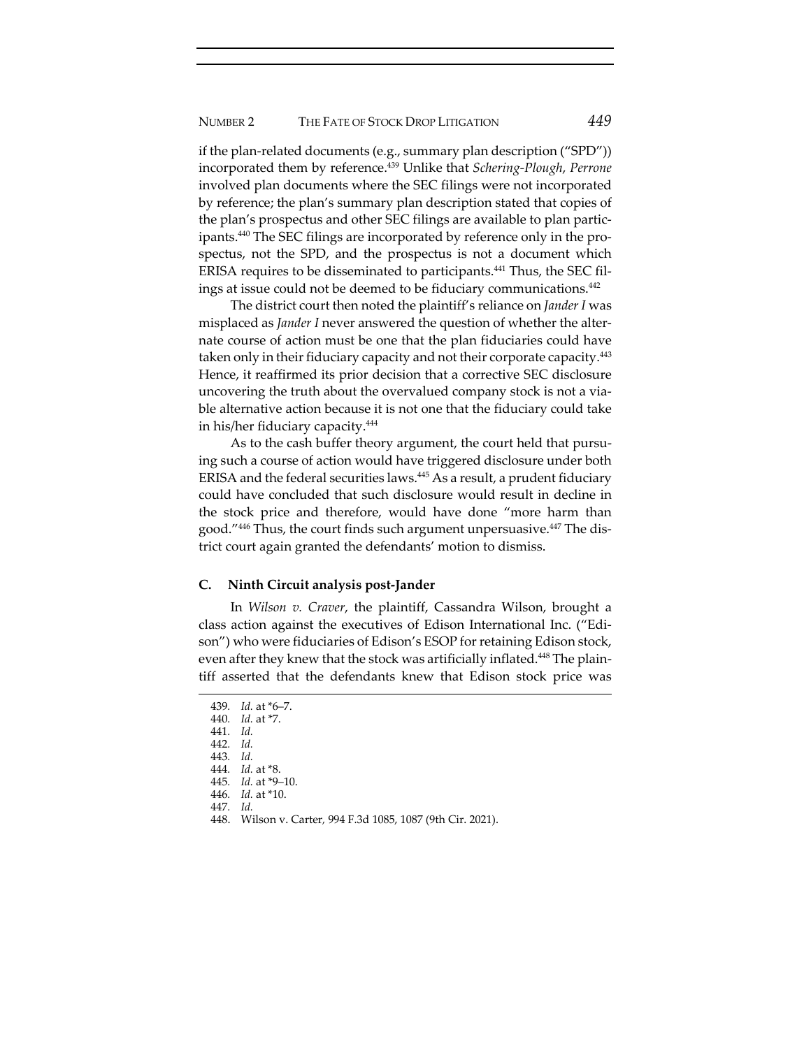if the plan-related documents (e.g., summary plan description ("SPD")) incorporated them by reference.[439] Unlike that *Schering-Plough*, *Perrone* involved plan documents where the SEC filings were not incorporated by reference; the plan's summary plan description stated that copies of the plan's prospectus and other SEC filings are available to plan participants.[440] The SEC filings are incorporated by reference only in the prospectus, not the SPD, and the prospectus is not a document which ERISA requires to be disseminated to participants.[441] Thus, the SEC filings at issue could not be deemed to be fiduciary communications.[442]

The district court then noted the plaintiff's reliance on *Jander I* was misplaced as *Jander I* never answered the question of whether the alternate course of action must be one that the plan fiduciaries could have taken only in their fiduciary capacity and not their corporate capacity.[443] Hence, it reaffirmed its prior decision that a corrective SEC disclosure uncovering the truth about the overvalued company stock is not a viable alternative action because it is not one that the fiduciary could take in his/her fiduciary capacity.[444]

As to the cash buffer theory argument, the court held that pursuing such a course of action would have triggered disclosure under both ERISA and the federal securities laws.[445] As a result, a prudent fiduciary could have concluded that such disclosure would result in decline in the stock price and therefore, would have done "more harm than good."[446] Thus, the court finds such argument unpersuasive.[447] The district court again granted the defendants' motion to dismiss.

### C. Ninth Circuit analysis post-Jander

In *Wilson v. Craver*, the plaintiff, Cassandra Wilson, brought a class action against the executives of Edison International Inc. ("Edison") who were fiduciaries of Edison's ESOP for retaining Edison stock, even after they knew that the stock was artificially inflated.[448] The plaintiff asserted that the defendants knew that Edison stock price was

---

439. *Id.* at *6–7.
440. *Id.* at *7.
441. *Id.*
442. *Id.*
443. *Id.*
444. *Id.* at *8.
445. *Id.* at *9–10.
446. *Id.* at *10.
447. *Id.*
448. Wilson v. Carter, 994 F.3d 1085, 1087 (9th Cir. 2021).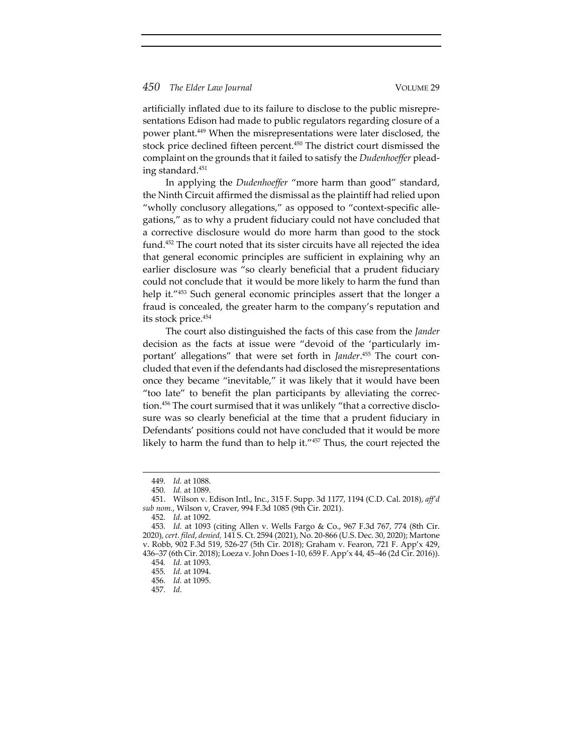artificially inflated due to its failure to disclose to the public misrepresentations Edison had made to public regulators regarding closure of a power plant.[449] When the misrepresentations were later disclosed, the stock price declined fifteen percent.[450] The district court dismissed the complaint on the grounds that it failed to satisfy the *Dudenhoeffer* pleading standard.[451]

In applying the *Dudenhoeffer* "more harm than good" standard, the Ninth Circuit affirmed the dismissal as the plaintiff had relied upon "wholly conclusory allegations," as opposed to "context-specific allegations," as to why a prudent fiduciary could not have concluded that a corrective disclosure would do more harm than good to the stock fund.[452] The court noted that its sister circuits have all rejected the idea that general economic principles are sufficient in explaining why an earlier disclosure was "so clearly beneficial that a prudent fiduciary could not conclude that it would be more likely to harm the fund than help it."[453] Such general economic principles assert that the longer a fraud is concealed, the greater harm to the company's reputation and its stock price.[454]

The court also distinguished the facts of this case from the *Jander* decision as the facts at issue were "devoid of the 'particularly important' allegations" that were set forth in *Jander*.[455] The court concluded that even if the defendants had disclosed the misrepresentations once they became "inevitable," it was likely that it would have been "too late" to benefit the plan participants by alleviating the correction.[456] The court surmised that it was unlikely "that a corrective disclosure was so clearly beneficial at the time that a prudent fiduciary in Defendants' positions could not have concluded that it would be more likely to harm the fund than to help it."[457] Thus, the court rejected the

---

449. *Id.* at 1088.

450. *Id.* at 1089.

451. Wilson v. Edison Intl., Inc., 315 F. Supp. 3d 1177, 1194 (C.D. Cal. 2018), *aff'd sub nom.*, Wilson v, Craver, 994 F.3d 1085 (9th Cir. 2021).

452. *Id.* at 1092.

453. *Id.* at 1093 (citing Allen v. Wells Fargo & Co., 967 F.3d 767, 774 (8th Cir. 2020), *cert. filed*, *denied,* 141 S. Ct. 2594 (2021), No. 20-866 (U.S. Dec. 30, 2020); Martone v. Robb, 902 F.3d 519, 526-27 (5th Cir. 2018); Graham v. Fearon, 721 F. App'x 429, 436–37 (6th Cir. 2018); Loeza v. John Does 1-10, 659 F. App'x 44, 45–46 (2d Cir. 2016)).

454. *Id.* at 1093.

455. *Id.* at 1094.

456. *Id.* at 1095.

457. *Id.*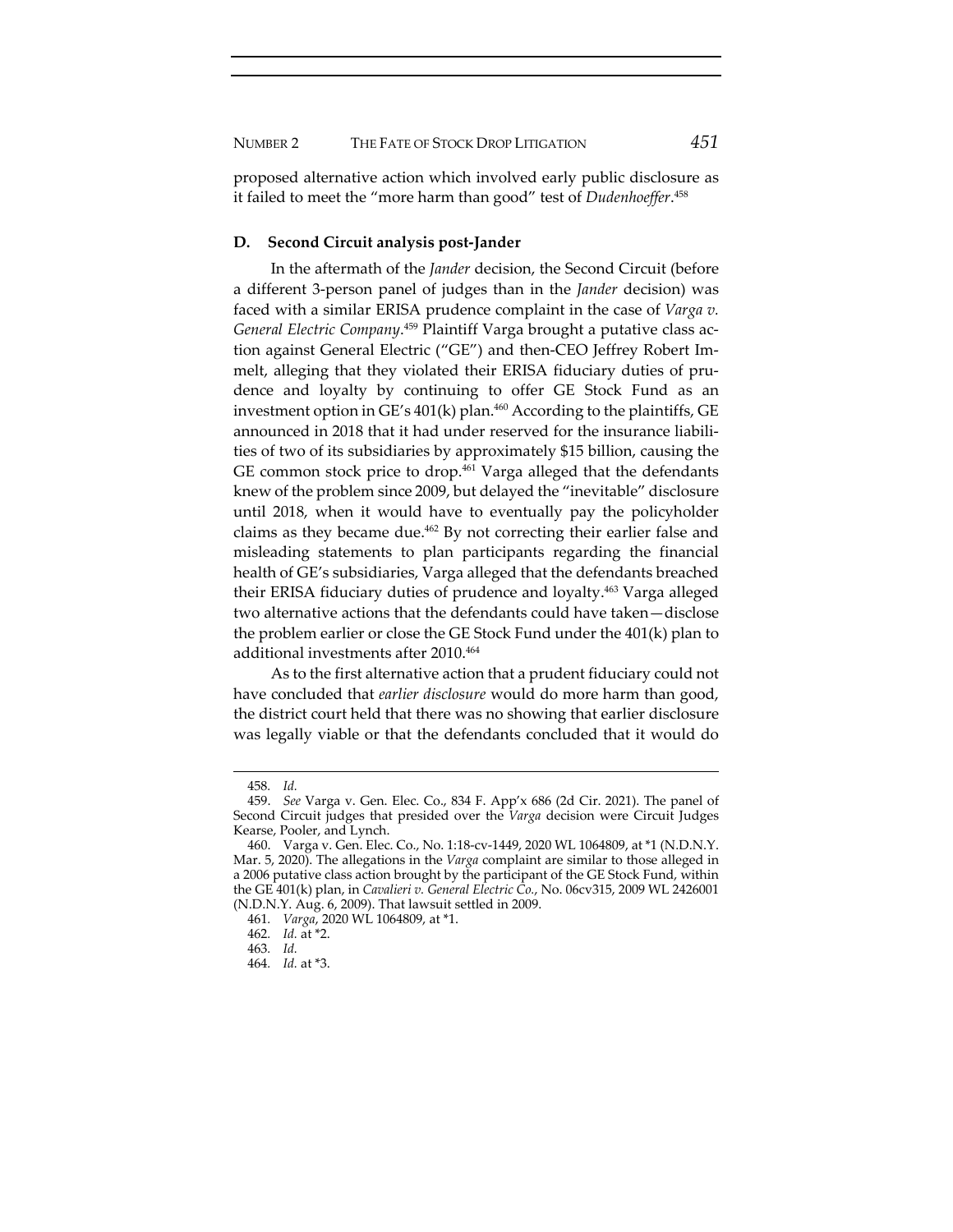proposed alternative action which involved early public disclosure as it failed to meet the "more harm than good" test of *Dudenhoeffer*.[458]

### D. Second Circuit analysis post-Jander

In the aftermath of the *Jander* decision, the Second Circuit (before a different 3-person panel of judges than in the *Jander* decision) was faced with a similar ERISA prudence complaint in the case of *Varga v. General Electric Company*.[459] Plaintiff Varga brought a putative class action against General Electric ("GE") and then-CEO Jeffrey Robert Immelt, alleging that they violated their ERISA fiduciary duties of prudence and loyalty by continuing to offer GE Stock Fund as an investment option in GE's 401(k) plan.[460] According to the plaintiffs, GE announced in 2018 that it had under reserved for the insurance liabilities of two of its subsidiaries by approximately $15 billion, causing the GE common stock price to drop.[461] Varga alleged that the defendants knew of the problem since 2009, but delayed the "inevitable" disclosure until 2018, when it would have to eventually pay the policyholder claims as they became due.[462] By not correcting their earlier false and misleading statements to plan participants regarding the financial health of GE's subsidiaries, Varga alleged that the defendants breached their ERISA fiduciary duties of prudence and loyalty.[463] Varga alleged two alternative actions that the defendants could have taken—disclose the problem earlier or close the GE Stock Fund under the 401(k) plan to additional investments after 2010.[464]

As to the first alternative action that a prudent fiduciary could not have concluded that *earlier disclosure* would do more harm than good, the district court held that there was no showing that earlier disclosure was legally viable or that the defendants concluded that it would do

---

458. *Id.*

459. *See* Varga v. Gen. Elec. Co., 834 F. App'x 686 (2d Cir. 2021). The panel of Second Circuit judges that presided over the *Varga* decision were Circuit Judges Kearse, Pooler, and Lynch.

460. Varga v. Gen. Elec. Co., No. 1:18-cv-1449, 2020 WL 1064809, at *1 (N.D.N.Y. Mar. 5, 2020). The allegations in the *Varga* complaint are similar to those alleged in a 2006 putative class action brought by the participant of the GE Stock Fund, within the GE 401(k) plan, in *Cavalieri v. General Electric Co.*, No. 06cv315, 2009 WL 2426001 (N.D.N.Y. Aug. 6, 2009). That lawsuit settled in 2009.

461. *Varga*, 2020 WL 1064809, at *1.

462. *Id.* at *2.

463. *Id.*

464. *Id.* at *3.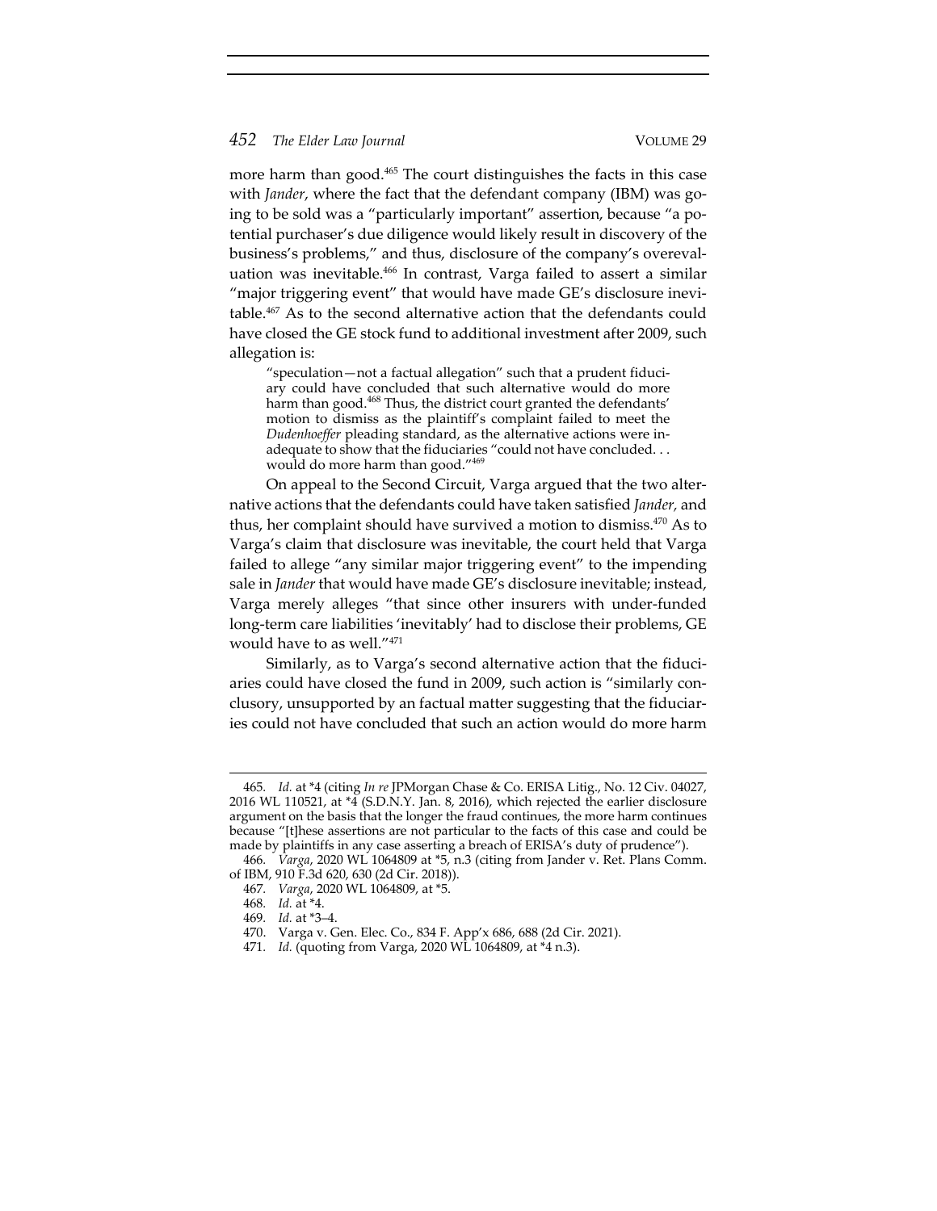more harm than good.[465] The court distinguishes the facts in this case with *Jander*, where the fact that the defendant company (IBM) was going to be sold was a "particularly important" assertion, because "a potential purchaser's due diligence would likely result in discovery of the business's problems," and thus, disclosure of the company's overevaluation was inevitable.[466] In contrast, Varga failed to assert a similar "major triggering event" that would have made GE's disclosure inevitable.[467] As to the second alternative action that the defendants could have closed the GE stock fund to additional investment after 2009, such allegation is:

> "speculation—not a factual allegation" such that a prudent fiduciary could have concluded that such alternative would do more harm than good.[468] Thus, the district court granted the defendants' motion to dismiss as the plaintiff's complaint failed to meet the *Dudenhoeffer* pleading standard, as the alternative actions were inadequate to show that the fiduciaries "could not have concluded. . . would do more harm than good."[469]

On appeal to the Second Circuit, Varga argued that the two alternative actions that the defendants could have taken satisfied *Jander*, and thus, her complaint should have survived a motion to dismiss.[470] As to Varga's claim that disclosure was inevitable, the court held that Varga failed to allege "any similar major triggering event" to the impending sale in *Jander* that would have made GE's disclosure inevitable; instead, Varga merely alleges "that since other insurers with under-funded long-term care liabilities 'inevitably' had to disclose their problems, GE would have to as well."[471]

Similarly, as to Varga's second alternative action that the fiduciaries could have closed the fund in 2009, such action is "similarly conclusory, unsupported by an factual matter suggesting that the fiduciaries could not have concluded that such an action would do more harm

---

465. *Id.* at *4 (citing *In re* JPMorgan Chase & Co. ERISA Litig., No. 12 Civ. 04027, 2016 WL 110521, at *4 (S.D.N.Y. Jan. 8, 2016), which rejected the earlier disclosure argument on the basis that the longer the fraud continues, the more harm continues because "[t]hese assertions are not particular to the facts of this case and could be made by plaintiffs in any case asserting a breach of ERISA's duty of prudence").

466. *Varga*, 2020 WL 1064809 at *5, n.3 (citing from Jander v. Ret. Plans Comm. of IBM, 910 F.3d 620, 630 (2d Cir. 2018)).

467. *Varga*, 2020 WL 1064809, at *5.

468. *Id.* at *4.

469. *Id.* at *3–4.

470. Varga v. Gen. Elec. Co., 834 F. App'x 686, 688 (2d Cir. 2021).

471. *Id.* (quoting from Varga, 2020 WL 1064809, at *4 n.3).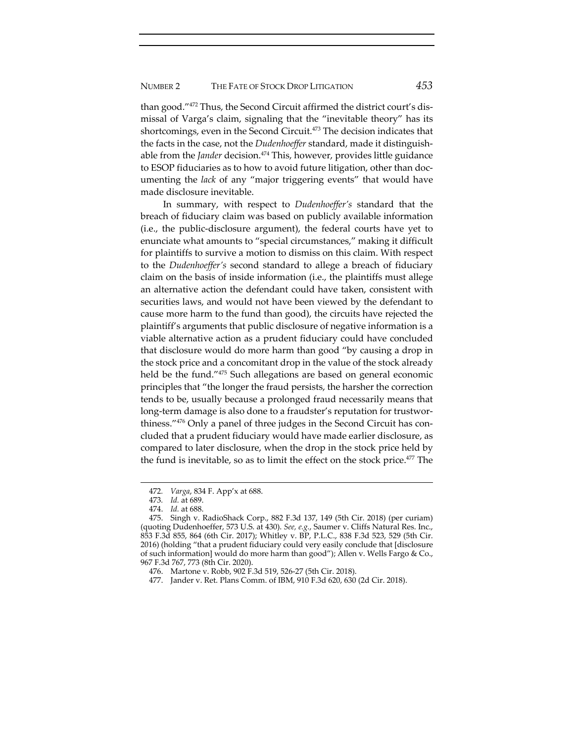than good."[472] Thus, the Second Circuit affirmed the district court's dismissal of Varga's claim, signaling that the "inevitable theory" has its shortcomings, even in the Second Circuit.[473] The decision indicates that the facts in the case, not the *Dudenhoeffer* standard, made it distinguishable from the *Jander* decision.[474] This, however, provides little guidance to ESOP fiduciaries as to how to avoid future litigation, other than documenting the *lack* of any "major triggering events" that would have made disclosure inevitable.

In summary, with respect to *Dudenhoeffer's* standard that the breach of fiduciary claim was based on publicly available information (i.e., the public-disclosure argument), the federal courts have yet to enunciate what amounts to "special circumstances," making it difficult for plaintiffs to survive a motion to dismiss on this claim. With respect to the *Dudenhoeffer's* second standard to allege a breach of fiduciary claim on the basis of inside information (i.e., the plaintiffs must allege an alternative action the defendant could have taken, consistent with securities laws, and would not have been viewed by the defendant to cause more harm to the fund than good), the circuits have rejected the plaintiff's arguments that public disclosure of negative information is a viable alternative action as a prudent fiduciary could have concluded that disclosure would do more harm than good "by causing a drop in the stock price and a concomitant drop in the value of the stock already held be the fund."[475] Such allegations are based on general economic principles that "the longer the fraud persists, the harsher the correction tends to be, usually because a prolonged fraud necessarily means that long-term damage is also done to a fraudster's reputation for trustworthiness."[476] Only a panel of three judges in the Second Circuit has concluded that a prudent fiduciary would have made earlier disclosure, as compared to later disclosure, when the drop in the stock price held by the fund is inevitable, so as to limit the effect on the stock price.[477] The

---

472. *Varga*, 834 F. App'x at 688.

473. *Id.* at 689.

474. *Id.* at 688.

475. Singh v. RadioShack Corp., 882 F.3d 137, 149 (5th Cir. 2018) (per curiam) (quoting Dudenhoeffer, 573 U.S. at 430). *See, e.g.*, Saumer v. Cliffs Natural Res. Inc., 853 F.3d 855, 864 (6th Cir. 2017); Whitley v. BP, P.L.C., 838 F.3d 523, 529 (5th Cir. 2016) (holding "that a prudent fiduciary could very easily conclude that [disclosure of such information] would do more harm than good"); Allen v. Wells Fargo & Co., 967 F.3d 767, 773 (8th Cir. 2020).

476. Martone v. Robb, 902 F.3d 519, 526-27 (5th Cir. 2018).

477. Jander v. Ret. Plans Comm. of IBM, 910 F.3d 620, 630 (2d Cir. 2018).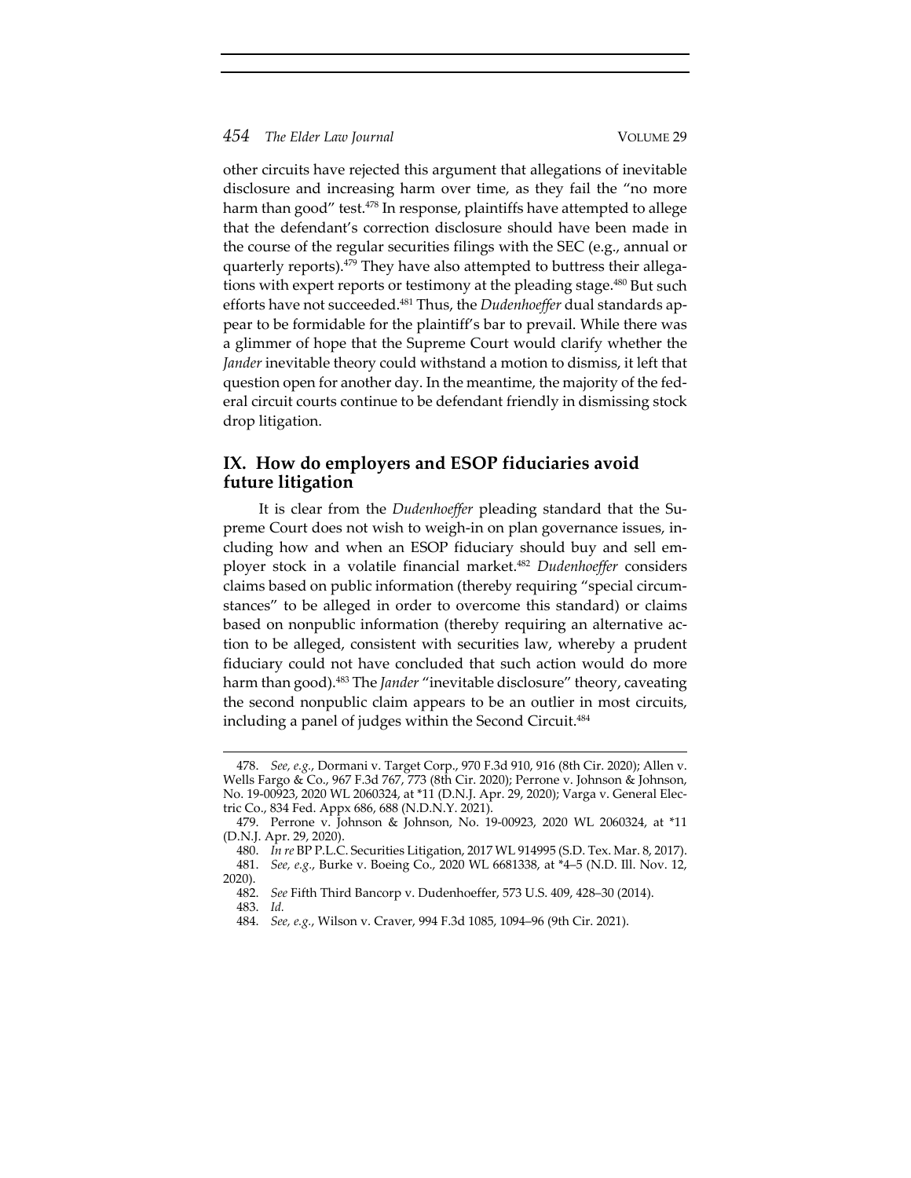other circuits have rejected this argument that allegations of inevitable disclosure and increasing harm over time, as they fail the "no more harm than good" test.[478] In response, plaintiffs have attempted to allege that the defendant's correction disclosure should have been made in the course of the regular securities filings with the SEC (e.g., annual or quarterly reports).[479] They have also attempted to buttress their allegations with expert reports or testimony at the pleading stage.[480] But such efforts have not succeeded.[481] Thus, the *Dudenhoeffer* dual standards appear to be formidable for the plaintiff's bar to prevail. While there was a glimmer of hope that the Supreme Court would clarify whether the *Jander* inevitable theory could withstand a motion to dismiss, it left that question open for another day. In the meantime, the majority of the federal circuit courts continue to be defendant friendly in dismissing stock drop litigation.

## IX. How do employers and ESOP fiduciaries avoid future litigation

It is clear from the *Dudenhoeffer* pleading standard that the Supreme Court does not wish to weigh-in on plan governance issues, including how and when an ESOP fiduciary should buy and sell employer stock in a volatile financial market.[482] *Dudenhoeffer* considers claims based on public information (thereby requiring "special circumstances" to be alleged in order to overcome this standard) or claims based on nonpublic information (thereby requiring an alternative action to be alleged, consistent with securities law, whereby a prudent fiduciary could not have concluded that such action would do more harm than good).[483] The *Jander* "inevitable disclosure" theory, caveating the second nonpublic claim appears to be an outlier in most circuits, including a panel of judges within the Second Circuit.[484]

---

478. *See, e.g.*, Dormani v. Target Corp., 970 F.3d 910, 916 (8th Cir. 2020); Allen v. Wells Fargo & Co., 967 F.3d 767, 773 (8th Cir. 2020); Perrone v. Johnson & Johnson, No. 19-00923, 2020 WL 2060324, at *11 (D.N.J. Apr. 29, 2020); Varga v. General Electric Co., 834 Fed. Appx 686, 688 (N.D.N.Y. 2021).

479. Perrone v. Johnson & Johnson, No. 19-00923, 2020 WL 2060324, at *11 (D.N.J. Apr. 29, 2020).

480. *In re* BP P.L.C. Securities Litigation, 2017 WL 914995 (S.D. Tex. Mar. 8, 2017).

481. *See, e.g.*, Burke v. Boeing Co., 2020 WL 6681338, at *4–5 (N.D. Ill. Nov. 12, 2020).

482. *See* Fifth Third Bancorp v. Dudenhoeffer, 573 U.S. 409, 428–30 (2014).

483. *Id.*

484. *See, e.g.*, Wilson v. Craver, 994 F.3d 1085, 1094–96 (9th Cir. 2021).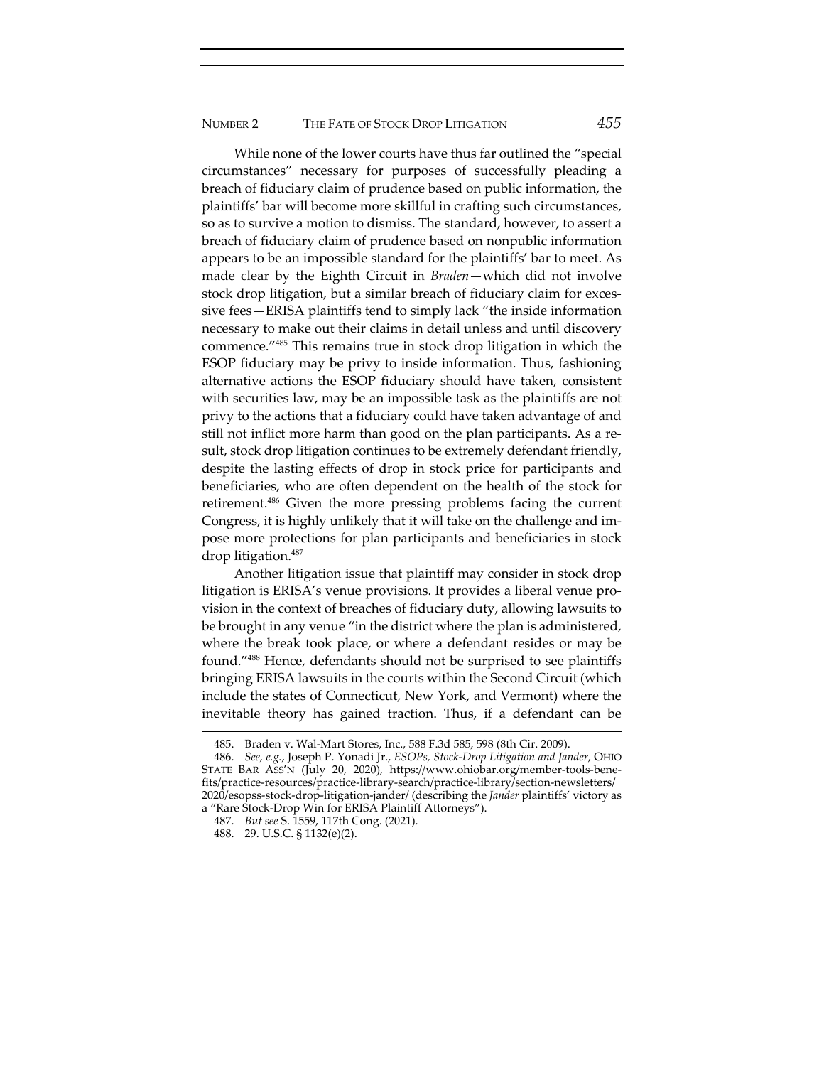While none of the lower courts have thus far outlined the "special circumstances" necessary for purposes of successfully pleading a breach of fiduciary claim of prudence based on public information, the plaintiffs' bar will become more skillful in crafting such circumstances, so as to survive a motion to dismiss. The standard, however, to assert a breach of fiduciary claim of prudence based on nonpublic information appears to be an impossible standard for the plaintiffs' bar to meet. As made clear by the Eighth Circuit in *Braden*—which did not involve stock drop litigation, but a similar breach of fiduciary claim for excessive fees—ERISA plaintiffs tend to simply lack "the inside information necessary to make out their claims in detail unless and until discovery commence."[485] This remains true in stock drop litigation in which the ESOP fiduciary may be privy to inside information. Thus, fashioning alternative actions the ESOP fiduciary should have taken, consistent with securities law, may be an impossible task as the plaintiffs are not privy to the actions that a fiduciary could have taken advantage of and still not inflict more harm than good on the plan participants. As a result, stock drop litigation continues to be extremely defendant friendly, despite the lasting effects of drop in stock price for participants and beneficiaries, who are often dependent on the health of the stock for retirement.[486] Given the more pressing problems facing the current Congress, it is highly unlikely that it will take on the challenge and impose more protections for plan participants and beneficiaries in stock drop litigation.[487]

Another litigation issue that plaintiff may consider in stock drop litigation is ERISA's venue provisions. It provides a liberal venue provision in the context of breaches of fiduciary duty, allowing lawsuits to be brought in any venue "in the district where the plan is administered, where the break took place, or where a defendant resides or may be found."[488] Hence, defendants should not be surprised to see plaintiffs bringing ERISA lawsuits in the courts within the Second Circuit (which include the states of Connecticut, New York, and Vermont) where the inevitable theory has gained traction. Thus, if a defendant can be

---

485. Braden v. Wal-Mart Stores, Inc., 588 F.3d 585, 598 (8th Cir. 2009).

486. *See, e.g.*, Joseph P. Yonadi Jr., *ESOPs, Stock-Drop Litigation and Jander*, OHIO STATE BAR ASS'N (July 20, 2020), https://www.ohiobar.org/member-tools-benefits/practice-resources/practice-library-search/practice-library/section-newsletters/2020/esopss-stock-drop-litigation-jander/ (describing the *Jander* plaintiffs' victory as a "Rare Stock-Drop Win for ERISA Plaintiff Attorneys").

487. *But see* S. 1559, 117th Cong. (2021).

488. 29. U.S.C. § 1132(e)(2).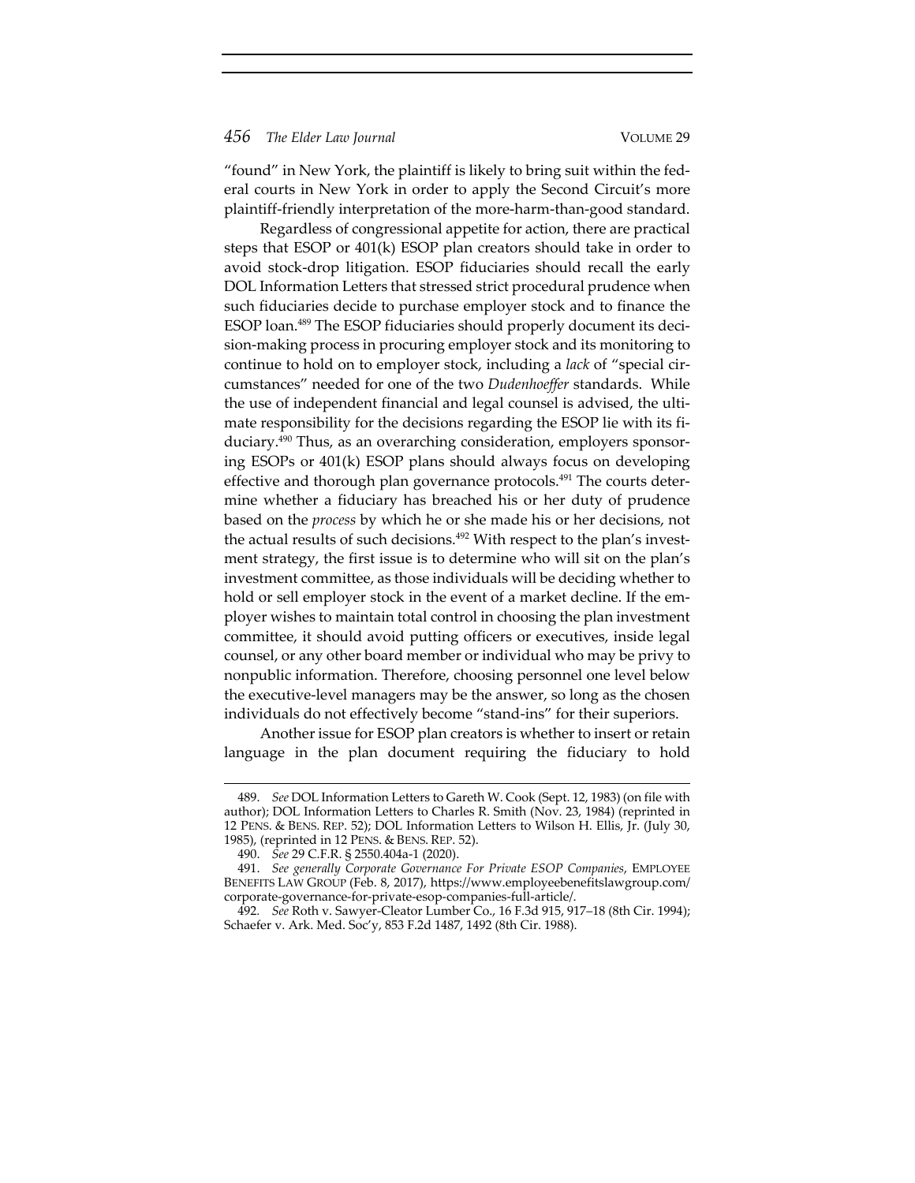"found" in New York, the plaintiff is likely to bring suit within the federal courts in New York in order to apply the Second Circuit's more plaintiff-friendly interpretation of the more-harm-than-good standard.

Regardless of congressional appetite for action, there are practical steps that ESOP or 401(k) ESOP plan creators should take in order to avoid stock-drop litigation. ESOP fiduciaries should recall the early DOL Information Letters that stressed strict procedural prudence when such fiduciaries decide to purchase employer stock and to finance the ESOP loan.[489] The ESOP fiduciaries should properly document its decision-making process in procuring employer stock and its monitoring to continue to hold on to employer stock, including a *lack* of "special circumstances" needed for one of the two *Dudenhoeffer* standards. While the use of independent financial and legal counsel is advised, the ultimate responsibility for the decisions regarding the ESOP lie with its fiduciary.[490] Thus, as an overarching consideration, employers sponsoring ESOPs or 401(k) ESOP plans should always focus on developing effective and thorough plan governance protocols.[491] The courts determine whether a fiduciary has breached his or her duty of prudence based on the *process* by which he or she made his or her decisions, not the actual results of such decisions.[492] With respect to the plan's investment strategy, the first issue is to determine who will sit on the plan's investment committee, as those individuals will be deciding whether to hold or sell employer stock in the event of a market decline. If the employer wishes to maintain total control in choosing the plan investment committee, it should avoid putting officers or executives, inside legal counsel, or any other board member or individual who may be privy to nonpublic information. Therefore, choosing personnel one level below the executive-level managers may be the answer, so long as the chosen individuals do not effectively become "stand-ins" for their superiors.

Another issue for ESOP plan creators is whether to insert or retain language in the plan document requiring the fiduciary to hold

---

489. *See* DOL Information Letters to Gareth W. Cook (Sept. 12, 1983) (on file with author); DOL Information Letters to Charles R. Smith (Nov. 23, 1984) (reprinted in 12 PENS. & BENS. REP. 52); DOL Information Letters to Wilson H. Ellis, Jr. (July 30, 1985), (reprinted in 12 PENS. & BENS. REP. 52).

490. *See* 29 C.F.R. § 2550.404a-1 (2020).

491. *See generally Corporate Governance For Private ESOP Companies*, EMPLOYEE BENEFITS LAW GROUP (Feb. 8, 2017), https://www.employeebenefitslawgroup.com/corporate-governance-for-private-esop-companies-full-article/.

492. *See* Roth v. Sawyer-Cleator Lumber Co., 16 F.3d 915, 917–18 (8th Cir. 1994); Schaefer v. Ark. Med. Soc'y, 853 F.2d 1487, 1492 (8th Cir. 1988).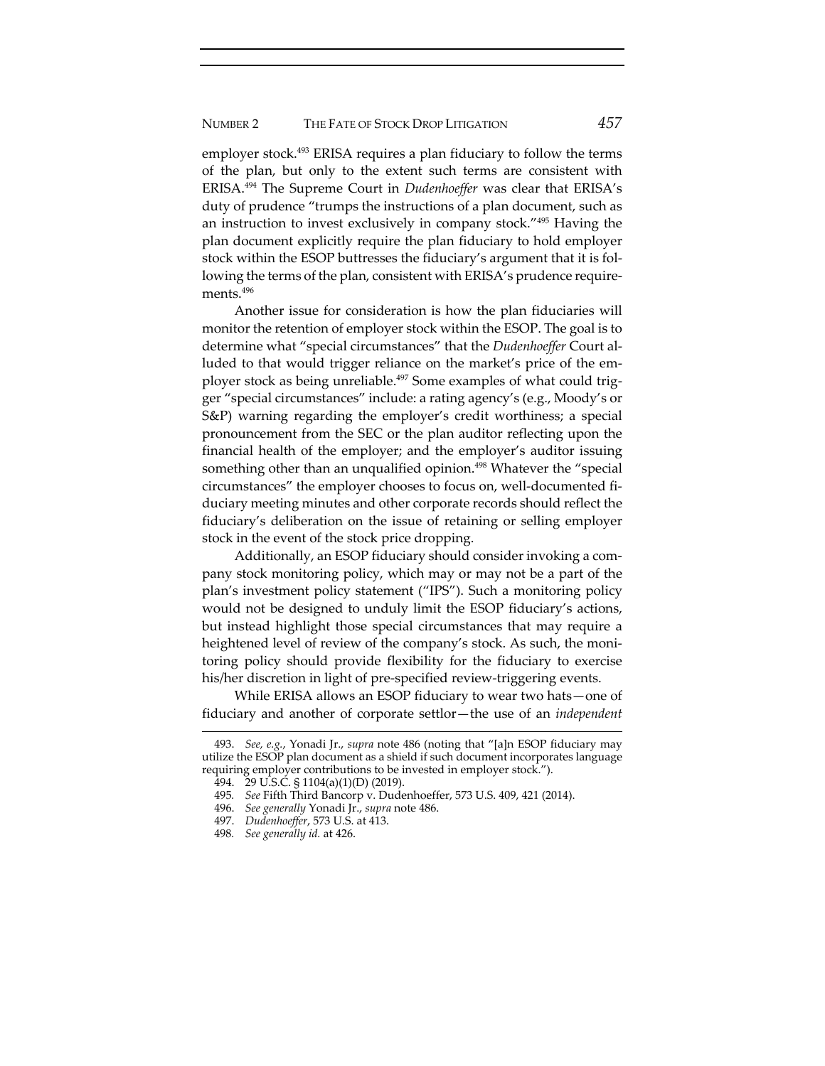employer stock.[493] ERISA requires a plan fiduciary to follow the terms of the plan, but only to the extent such terms are consistent with ERISA.[494] The Supreme Court in *Dudenhoeffer* was clear that ERISA's duty of prudence "trumps the instructions of a plan document, such as an instruction to invest exclusively in company stock."[495] Having the plan document explicitly require the plan fiduciary to hold employer stock within the ESOP buttresses the fiduciary's argument that it is following the terms of the plan, consistent with ERISA's prudence requirements.[496]

Another issue for consideration is how the plan fiduciaries will monitor the retention of employer stock within the ESOP. The goal is to determine what "special circumstances" that the *Dudenhoeffer* Court alluded to that would trigger reliance on the market's price of the employer stock as being unreliable.[497] Some examples of what could trigger "special circumstances" include: a rating agency's (e.g., Moody's or S&P) warning regarding the employer's credit worthiness; a special pronouncement from the SEC or the plan auditor reflecting upon the financial health of the employer; and the employer's auditor issuing something other than an unqualified opinion.[498] Whatever the "special circumstances" the employer chooses to focus on, well-documented fiduciary meeting minutes and other corporate records should reflect the fiduciary's deliberation on the issue of retaining or selling employer stock in the event of the stock price dropping.

Additionally, an ESOP fiduciary should consider invoking a company stock monitoring policy, which may or may not be a part of the plan's investment policy statement ("IPS"). Such a monitoring policy would not be designed to unduly limit the ESOP fiduciary's actions, but instead highlight those special circumstances that may require a heightened level of review of the company's stock. As such, the monitoring policy should provide flexibility for the fiduciary to exercise his/her discretion in light of pre-specified review-triggering events.

While ERISA allows an ESOP fiduciary to wear two hats—one of fiduciary and another of corporate settlor—the use of an *independent*

---

493. *See, e.g.*, Yonadi Jr., *supra* note 486 (noting that "[a]n ESOP fiduciary may utilize the ESOP plan document as a shield if such document incorporates language requiring employer contributions to be invested in employer stock.").

494. 29 U.S.C. § 1104(a)(1)(D) (2019).

495. *See* Fifth Third Bancorp v. Dudenhoeffer, 573 U.S. 409, 421 (2014).

496. *See generally* Yonadi Jr., *supra* note 486.

497. *Dudenhoeffer*, 573 U.S. at 413.

498. *See generally id.* at 426.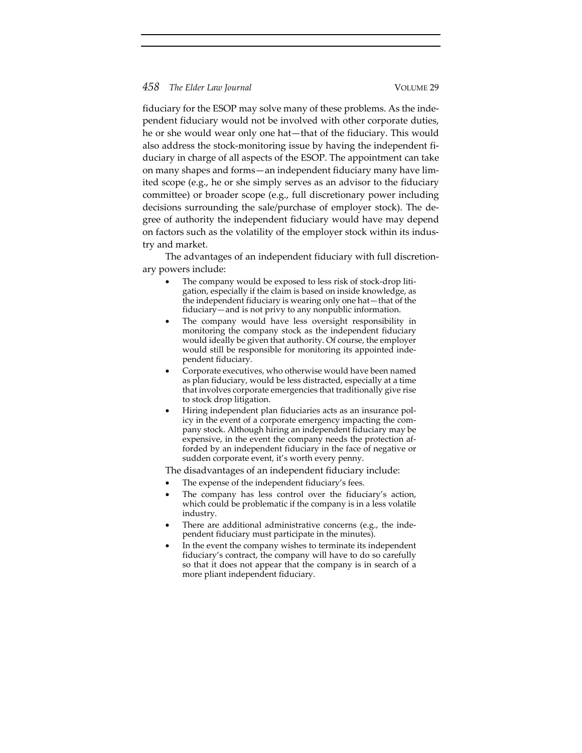fiduciary for the ESOP may solve many of these problems. As the independent fiduciary would not be involved with other corporate duties, he or she would wear only one hat—that of the fiduciary. This would also address the stock-monitoring issue by having the independent fiduciary in charge of all aspects of the ESOP. The appointment can take on many shapes and forms—an independent fiduciary many have limited scope (e.g., he or she simply serves as an advisor to the fiduciary committee) or broader scope (e.g., full discretionary power including decisions surrounding the sale/purchase of employer stock). The degree of authority the independent fiduciary would have may depend on factors such as the volatility of the employer stock within its industry and market.

The advantages of an independent fiduciary with full discretionary powers include:

- The company would be exposed to less risk of stock-drop litigation, especially if the claim is based on inside knowledge, as the independent fiduciary is wearing only one hat—that of the fiduciary—and is not privy to any nonpublic information.
- The company would have less oversight responsibility in monitoring the company stock as the independent fiduciary would ideally be given that authority. Of course, the employer would still be responsible for monitoring its appointed independent fiduciary.
- Corporate executives, who otherwise would have been named as plan fiduciary, would be less distracted, especially at a time that involves corporate emergencies that traditionally give rise to stock drop litigation.
- Hiring independent plan fiduciaries acts as an insurance policy in the event of a corporate emergency impacting the company stock. Although hiring an independent fiduciary may be expensive, in the event the company needs the protection afforded by an independent fiduciary in the face of negative or sudden corporate event, it's worth every penny.

The disadvantages of an independent fiduciary include:

- The expense of the independent fiduciary's fees.
- The company has less control over the fiduciary's action, which could be problematic if the company is in a less volatile industry.
- There are additional administrative concerns (e.g., the independent fiduciary must participate in the minutes).
- In the event the company wishes to terminate its independent fiduciary's contract, the company will have to do so carefully so that it does not appear that the company is in search of a more pliant independent fiduciary.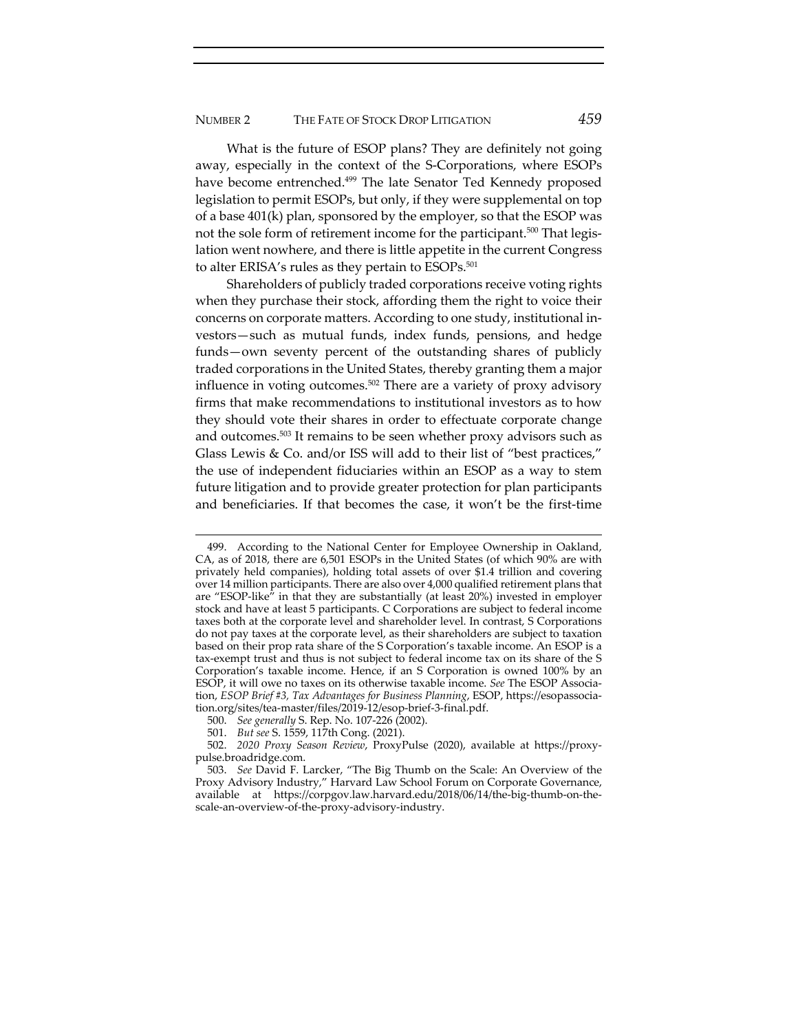What is the future of ESOP plans? They are definitely not going away, especially in the context of the S-Corporations, where ESOPs have become entrenched.[499] The late Senator Ted Kennedy proposed legislation to permit ESOPs, but only, if they were supplemental on top of a base 401(k) plan, sponsored by the employer, so that the ESOP was not the sole form of retirement income for the participant.[500] That legislation went nowhere, and there is little appetite in the current Congress to alter ERISA's rules as they pertain to ESOPs.[501]

Shareholders of publicly traded corporations receive voting rights when they purchase their stock, affording them the right to voice their concerns on corporate matters. According to one study, institutional investors—such as mutual funds, index funds, pensions, and hedge funds—own seventy percent of the outstanding shares of publicly traded corporations in the United States, thereby granting them a major influence in voting outcomes.[502] There are a variety of proxy advisory firms that make recommendations to institutional investors as to how they should vote their shares in order to effectuate corporate change and outcomes.[503] It remains to be seen whether proxy advisors such as Glass Lewis & Co. and/or ISS will add to their list of "best practices," the use of independent fiduciaries within an ESOP as a way to stem future litigation and to provide greater protection for plan participants and beneficiaries. If that becomes the case, it won't be the first-time

---

499. According to the National Center for Employee Ownership in Oakland, CA, as of 2018, there are 6,501 ESOPs in the United States (of which 90% are with privately held companies), holding total assets of over $1.4 trillion and covering over 14 million participants. There are also over 4,000 qualified retirement plans that are "ESOP-like" in that they are substantially (at least 20%) invested in employer stock and have at least 5 participants. C Corporations are subject to federal income taxes both at the corporate level and shareholder level. In contrast, S Corporations do not pay taxes at the corporate level, as their shareholders are subject to taxation based on their prop rata share of the S Corporation's taxable income. An ESOP is a tax-exempt trust and thus is not subject to federal income tax on its share of the S Corporation's taxable income. Hence, if an S Corporation is owned 100% by an ESOP, it will owe no taxes on its otherwise taxable income. *See* The ESOP Association, *ESOP Brief #3, Tax Advantages for Business Planning*, ESOP, https://esopassociation.org/sites/tea-master/files/2019-12/esop-brief-3-final.pdf.

500. *See generally* S. Rep. No. 107-226 (2002).

501. *But see* S. 1559, 117th Cong. (2021).

502. *2020 Proxy Season Review*, ProxyPulse (2020), available at https://proxypulse.broadridge.com.

503. *See* David F. Larcker, "The Big Thumb on the Scale: An Overview of the Proxy Advisory Industry," Harvard Law School Forum on Corporate Governance, available at https://corpgov.law.harvard.edu/2018/06/14/the-big-thumb-on-the-scale-an-overview-of-the-proxy-advisory-industry.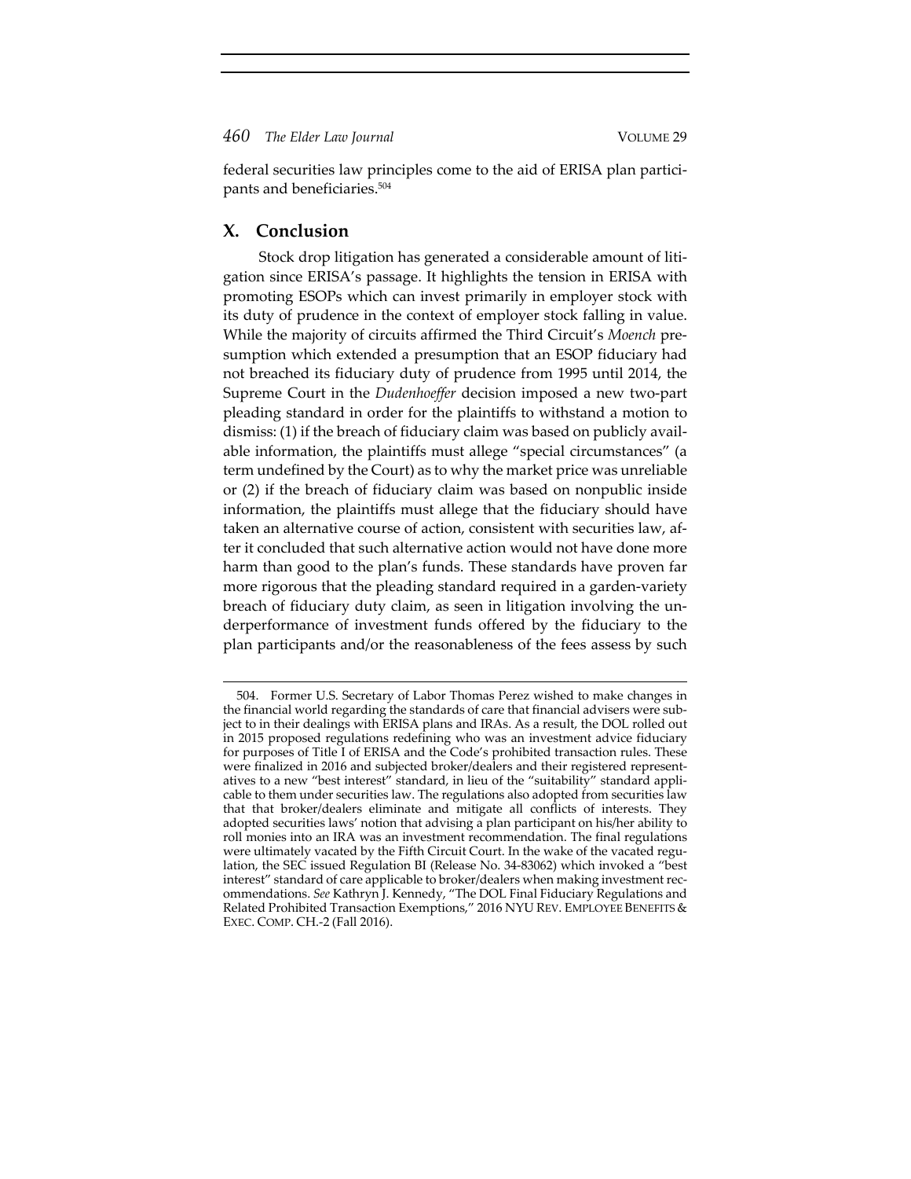federal securities law principles come to the aid of ERISA plan participants and beneficiaries.[504]

## X. Conclusion

Stock drop litigation has generated a considerable amount of litigation since ERISA's passage. It highlights the tension in ERISA with promoting ESOPs which can invest primarily in employer stock with its duty of prudence in the context of employer stock falling in value. While the majority of circuits affirmed the Third Circuit's *Moench* presumption which extended a presumption that an ESOP fiduciary had not breached its fiduciary duty of prudence from 1995 until 2014, the Supreme Court in the *Dudenhoeffer* decision imposed a new two-part pleading standard in order for the plaintiffs to withstand a motion to dismiss: (1) if the breach of fiduciary claim was based on publicly available information, the plaintiffs must allege "special circumstances" (a term undefined by the Court) as to why the market price was unreliable or (2) if the breach of fiduciary claim was based on nonpublic inside information, the plaintiffs must allege that the fiduciary should have taken an alternative course of action, consistent with securities law, after it concluded that such alternative action would not have done more harm than good to the plan's funds. These standards have proven far more rigorous that the pleading standard required in a garden-variety breach of fiduciary duty claim, as seen in litigation involving the underperformance of investment funds offered by the fiduciary to the plan participants and/or the reasonableness of the fees assess by such

---

504. Former U.S. Secretary of Labor Thomas Perez wished to make changes in the financial world regarding the standards of care that financial advisers were subject to in their dealings with ERISA plans and IRAs. As a result, the DOL rolled out in 2015 proposed regulations redefining who was an investment advice fiduciary for purposes of Title I of ERISA and the Code's prohibited transaction rules. These were finalized in 2016 and subjected broker/dealers and their registered representatives to a new "best interest" standard, in lieu of the "suitability" standard applicable to them under securities law. The regulations also adopted from securities law that that broker/dealers eliminate and mitigate all conflicts of interests. They adopted securities laws' notion that advising a plan participant on his/her ability to roll monies into an IRA was an investment recommendation. The final regulations were ultimately vacated by the Fifth Circuit Court. In the wake of the vacated regulation, the SEC issued Regulation BI (Release No. 34-83062) which invoked a "best interest" standard of care applicable to broker/dealers when making investment recommendations. *See* Kathryn J. Kennedy, "The DOL Final Fiduciary Regulations and Related Prohibited Transaction Exemptions," 2016 NYU REV. EMPLOYEE BENEFITS & EXEC. COMP. CH.-2 (Fall 2016).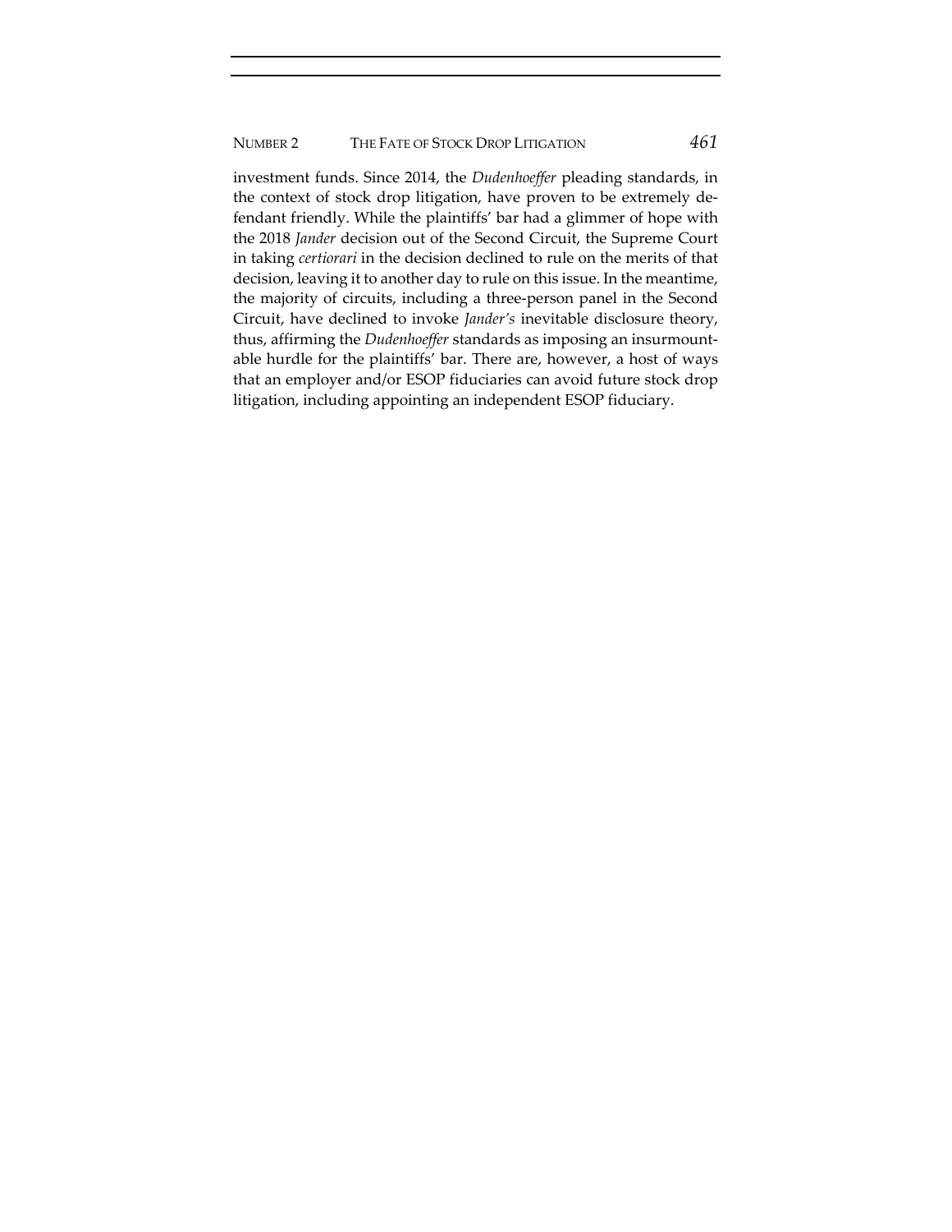investment funds. Since 2014, the *Dudenhoeffer* pleading standards, in the context of stock drop litigation, have proven to be extremely defendant friendly. While the plaintiffs' bar had a glimmer of hope with the 2018 *Jander* decision out of the Second Circuit, the Supreme Court in taking *certiorari* in the decision declined to rule on the merits of that decision, leaving it to another day to rule on this issue. In the meantime, the majority of circuits, including a three-person panel in the Second Circuit, have declined to invoke *Jander's* inevitable disclosure theory, thus, affirming the *Dudenhoeffer* standards as imposing an insurmountable hurdle for the plaintiffs' bar. There are, however, a host of ways that an employer and/or ESOP fiduciaries can avoid future stock drop litigation, including appointing an independent ESOP fiduciary.